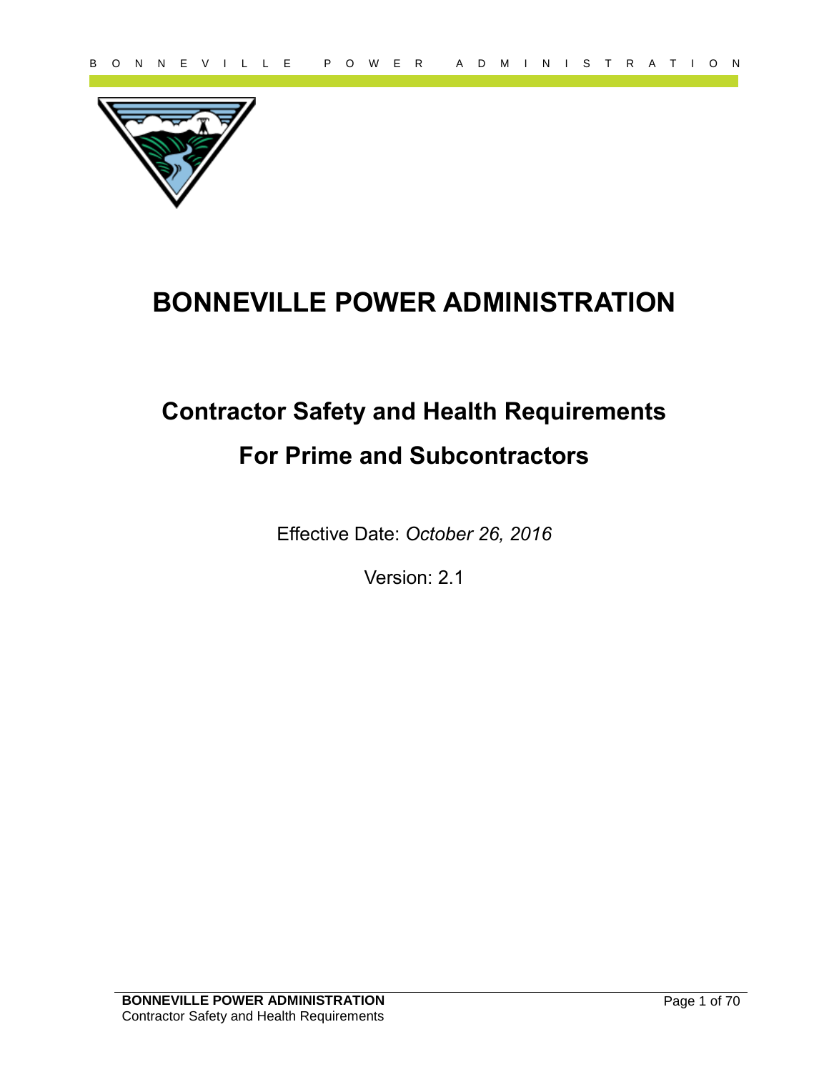# BONNEVILLE POWER ADMINISTRATION

## Contractor Safety and Health Requirements

## For Prime and Subcontractors

Effective Date: *October 26, 2016*

Version: 2.1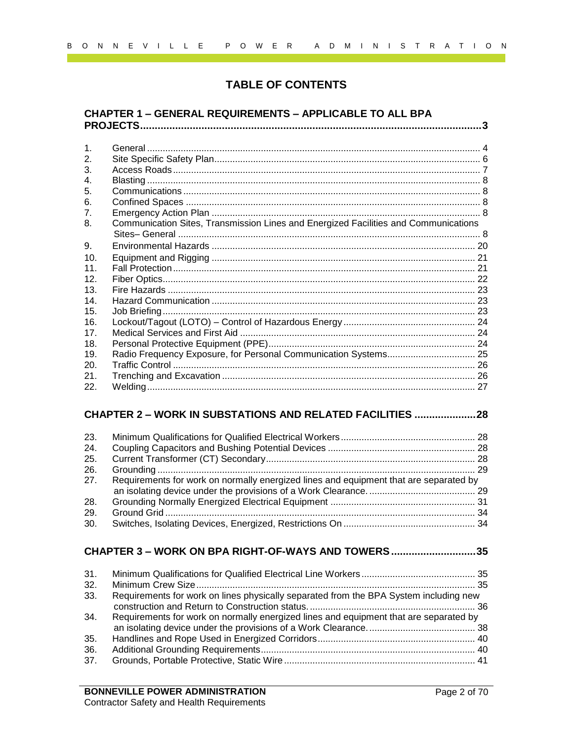# TABLE OF CONTENTS

**CHAPTER 1 – GENERAL REQUIREMENTS – APPLICABLE TO ALL BPA PROJECTS....3**

1. General ... 4
2. Site Specific Safety Plan ... 6
3. Access Roads ... 7
4. Blasting ... 8
5. Communications ... 8
6. Confined Spaces ... 8
7. Emergency Action Plan ... 8
8. Communication Sites, Transmission Lines and Energized Facilities and Communications Sites– General ... 8
9. Environmental Hazards ... 20
10. Equipment and Rigging ... 21
11. Fall Protection ... 21
12. Fiber Optics ... 22
13. Fire Hazards ... 23
14. Hazard Communication ... 23
15. Job Briefing ... 23
16. Lockout/Tagout (LOTO) – Control of Hazardous Energy ... 24
17. Medical Services and First Aid ... 24
18. Personal Protective Equipment (PPE) ... 24
19. Radio Frequency Exposure, for Personal Communication Systems ... 25
20. Traffic Control ... 26
21. Trenching and Excavation ... 26
22. Welding ... 27

**CHAPTER 2 – WORK IN SUBSTATIONS AND RELATED FACILITIES ....28**

23. Minimum Qualifications for Qualified Electrical Workers ... 28
24. Coupling Capacitors and Bushing Potential Devices ... 28
25. Current Transformer (CT) Secondary ... 28
26. Grounding ... 29
27. Requirements for work on normally energized lines and equipment that are separated by an isolating device under the provisions of a Work Clearance. ... 29
28. Grounding Normally Energized Electrical Equipment ... 31
29. Ground Grid ... 34
30. Switches, Isolating Devices, Energized, Restrictions On ... 34

**CHAPTER 3 – WORK ON BPA RIGHT-OF-WAYS AND TOWERS ....35**

31. Minimum Qualifications for Qualified Electrical Line Workers ... 35
32. Minimum Crew Size ... 35
33. Requirements for work on lines physically separated from the BPA System including new construction and Return to Construction status. ... 36
34. Requirements for work on normally energized lines and equipment that are separated by an isolating device under the provisions of a Work Clearance. ... 38
35. Handlines and Rope Used in Energized Corridors ... 40
36. Additional Grounding Requirements ... 40
37. Grounds, Portable Protective, Static Wire ... 41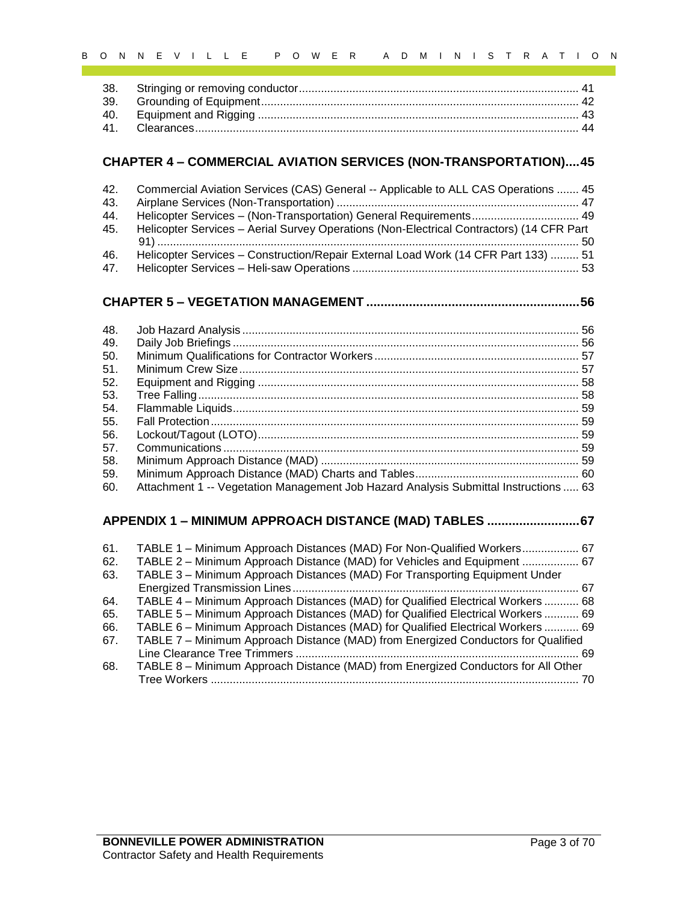38. Stringing or removing conductor ........................................................................................ 41
39. Grounding of Equipment ..................................................................................................... 42
40. Equipment and Rigging ...................................................................................................... 43
41. Clearances .......................................................................................................................... 44

**CHAPTER 4 – COMMERCIAL AVIATION SERVICES (NON-TRANSPORTATION)....45**

42. Commercial Aviation Services (CAS) General -- Applicable to ALL CAS Operations ....... 45
43. Airplane Services (Non-Transportation) ............................................................................ 47
44. Helicopter Services – (Non-Transportation) General Requirements .................................. 49
45. Helicopter Services – Aerial Survey Operations (Non-Electrical Contractors) (14 CFR Part 91) ..................................................................................................................................... 50
46. Helicopter Services – Construction/Repair External Load Work (14 CFR Part 133) ......... 51
47. Helicopter Services – Heli-saw Operations ....................................................................... 53

**CHAPTER 5 – VEGETATION MANAGEMENT ...........................................................56**

48. Job Hazard Analysis .......................................................................................................... 56
49. Daily Job Briefings ............................................................................................................. 56
50. Minimum Qualifications for Contractor Workers ................................................................ 57
51. Minimum Crew Size ........................................................................................................... 57
52. Equipment and Rigging ..................................................................................................... 58
53. Tree Falling ........................................................................................................................ 58
54. Flammable Liquids ............................................................................................................. 59
55. Fall Protection .................................................................................................................... 59
56. Lockout/Tagout (LOTO) ..................................................................................................... 59
57. Communications ................................................................................................................ 59
58. Minimum Approach Distance (MAD) ................................................................................. 59
59. Minimum Approach Distance (MAD) Charts and Tables .................................................... 60
60. Attachment 1 -- Vegetation Management Job Hazard Analysis Submittal Instructions ..... 63

**APPENDIX 1 – MINIMUM APPROACH DISTANCE (MAD) TABLES .........................67**

61. TABLE 1 – Minimum Approach Distances (MAD) For Non-Qualified Workers .................. 67
62. TABLE 2 – Minimum Approach Distance (MAD) for Vehicles and Equipment .................. 67
63. TABLE 3 – Minimum Approach Distances (MAD) For Transporting Equipment Under Energized Transmission Lines .......................................................................................... 67
64. TABLE 4 – Minimum Approach Distances (MAD) for Qualified Electrical Workers ........... 68
65. TABLE 5 – Minimum Approach Distances (MAD) for Qualified Electrical Workers ........... 69
66. TABLE 6 – Minimum Approach Distances (MAD) for Qualified Electrical Workers ........... 69
67. TABLE 7 – Minimum Approach Distance (MAD) from Energized Conductors for Qualified Line Clearance Tree Trimmers .......................................................................................... 69
68. TABLE 8 – Minimum Approach Distance (MAD) from Energized Conductors for All Other Tree Workers ..................................................................................................................... 70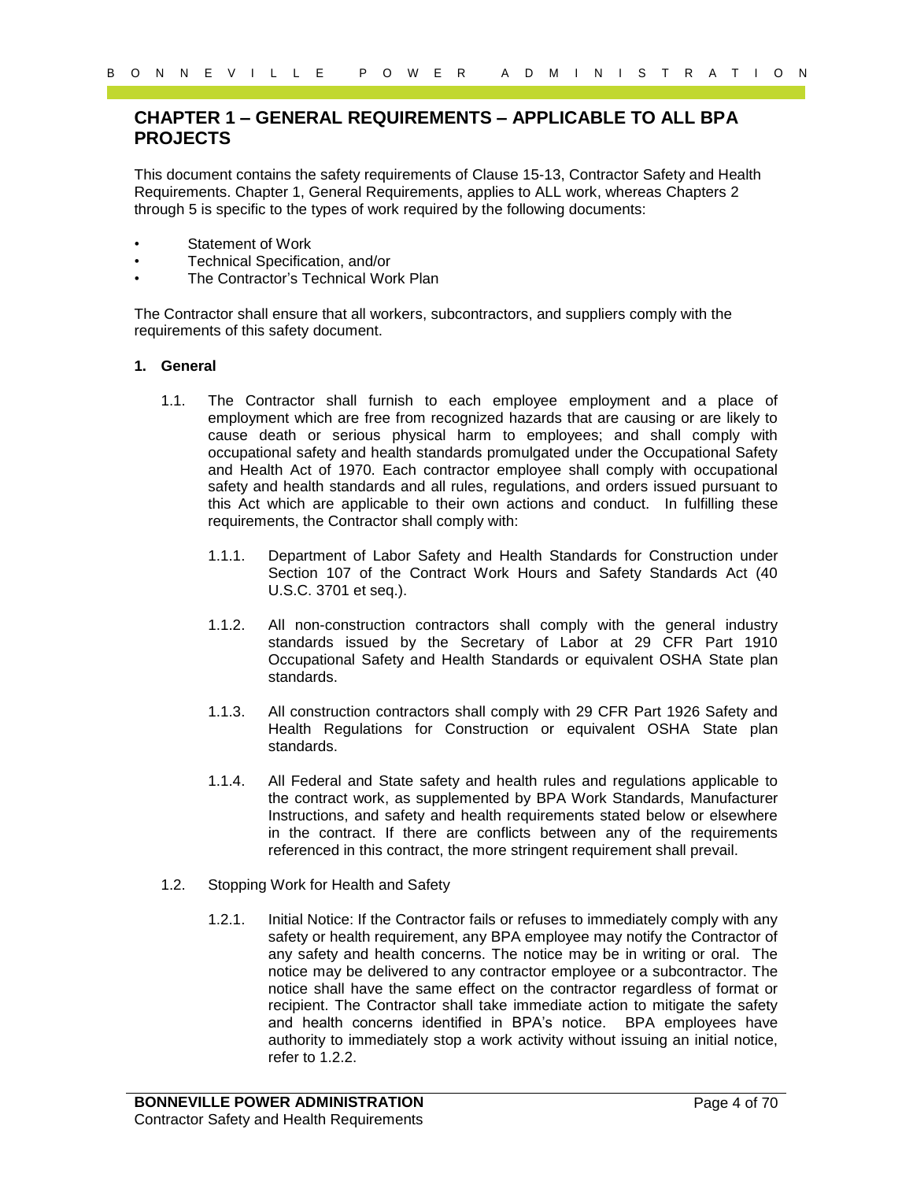## CHAPTER 1 – GENERAL REQUIREMENTS – APPLICABLE TO ALL BPA PROJECTS

This document contains the safety requirements of Clause 15-13, Contractor Safety and Health Requirements. Chapter 1, General Requirements, applies to ALL work, whereas Chapters 2 through 5 is specific to the types of work required by the following documents:

- Statement of Work
- Technical Specification, and/or
- The Contractor's Technical Work Plan

The Contractor shall ensure that all workers, subcontractors, and suppliers comply with the requirements of this safety document.

### 1. General

1.1. The Contractor shall furnish to each employee employment and a place of employment which are free from recognized hazards that are causing or are likely to cause death or serious physical harm to employees; and shall comply with occupational safety and health standards promulgated under the Occupational Safety and Health Act of 1970. Each contractor employee shall comply with occupational safety and health standards and all rules, regulations, and orders issued pursuant to this Act which are applicable to their own actions and conduct. In fulfilling these requirements, the Contractor shall comply with:

1.1.1. Department of Labor Safety and Health Standards for Construction under Section 107 of the Contract Work Hours and Safety Standards Act (40 U.S.C. 3701 et seq.).

1.1.2. All non-construction contractors shall comply with the general industry standards issued by the Secretary of Labor at 29 CFR Part 1910 Occupational Safety and Health Standards or equivalent OSHA State plan standards.

1.1.3. All construction contractors shall comply with 29 CFR Part 1926 Safety and Health Regulations for Construction or equivalent OSHA State plan standards.

1.1.4. All Federal and State safety and health rules and regulations applicable to the contract work, as supplemented by BPA Work Standards, Manufacturer Instructions, and safety and health requirements stated below or elsewhere in the contract. If there are conflicts between any of the requirements referenced in this contract, the more stringent requirement shall prevail.

1.2. Stopping Work for Health and Safety

1.2.1. Initial Notice: If the Contractor fails or refuses to immediately comply with any safety or health requirement, any BPA employee may notify the Contractor of any safety and health concerns. The notice may be in writing or oral. The notice may be delivered to any contractor employee or a subcontractor. The notice shall have the same effect on the contractor regardless of format or recipient. The Contractor shall take immediate action to mitigate the safety and health concerns identified in BPA's notice. BPA employees have authority to immediately stop a work activity without issuing an initial notice, refer to 1.2.2.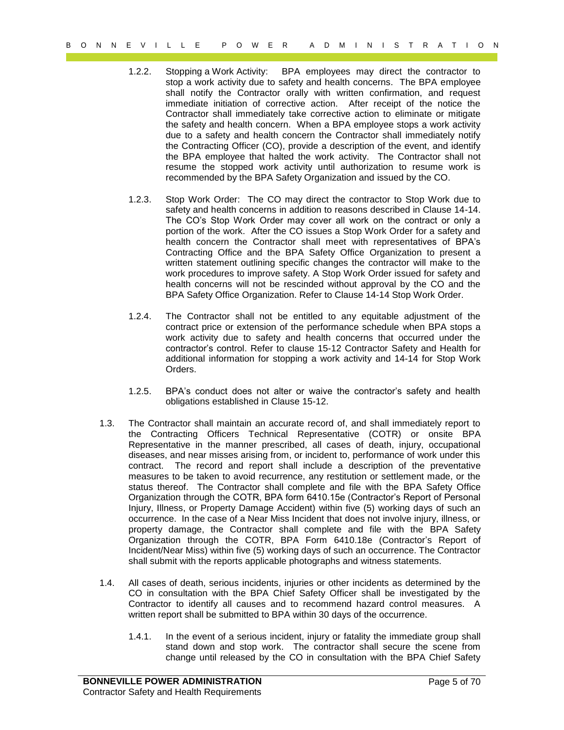1.2.2. Stopping a Work Activity: BPA employees may direct the contractor to stop a work activity due to safety and health concerns. The BPA employee shall notify the Contractor orally with written confirmation, and request immediate initiation of corrective action. After receipt of the notice the Contractor shall immediately take corrective action to eliminate or mitigate the safety and health concern. When a BPA employee stops a work activity due to a safety and health concern the Contractor shall immediately notify the Contracting Officer (CO), provide a description of the event, and identify the BPA employee that halted the work activity. The Contractor shall not resume the stopped work activity until authorization to resume work is recommended by the BPA Safety Organization and issued by the CO.

1.2.3. Stop Work Order: The CO may direct the contractor to Stop Work due to safety and health concerns in addition to reasons described in Clause 14-14. The CO's Stop Work Order may cover all work on the contract or only a portion of the work. After the CO issues a Stop Work Order for a safety and health concern the Contractor shall meet with representatives of BPA's Contracting Office and the BPA Safety Office Organization to present a written statement outlining specific changes the contractor will make to the work procedures to improve safety. A Stop Work Order issued for safety and health concerns will not be rescinded without approval by the CO and the BPA Safety Office Organization. Refer to Clause 14-14 Stop Work Order.

1.2.4. The Contractor shall not be entitled to any equitable adjustment of the contract price or extension of the performance schedule when BPA stops a work activity due to safety and health concerns that occurred under the contractor's control. Refer to clause 15-12 Contractor Safety and Health for additional information for stopping a work activity and 14-14 for Stop Work Orders.

1.2.5. BPA's conduct does not alter or waive the contractor's safety and health obligations established in Clause 15-12.

1.3. The Contractor shall maintain an accurate record of, and shall immediately report to the Contracting Officers Technical Representative (COTR) or onsite BPA Representative in the manner prescribed, all cases of death, injury, occupational diseases, and near misses arising from, or incident to, performance of work under this contract. The record and report shall include a description of the preventative measures to be taken to avoid recurrence, any restitution or settlement made, or the status thereof. The Contractor shall complete and file with the BPA Safety Office Organization through the COTR, BPA form 6410.15e (Contractor's Report of Personal Injury, Illness, or Property Damage Accident) within five (5) working days of such an occurrence. In the case of a Near Miss Incident that does not involve injury, illness, or property damage, the Contractor shall complete and file with the BPA Safety Organization through the COTR, BPA Form 6410.18e (Contractor's Report of Incident/Near Miss) within five (5) working days of such an occurrence. The Contractor shall submit with the reports applicable photographs and witness statements.

1.4. All cases of death, serious incidents, injuries or other incidents as determined by the CO in consultation with the BPA Chief Safety Officer shall be investigated by the Contractor to identify all causes and to recommend hazard control measures. A written report shall be submitted to BPA within 30 days of the occurrence.

1.4.1. In the event of a serious incident, injury or fatality the immediate group shall stand down and stop work. The contractor shall secure the scene from change until released by the CO in consultation with the BPA Chief Safety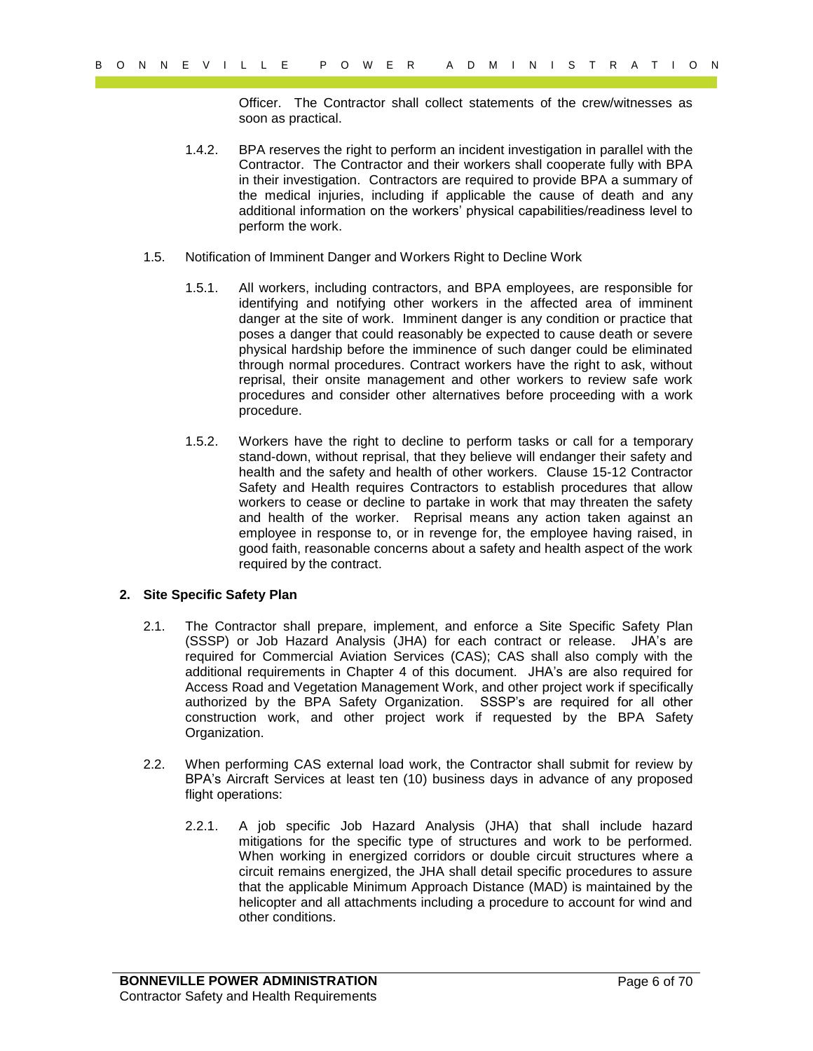Officer. The Contractor shall collect statements of the crew/witnesses as soon as practical.

1.4.2. BPA reserves the right to perform an incident investigation in parallel with the Contractor. The Contractor and their workers shall cooperate fully with BPA in their investigation. Contractors are required to provide BPA a summary of the medical injuries, including if applicable the cause of death and any additional information on the workers' physical capabilities/readiness level to perform the work.

1.5. Notification of Imminent Danger and Workers Right to Decline Work

1.5.1. All workers, including contractors, and BPA employees, are responsible for identifying and notifying other workers in the affected area of imminent danger at the site of work. Imminent danger is any condition or practice that poses a danger that could reasonably be expected to cause death or severe physical hardship before the imminence of such danger could be eliminated through normal procedures. Contract workers have the right to ask, without reprisal, their onsite management and other workers to review safe work procedures and consider other alternatives before proceeding with a work procedure.

1.5.2. Workers have the right to decline to perform tasks or call for a temporary stand-down, without reprisal, that they believe will endanger their safety and health and the safety and health of other workers. Clause 15-12 Contractor Safety and Health requires Contractors to establish procedures that allow workers to cease or decline to partake in work that may threaten the safety and health of the worker. Reprisal means any action taken against an employee in response to, or in revenge for, the employee having raised, in good faith, reasonable concerns about a safety and health aspect of the work required by the contract.

## 2. Site Specific Safety Plan

2.1. The Contractor shall prepare, implement, and enforce a Site Specific Safety Plan (SSSP) or Job Hazard Analysis (JHA) for each contract or release. JHA's are required for Commercial Aviation Services (CAS); CAS shall also comply with the additional requirements in Chapter 4 of this document. JHA's are also required for Access Road and Vegetation Management Work, and other project work if specifically authorized by the BPA Safety Organization. SSSP's are required for all other construction work, and other project work if requested by the BPA Safety Organization.

2.2. When performing CAS external load work, the Contractor shall submit for review by BPA's Aircraft Services at least ten (10) business days in advance of any proposed flight operations:

2.2.1. A job specific Job Hazard Analysis (JHA) that shall include hazard mitigations for the specific type of structures and work to be performed. When working in energized corridors or double circuit structures where a circuit remains energized, the JHA shall detail specific procedures to assure that the applicable Minimum Approach Distance (MAD) is maintained by the helicopter and all attachments including a procedure to account for wind and other conditions.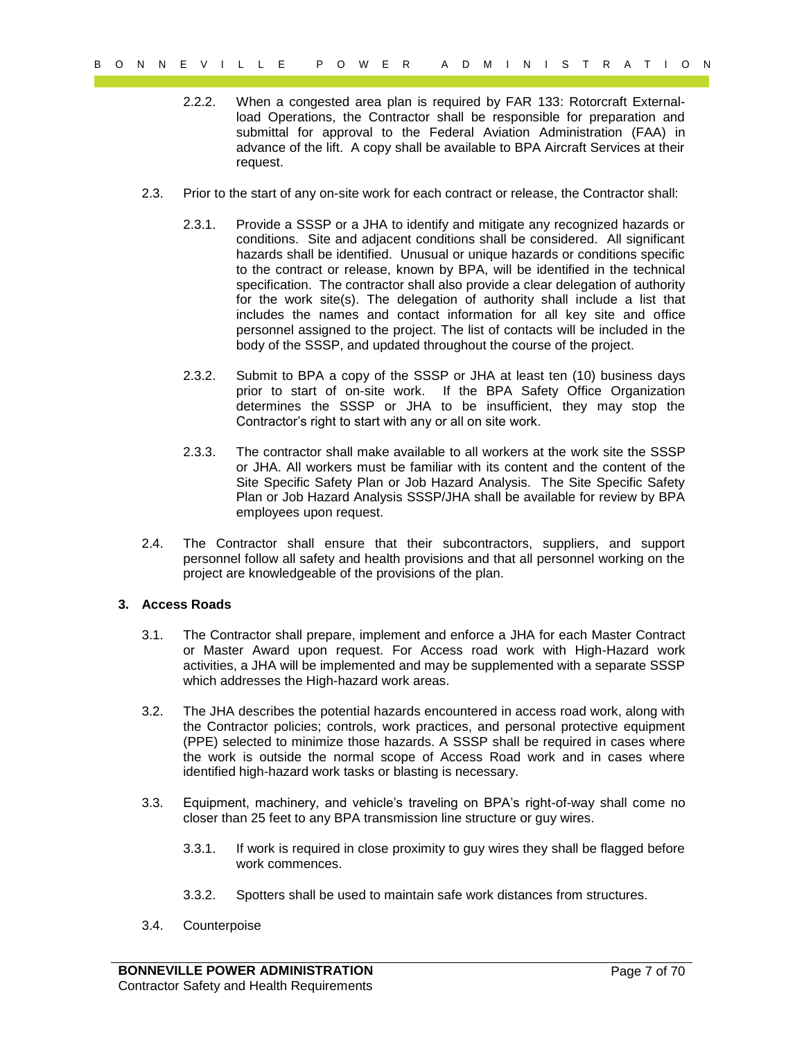2.2.2. When a congested area plan is required by FAR 133: Rotorcraft External-load Operations, the Contractor shall be responsible for preparation and submittal for approval to the Federal Aviation Administration (FAA) in advance of the lift. A copy shall be available to BPA Aircraft Services at their request.

2.3. Prior to the start of any on-site work for each contract or release, the Contractor shall:

2.3.1. Provide a SSSP or a JHA to identify and mitigate any recognized hazards or conditions. Site and adjacent conditions shall be considered. All significant hazards shall be identified. Unusual or unique hazards or conditions specific to the contract or release, known by BPA, will be identified in the technical specification. The contractor shall also provide a clear delegation of authority for the work site(s). The delegation of authority shall include a list that includes the names and contact information for all key site and office personnel assigned to the project. The list of contacts will be included in the body of the SSSP, and updated throughout the course of the project.

2.3.2. Submit to BPA a copy of the SSSP or JHA at least ten (10) business days prior to start of on-site work. If the BPA Safety Office Organization determines the SSSP or JHA to be insufficient, they may stop the Contractor's right to start with any or all on site work.

2.3.3. The contractor shall make available to all workers at the work site the SSSP or JHA. All workers must be familiar with its content and the content of the Site Specific Safety Plan or Job Hazard Analysis. The Site Specific Safety Plan or Job Hazard Analysis SSSP/JHA shall be available for review by BPA employees upon request.

2.4. The Contractor shall ensure that their subcontractors, suppliers, and support personnel follow all safety and health provisions and that all personnel working on the project are knowledgeable of the provisions of the plan.

## 3. Access Roads

3.1. The Contractor shall prepare, implement and enforce a JHA for each Master Contract or Master Award upon request. For Access road work with High-Hazard work activities, a JHA will be implemented and may be supplemented with a separate SSSP which addresses the High-hazard work areas.

3.2. The JHA describes the potential hazards encountered in access road work, along with the Contractor policies; controls, work practices, and personal protective equipment (PPE) selected to minimize those hazards. A SSSP shall be required in cases where the work is outside the normal scope of Access Road work and in cases where identified high-hazard work tasks or blasting is necessary.

3.3. Equipment, machinery, and vehicle's traveling on BPA's right-of-way shall come no closer than 25 feet to any BPA transmission line structure or guy wires.

3.3.1. If work is required in close proximity to guy wires they shall be flagged before work commences.

3.3.2. Spotters shall be used to maintain safe work distances from structures.

3.4. Counterpoise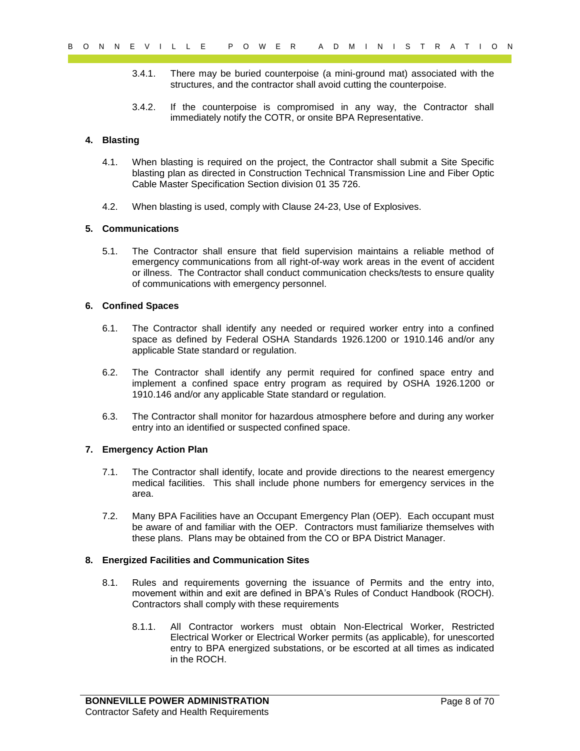3.4.1. There may be buried counterpoise (a mini-ground mat) associated with the structures, and the contractor shall avoid cutting the counterpoise.

3.4.2. If the counterpoise is compromised in any way, the Contractor shall immediately notify the COTR, or onsite BPA Representative.

## 4. Blasting

4.1. When blasting is required on the project, the Contractor shall submit a Site Specific blasting plan as directed in Construction Technical Transmission Line and Fiber Optic Cable Master Specification Section division 01 35 726.

4.2. When blasting is used, comply with Clause 24-23, Use of Explosives.

## 5. Communications

5.1. The Contractor shall ensure that field supervision maintains a reliable method of emergency communications from all right-of-way work areas in the event of accident or illness. The Contractor shall conduct communication checks/tests to ensure quality of communications with emergency personnel.

## 6. Confined Spaces

6.1. The Contractor shall identify any needed or required worker entry into a confined space as defined by Federal OSHA Standards 1926.1200 or 1910.146 and/or any applicable State standard or regulation.

6.2. The Contractor shall identify any permit required for confined space entry and implement a confined space entry program as required by OSHA 1926.1200 or 1910.146 and/or any applicable State standard or regulation.

6.3. The Contractor shall monitor for hazardous atmosphere before and during any worker entry into an identified or suspected confined space.

## 7. Emergency Action Plan

7.1. The Contractor shall identify, locate and provide directions to the nearest emergency medical facilities. This shall include phone numbers for emergency services in the area.

7.2. Many BPA Facilities have an Occupant Emergency Plan (OEP). Each occupant must be aware of and familiar with the OEP. Contractors must familiarize themselves with these plans. Plans may be obtained from the CO or BPA District Manager.

## 8. Energized Facilities and Communication Sites

8.1. Rules and requirements governing the issuance of Permits and the entry into, movement within and exit are defined in BPA's Rules of Conduct Handbook (ROCH). Contractors shall comply with these requirements

8.1.1. All Contractor workers must obtain Non-Electrical Worker, Restricted Electrical Worker or Electrical Worker permits (as applicable), for unescorted entry to BPA energized substations, or be escorted at all times as indicated in the ROCH.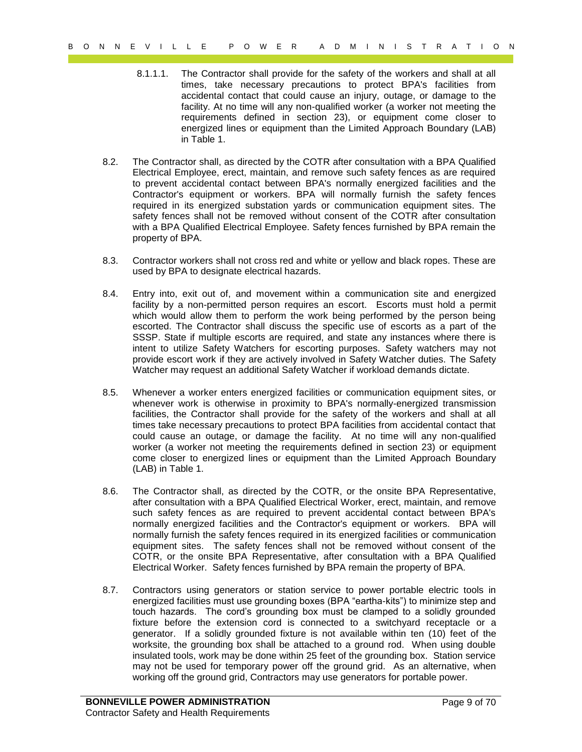8.1.1.1. The Contractor shall provide for the safety of the workers and shall at all times, take necessary precautions to protect BPA's facilities from accidental contact that could cause an injury, outage, or damage to the facility. At no time will any non-qualified worker (a worker not meeting the requirements defined in section 23), or equipment come closer to energized lines or equipment than the Limited Approach Boundary (LAB) in Table 1.

8.2. The Contractor shall, as directed by the COTR after consultation with a BPA Qualified Electrical Employee, erect, maintain, and remove such safety fences as are required to prevent accidental contact between BPA's normally energized facilities and the Contractor's equipment or workers. BPA will normally furnish the safety fences required in its energized substation yards or communication equipment sites. The safety fences shall not be removed without consent of the COTR after consultation with a BPA Qualified Electrical Employee. Safety fences furnished by BPA remain the property of BPA.

8.3. Contractor workers shall not cross red and white or yellow and black ropes. These are used by BPA to designate electrical hazards.

8.4. Entry into, exit out of, and movement within a communication site and energized facility by a non-permitted person requires an escort. Escorts must hold a permit which would allow them to perform the work being performed by the person being escorted. The Contractor shall discuss the specific use of escorts as a part of the SSSP. State if multiple escorts are required, and state any instances where there is intent to utilize Safety Watchers for escorting purposes. Safety watchers may not provide escort work if they are actively involved in Safety Watcher duties. The Safety Watcher may request an additional Safety Watcher if workload demands dictate.

8.5. Whenever a worker enters energized facilities or communication equipment sites, or whenever work is otherwise in proximity to BPA's normally-energized transmission facilities, the Contractor shall provide for the safety of the workers and shall at all times take necessary precautions to protect BPA facilities from accidental contact that could cause an outage, or damage the facility. At no time will any non-qualified worker (a worker not meeting the requirements defined in section 23) or equipment come closer to energized lines or equipment than the Limited Approach Boundary (LAB) in Table 1.

8.6. The Contractor shall, as directed by the COTR, or the onsite BPA Representative, after consultation with a BPA Qualified Electrical Worker, erect, maintain, and remove such safety fences as are required to prevent accidental contact between BPA's normally energized facilities and the Contractor's equipment or workers. BPA will normally furnish the safety fences required in its energized facilities or communication equipment sites. The safety fences shall not be removed without consent of the COTR, or the onsite BPA Representative, after consultation with a BPA Qualified Electrical Worker. Safety fences furnished by BPA remain the property of BPA.

8.7. Contractors using generators or station service to power portable electric tools in energized facilities must use grounding boxes (BPA "eartha-kits") to minimize step and touch hazards. The cord's grounding box must be clamped to a solidly grounded fixture before the extension cord is connected to a switchyard receptacle or a generator. If a solidly grounded fixture is not available within ten (10) feet of the worksite, the grounding box shall be attached to a ground rod. When using double insulated tools, work may be done within 25 feet of the grounding box. Station service may not be used for temporary power off the ground grid. As an alternative, when working off the ground grid, Contractors may use generators for portable power.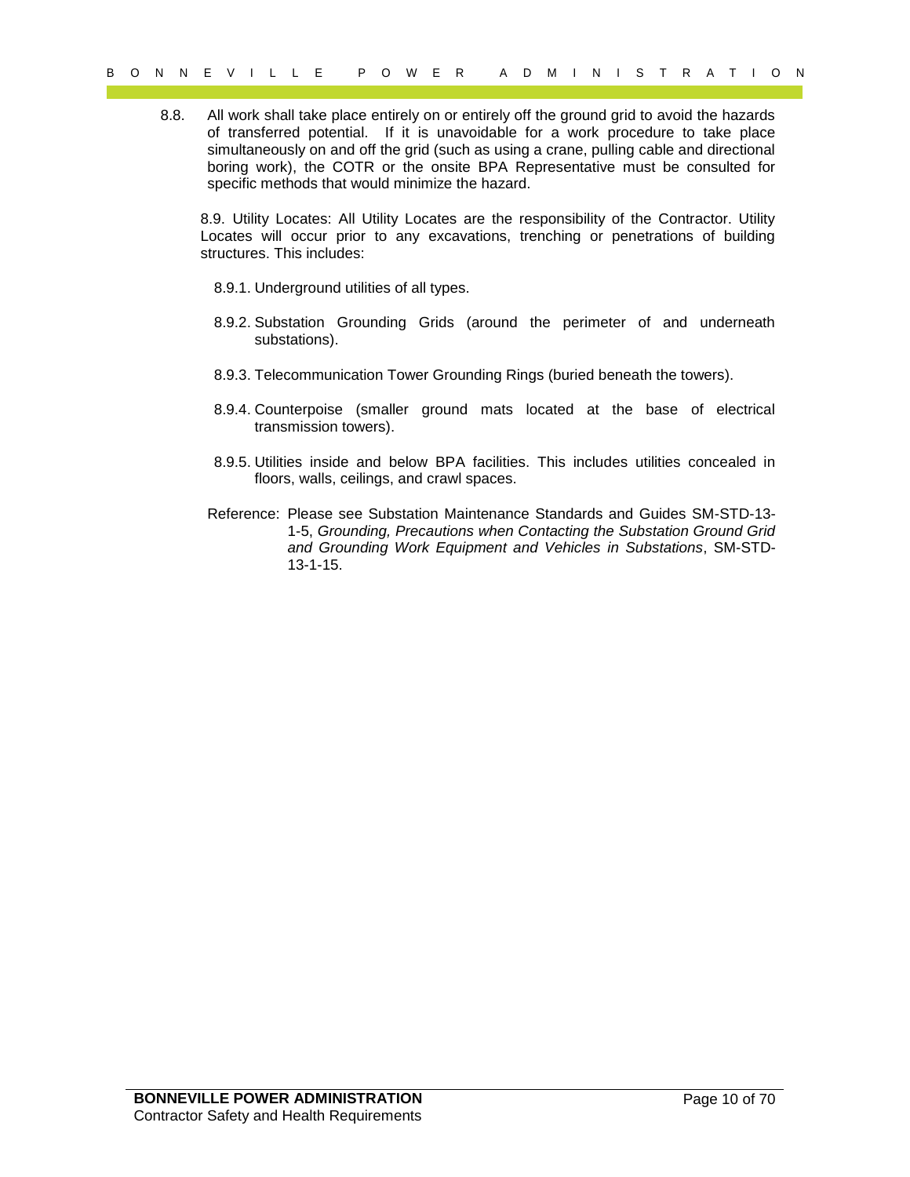8.8. All work shall take place entirely on or entirely off the ground grid to avoid the hazards of transferred potential. If it is unavoidable for a work procedure to take place simultaneously on and off the grid (such as using a crane, pulling cable and directional boring work), the COTR or the onsite BPA Representative must be consulted for specific methods that would minimize the hazard.

8.9. Utility Locates: All Utility Locates are the responsibility of the Contractor. Utility Locates will occur prior to any excavations, trenching or penetrations of building structures. This includes:

- 8.9.1. Underground utilities of all types.
- 8.9.2. Substation Grounding Grids (around the perimeter of and underneath substations).
- 8.9.3. Telecommunication Tower Grounding Rings (buried beneath the towers).
- 8.9.4. Counterpoise (smaller ground mats located at the base of electrical transmission towers).
- 8.9.5. Utilities inside and below BPA facilities. This includes utilities concealed in floors, walls, ceilings, and crawl spaces.

Reference: Please see Substation Maintenance Standards and Guides SM-STD-13-1-5, *Grounding, Precautions when Contacting the Substation Ground Grid and Grounding Work Equipment and Vehicles in Substations*, SM-STD-13-1-15.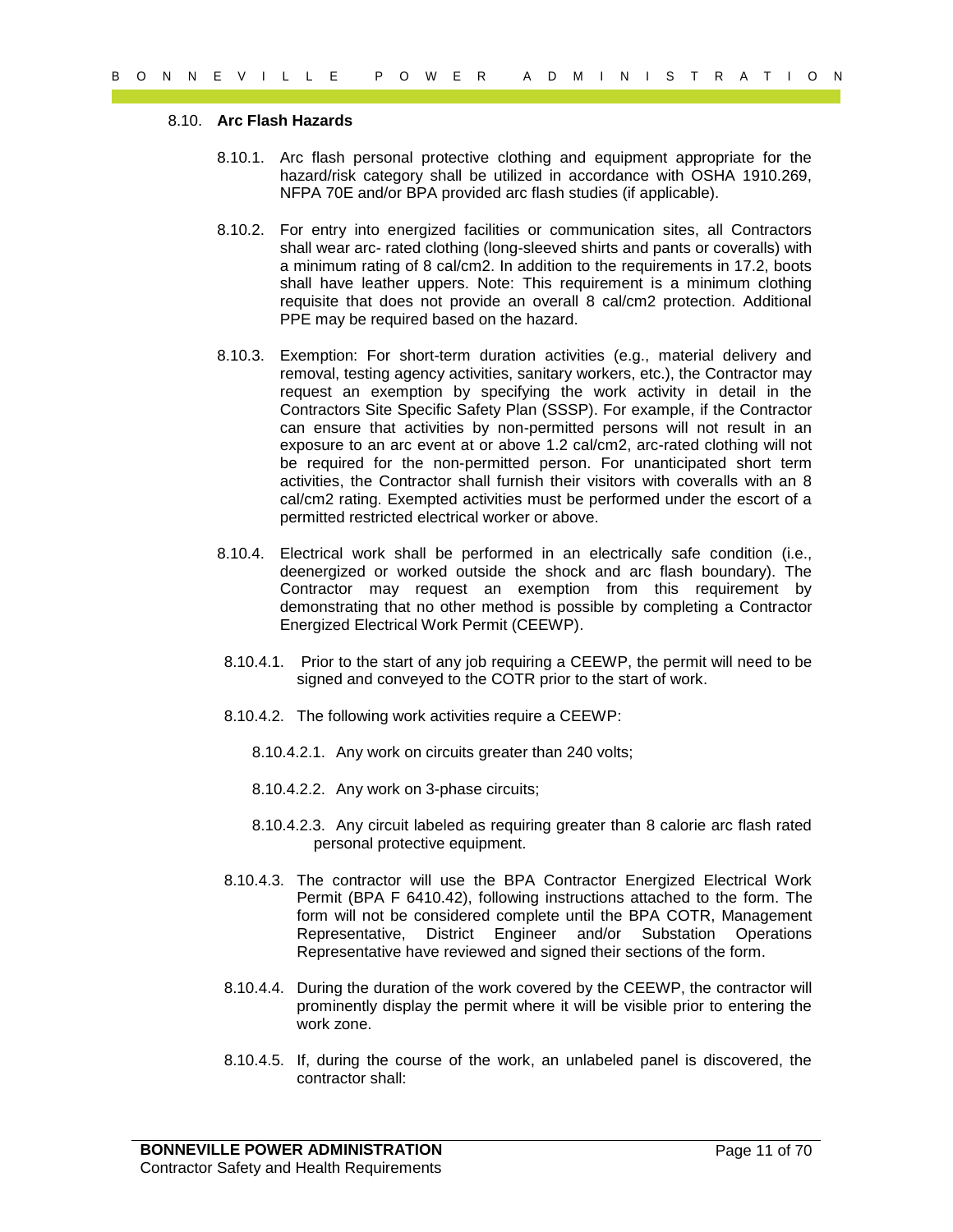### 8.10. **Arc Flash Hazards**

8.10.1. Arc flash personal protective clothing and equipment appropriate for the hazard/risk category shall be utilized in accordance with OSHA 1910.269, NFPA 70E and/or BPA provided arc flash studies (if applicable).

8.10.2. For entry into energized facilities or communication sites, all Contractors shall wear arc- rated clothing (long-sleeved shirts and pants or coveralls) with a minimum rating of 8 cal/cm2. In addition to the requirements in 17.2, boots shall have leather uppers. Note: This requirement is a minimum clothing requisite that does not provide an overall 8 cal/cm2 protection. Additional PPE may be required based on the hazard.

8.10.3. Exemption: For short-term duration activities (e.g., material delivery and removal, testing agency activities, sanitary workers, etc.), the Contractor may request an exemption by specifying the work activity in detail in the Contractors Site Specific Safety Plan (SSSP). For example, if the Contractor can ensure that activities by non-permitted persons will not result in an exposure to an arc event at or above 1.2 cal/cm2, arc-rated clothing will not be required for the non-permitted person. For unanticipated short term activities, the Contractor shall furnish their visitors with coveralls with an 8 cal/cm2 rating. Exempted activities must be performed under the escort of a permitted restricted electrical worker or above.

8.10.4. Electrical work shall be performed in an electrically safe condition (i.e., deenergized or worked outside the shock and arc flash boundary). The Contractor may request an exemption from this requirement by demonstrating that no other method is possible by completing a Contractor Energized Electrical Work Permit (CEEWP).

8.10.4.1. Prior to the start of any job requiring a CEEWP, the permit will need to be signed and conveyed to the COTR prior to the start of work.

8.10.4.2. The following work activities require a CEEWP:

8.10.4.2.1. Any work on circuits greater than 240 volts;

8.10.4.2.2. Any work on 3-phase circuits;

8.10.4.2.3. Any circuit labeled as requiring greater than 8 calorie arc flash rated personal protective equipment.

8.10.4.3. The contractor will use the BPA Contractor Energized Electrical Work Permit (BPA F 6410.42), following instructions attached to the form. The form will not be considered complete until the BPA COTR, Management Representative, District Engineer and/or Substation Operations Representative have reviewed and signed their sections of the form.

8.10.4.4. During the duration of the work covered by the CEEWP, the contractor will prominently display the permit where it will be visible prior to entering the work zone.

8.10.4.5. If, during the course of the work, an unlabeled panel is discovered, the contractor shall: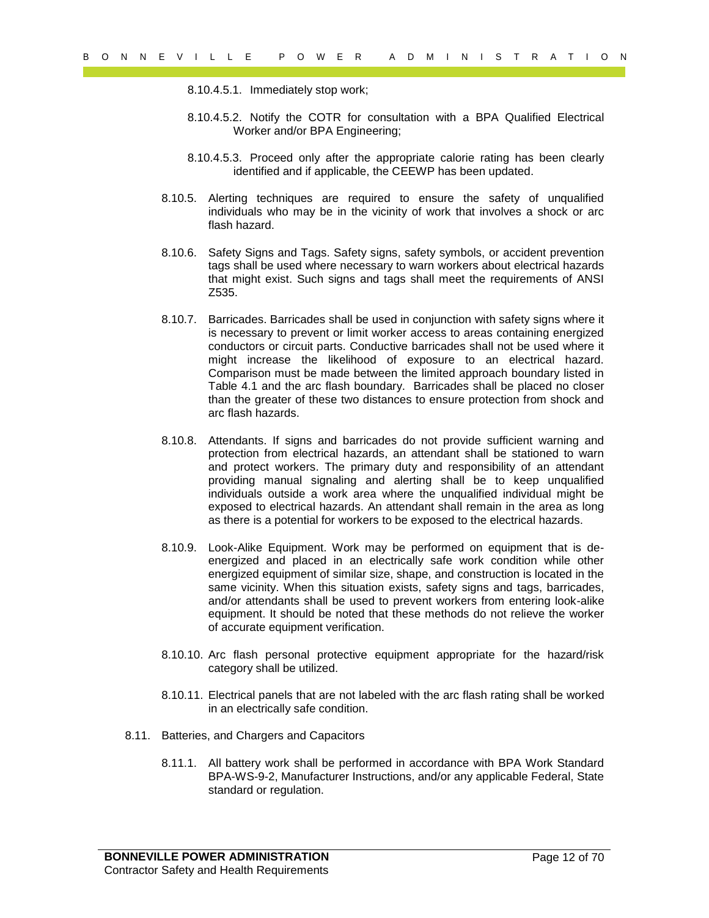8.10.4.5.1. Immediately stop work;

8.10.4.5.2. Notify the COTR for consultation with a BPA Qualified Electrical Worker and/or BPA Engineering;

8.10.4.5.3. Proceed only after the appropriate calorie rating has been clearly identified and if applicable, the CEEWP has been updated.

8.10.5. Alerting techniques are required to ensure the safety of unqualified individuals who may be in the vicinity of work that involves a shock or arc flash hazard.

8.10.6. Safety Signs and Tags. Safety signs, safety symbols, or accident prevention tags shall be used where necessary to warn workers about electrical hazards that might exist. Such signs and tags shall meet the requirements of ANSI Z535.

8.10.7. Barricades. Barricades shall be used in conjunction with safety signs where it is necessary to prevent or limit worker access to areas containing energized conductors or circuit parts. Conductive barricades shall not be used where it might increase the likelihood of exposure to an electrical hazard. Comparison must be made between the limited approach boundary listed in Table 4.1 and the arc flash boundary. Barricades shall be placed no closer than the greater of these two distances to ensure protection from shock and arc flash hazards.

8.10.8. Attendants. If signs and barricades do not provide sufficient warning and protection from electrical hazards, an attendant shall be stationed to warn and protect workers. The primary duty and responsibility of an attendant providing manual signaling and alerting shall be to keep unqualified individuals outside a work area where the unqualified individual might be exposed to electrical hazards. An attendant shall remain in the area as long as there is a potential for workers to be exposed to the electrical hazards.

8.10.9. Look-Alike Equipment. Work may be performed on equipment that is de-energized and placed in an electrically safe work condition while other energized equipment of similar size, shape, and construction is located in the same vicinity. When this situation exists, safety signs and tags, barricades, and/or attendants shall be used to prevent workers from entering look-alike equipment. It should be noted that these methods do not relieve the worker of accurate equipment verification.

8.10.10. Arc flash personal protective equipment appropriate for the hazard/risk category shall be utilized.

8.10.11. Electrical panels that are not labeled with the arc flash rating shall be worked in an electrically safe condition.

8.11. Batteries, and Chargers and Capacitors

8.11.1. All battery work shall be performed in accordance with BPA Work Standard BPA-WS-9-2, Manufacturer Instructions, and/or any applicable Federal, State standard or regulation.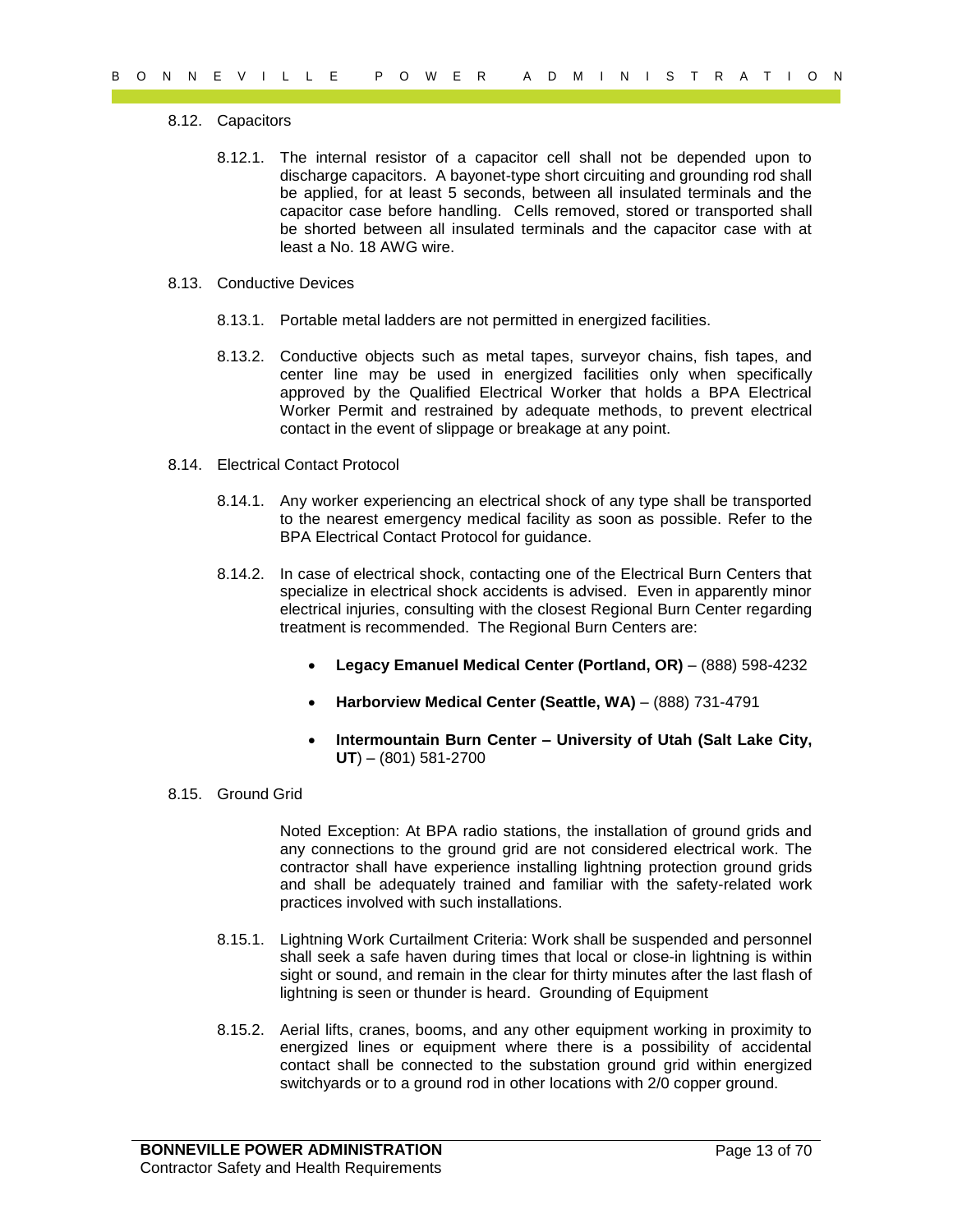### 8.12. Capacitors

8.12.1. The internal resistor of a capacitor cell shall not be depended upon to discharge capacitors. A bayonet-type short circuiting and grounding rod shall be applied, for at least 5 seconds, between all insulated terminals and the capacitor case before handling. Cells removed, stored or transported shall be shorted between all insulated terminals and the capacitor case with at least a No. 18 AWG wire.

### 8.13. Conductive Devices

8.13.1. Portable metal ladders are not permitted in energized facilities.

8.13.2. Conductive objects such as metal tapes, surveyor chains, fish tapes, and center line may be used in energized facilities only when specifically approved by the Qualified Electrical Worker that holds a BPA Electrical Worker Permit and restrained by adequate methods, to prevent electrical contact in the event of slippage or breakage at any point.

### 8.14. Electrical Contact Protocol

8.14.1. Any worker experiencing an electrical shock of any type shall be transported to the nearest emergency medical facility as soon as possible. Refer to the BPA Electrical Contact Protocol for guidance.

8.14.2. In case of electrical shock, contacting one of the Electrical Burn Centers that specialize in electrical shock accidents is advised. Even in apparently minor electrical injuries, consulting with the closest Regional Burn Center regarding treatment is recommended. The Regional Burn Centers are:

- **Legacy Emanuel Medical Center (Portland, OR)** – (888) 598-4232
- **Harborview Medical Center (Seattle, WA)** – (888) 731-4791
- **Intermountain Burn Center – University of Utah (Salt Lake City, UT**) – (801) 581-2700

### 8.15. Ground Grid

Noted Exception: At BPA radio stations, the installation of ground grids and any connections to the ground grid are not considered electrical work. The contractor shall have experience installing lightning protection ground grids and shall be adequately trained and familiar with the safety-related work practices involved with such installations.

8.15.1. Lightning Work Curtailment Criteria: Work shall be suspended and personnel shall seek a safe haven during times that local or close-in lightning is within sight or sound, and remain in the clear for thirty minutes after the last flash of lightning is seen or thunder is heard. Grounding of Equipment

8.15.2. Aerial lifts, cranes, booms, and any other equipment working in proximity to energized lines or equipment where there is a possibility of accidental contact shall be connected to the substation ground grid within energized switchyards or to a ground rod in other locations with 2/0 copper ground.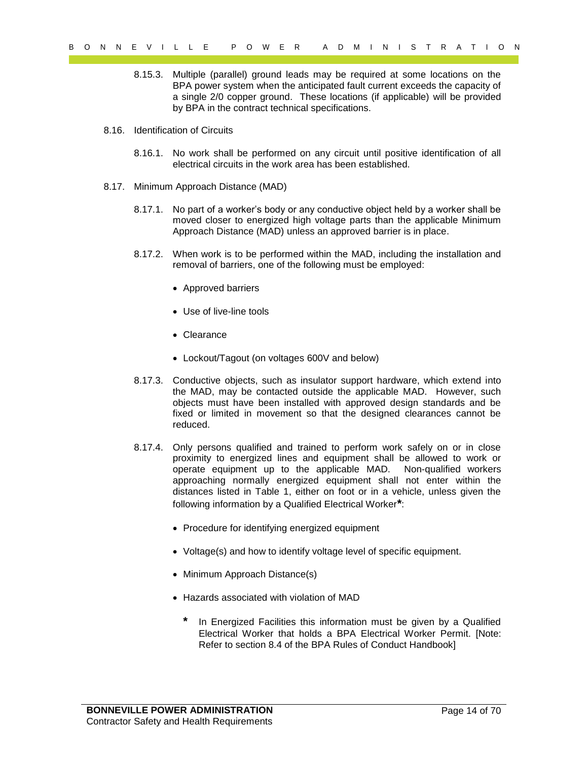8.15.3. Multiple (parallel) ground leads may be required at some locations on the BPA power system when the anticipated fault current exceeds the capacity of a single 2/0 copper ground. These locations (if applicable) will be provided by BPA in the contract technical specifications.

8.16. Identification of Circuits

8.16.1. No work shall be performed on any circuit until positive identification of all electrical circuits in the work area has been established.

8.17. Minimum Approach Distance (MAD)

8.17.1. No part of a worker's body or any conductive object held by a worker shall be moved closer to energized high voltage parts than the applicable Minimum Approach Distance (MAD) unless an approved barrier is in place.

8.17.2. When work is to be performed within the MAD, including the installation and removal of barriers, one of the following must be employed:

- Approved barriers
- Use of live-line tools
- Clearance
- Lockout/Tagout (on voltages 600V and below)

8.17.3. Conductive objects, such as insulator support hardware, which extend into the MAD, may be contacted outside the applicable MAD. However, such objects must have been installed with approved design standards and be fixed or limited in movement so that the designed clearances cannot be reduced.

8.17.4. Only persons qualified and trained to perform work safely on or in close proximity to energized lines and equipment shall be allowed to work or operate equipment up to the applicable MAD. Non-qualified workers approaching normally energized equipment shall not enter within the distances listed in Table 1, either on foot or in a vehicle, unless given the following information by a Qualified Electrical Worker**\***:

- Procedure for identifying energized equipment
- Voltage(s) and how to identify voltage level of specific equipment.
- Minimum Approach Distance(s)
- Hazards associated with violation of MAD

**\*** In Energized Facilities this information must be given by a Qualified Electrical Worker that holds a BPA Electrical Worker Permit. [Note: Refer to section 8.4 of the BPA Rules of Conduct Handbook]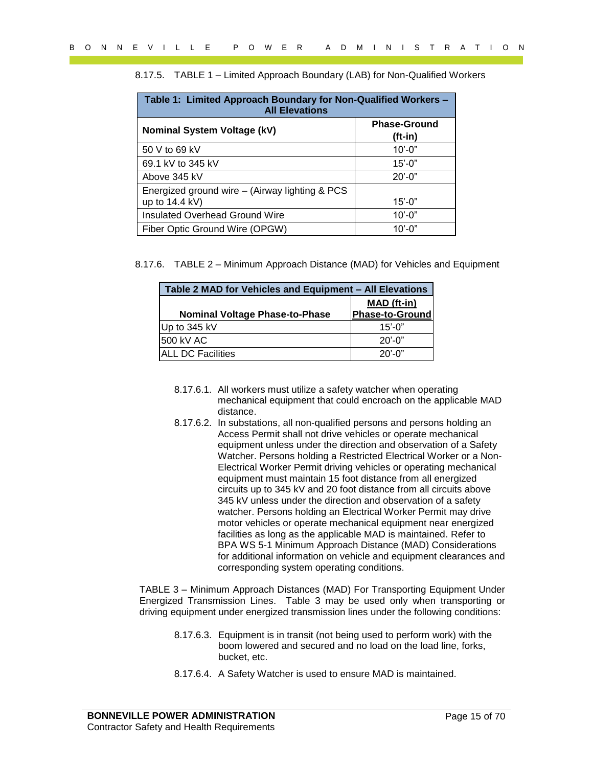8.17.5. TABLE 1 – Limited Approach Boundary (LAB) for Non-Qualified Workers

| Table 1: Limited Approach Boundary for Non-Qualified Workers – All Elevations | |
|---|---|
| **Nominal System Voltage (kV)** | **Phase-Ground (ft-in)** |
| 50 V to 69 kV | 10'-0" |
| 69.1 kV to 345 kV | 15'-0" |
| Above 345 kV | 20'-0" |
| Energized ground wire – (Airway lighting & PCS up to 14.4 kV) | 15'-0" |
| Insulated Overhead Ground Wire | 10'-0" |
| Fiber Optic Ground Wire (OPGW) | 10'-0" |

8.17.6. TABLE 2 – Minimum Approach Distance (MAD) for Vehicles and Equipment

| Table 2 MAD for Vehicles and Equipment – All Elevations | |
|---|---|
| **Nominal Voltage Phase-to-Phase** | **MAD (ft-in) Phase-to-Ground** |
| Up to 345 kV | 15'-0" |
| 500 kV AC | 20'-0" |
| ALL DC Facilities | 20'-0" |

8.17.6.1. All workers must utilize a safety watcher when operating mechanical equipment that could encroach on the applicable MAD distance.

8.17.6.2. In substations, all non-qualified persons and persons holding an Access Permit shall not drive vehicles or operate mechanical equipment unless under the direction and observation of a Safety Watcher. Persons holding a Restricted Electrical Worker or a Non-Electrical Worker Permit driving vehicles or operating mechanical equipment must maintain 15 foot distance from all energized circuits up to 345 kV and 20 foot distance from all circuits above 345 kV unless under the direction and observation of a safety watcher. Persons holding an Electrical Worker Permit may drive motor vehicles or operate mechanical equipment near energized facilities as long as the applicable MAD is maintained. Refer to BPA WS 5-1 Minimum Approach Distance (MAD) Considerations for additional information on vehicle and equipment clearances and corresponding system operating conditions.

TABLE 3 – Minimum Approach Distances (MAD) For Transporting Equipment Under Energized Transmission Lines. Table 3 may be used only when transporting or driving equipment under energized transmission lines under the following conditions:

8.17.6.3. Equipment is in transit (not being used to perform work) with the boom lowered and secured and no load on the load line, forks, bucket, etc.

8.17.6.4. A Safety Watcher is used to ensure MAD is maintained.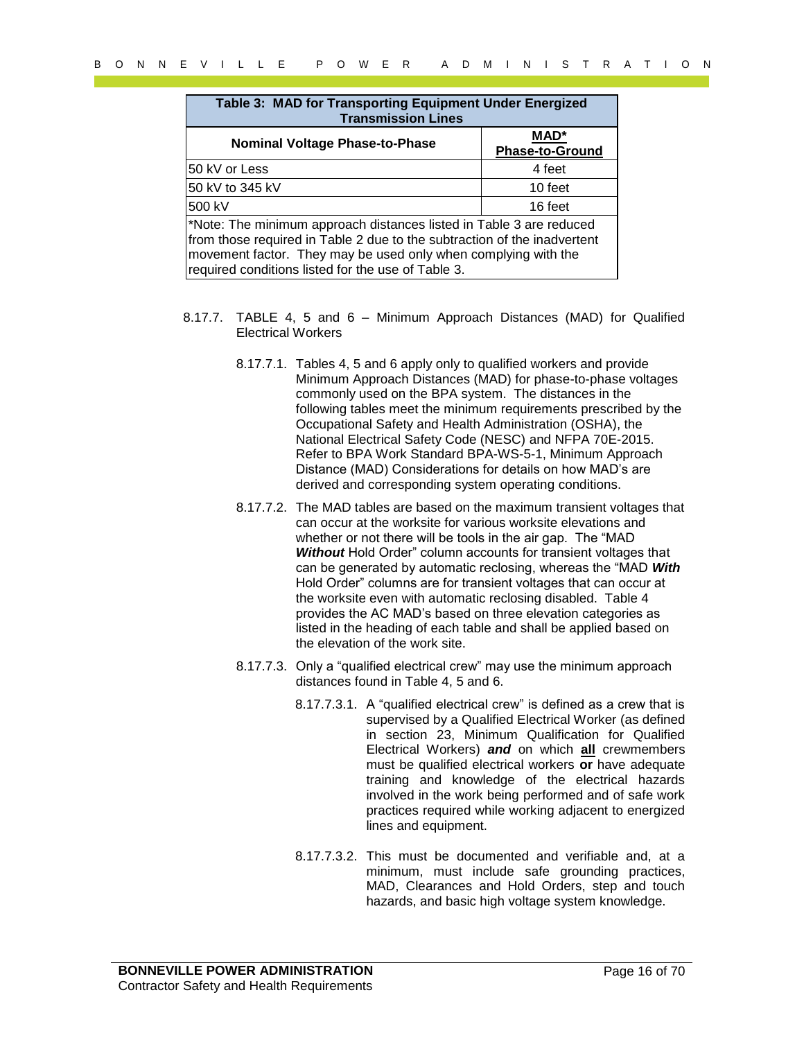| Table 3: MAD for Transporting Equipment Under Energized Transmission Lines | |
|---|---|
| **Nominal Voltage Phase-to-Phase** | **MAD\*** **Phase-to-Ground** |
| 50 kV or Less | 4 feet |
| 50 kV to 345 kV | 10 feet |
| 500 kV | 16 feet |
| \*Note: The minimum approach distances listed in Table 3 are reduced from those required in Table 2 due to the subtraction of the inadvertent movement factor. They may be used only when complying with the required conditions listed for the use of Table 3. | |

8.17.7. TABLE 4, 5 and 6 – Minimum Approach Distances (MAD) for Qualified Electrical Workers

8.17.7.1. Tables 4, 5 and 6 apply only to qualified workers and provide Minimum Approach Distances (MAD) for phase-to-phase voltages commonly used on the BPA system. The distances in the following tables meet the minimum requirements prescribed by the Occupational Safety and Health Administration (OSHA), the National Electrical Safety Code (NESC) and NFPA 70E-2015. Refer to BPA Work Standard BPA-WS-5-1, Minimum Approach Distance (MAD) Considerations for details on how MAD's are derived and corresponding system operating conditions.

8.17.7.2. The MAD tables are based on the maximum transient voltages that can occur at the worksite for various worksite elevations and whether or not there will be tools in the air gap. The "MAD ***Without*** Hold Order" column accounts for transient voltages that can be generated by automatic reclosing, whereas the "MAD ***With*** Hold Order" columns are for transient voltages that can occur at the worksite even with automatic reclosing disabled. Table 4 provides the AC MAD's based on three elevation categories as listed in the heading of each table and shall be applied based on the elevation of the work site.

8.17.7.3. Only a "qualified electrical crew" may use the minimum approach distances found in Table 4, 5 and 6.

8.17.7.3.1. A "qualified electrical crew" is defined as a crew that is supervised by a Qualified Electrical Worker (as defined in section 23, Minimum Qualification for Qualified Electrical Workers) ***and*** on which **all** crewmembers must be qualified electrical workers **or** have adequate training and knowledge of the electrical hazards involved in the work being performed and of safe work practices required while working adjacent to energized lines and equipment.

8.17.7.3.2. This must be documented and verifiable and, at a minimum, must include safe grounding practices, MAD, Clearances and Hold Orders, step and touch hazards, and basic high voltage system knowledge.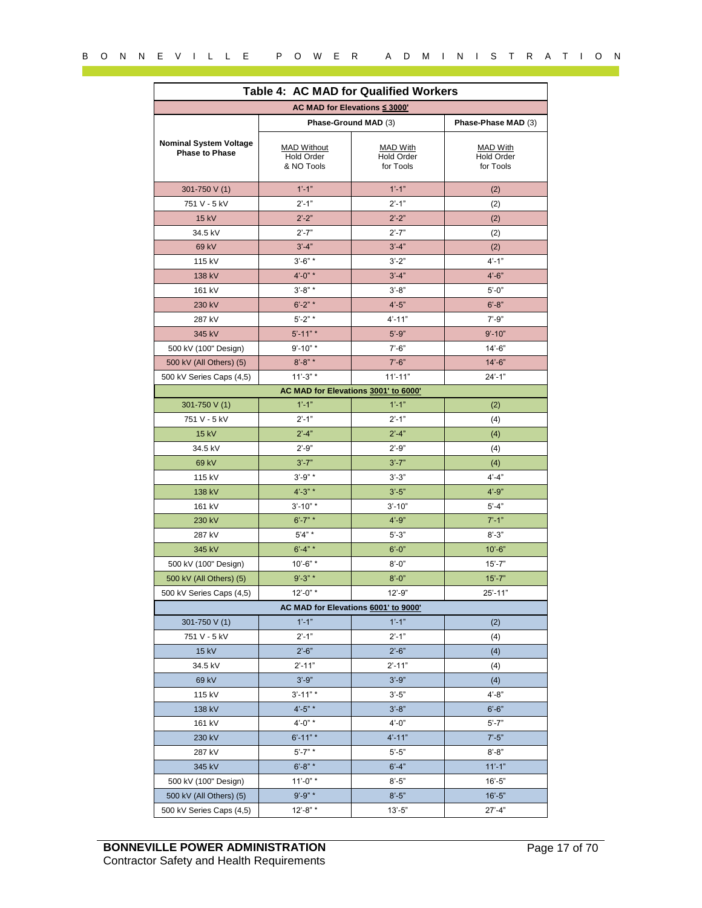### Table 4: AC MAD for Qualified Workers

| Nominal System Voltage Phase to Phase | Phase-Ground MAD (3) | | Phase-Phase MAD (3) |
|---|---|---|---|
| | MAD Without Hold Order & NO Tools | MAD With Hold Order for Tools | MAD With Hold Order for Tools |
| **AC MAD for Elevations ≤ 3000'** | | | |
| 301-750 V (1) | 1'-1" | 1'-1" | (2) |
| 751 V - 5 kV | 2'-1" | 2'-1" | (2) |
| 15 kV | 2'-2" | 2'-2" | (2) |
| 34.5 kV | 2'-7" | 2'-7" | (2) |
| 69 kV | 3'-4" | 3'-4" | (2) |
| 115 kV | 3'-6" * | 3'-2" | 4'-1" |
| 138 kV | 4'-0" * | 3'-4" | 4'-6" |
| 161 kV | 3'-8" * | 3'-8" | 5'-0" |
| 230 kV | 6'-2" * | 4'-5" | 6'-8" |
| 287 kV | 5'-2" * | 4'-11" | 7'-9" |
| 345 kV | 5'-11" * | 5'-9" | 9'-10" |
| 500 kV (100" Design) | 9'-10" * | 7'-6" | 14'-6" |
| 500 kV (All Others) (5) | 8'-8" * | 7'-6" | 14'-6" |
| 500 kV Series Caps (4,5) | 11'-3" * | 11'-11" | 24'-1" |
| **AC MAD for Elevations 3001' to 6000'** | | | |
| 301-750 V (1) | 1'-1" | 1'-1" | (2) |
| 751 V - 5 kV | 2'-1" | 2'-1" | (4) |
| 15 kV | 2'-4" | 2'-4" | (4) |
| 34.5 kV | 2'-9" | 2'-9" | (4) |
| 69 kV | 3'-7" | 3'-7" | (4) |
| 115 kV | 3'-9" * | 3'-3" | 4'-4" |
| 138 kV | 4'-3" * | 3'-5" | 4'-9" |
| 161 kV | 3'-10" * | 3'-10" | 5'-4" |
| 230 kV | 6'-7" * | 4'-9" | 7'-1" |
| 287 kV | 5'4" * | 5'-3" | 8'-3" |
| 345 kV | 6'-4" * | 6'-0" | 10'-6" |
| 500 kV (100" Design) | 10'-6" * | 8'-0" | 15'-7" |
| 500 kV (All Others) (5) | 9'-3" * | 8'-0" | 15'-7" |
| 500 kV Series Caps (4,5) | 12'-0" * | 12'-9" | 25'-11" |
| **AC MAD for Elevations 6001' to 9000'** | | | |
| 301-750 V (1) | 1'-1" | 1'-1" | (2) |
| 751 V - 5 kV | 2'-1" | 2'-1" | (4) |
| 15 kV | 2'-6" | 2'-6" | (4) |
| 34.5 kV | 2'-11" | 2'-11" | (4) |
| 69 kV | 3'-9" | 3'-9" | (4) |
| 115 kV | 3'-11" * | 3'-5" | 4'-8" |
| 138 kV | 4'-5" * | 3'-8" | 6'-6" |
| 161 kV | 4'-0" * | 4'-0" | 5'-7" |
| 230 kV | 6'-11" * | 4'-11" | 7'-5" |
| 287 kV | 5'-7" * | 5'-5" | 8'-8" |
| 345 kV | 6'-8" * | 6'-4" | 11'-1" |
| 500 kV (100" Design) | 11'-0" * | 8'-5" | 16'-5" |
| 500 kV (All Others) (5) | 9'-9" * | 8'-5" | 16'-5" |
| 500 kV Series Caps (4,5) | 12'-8" * | 13'-5" | 27'-4" |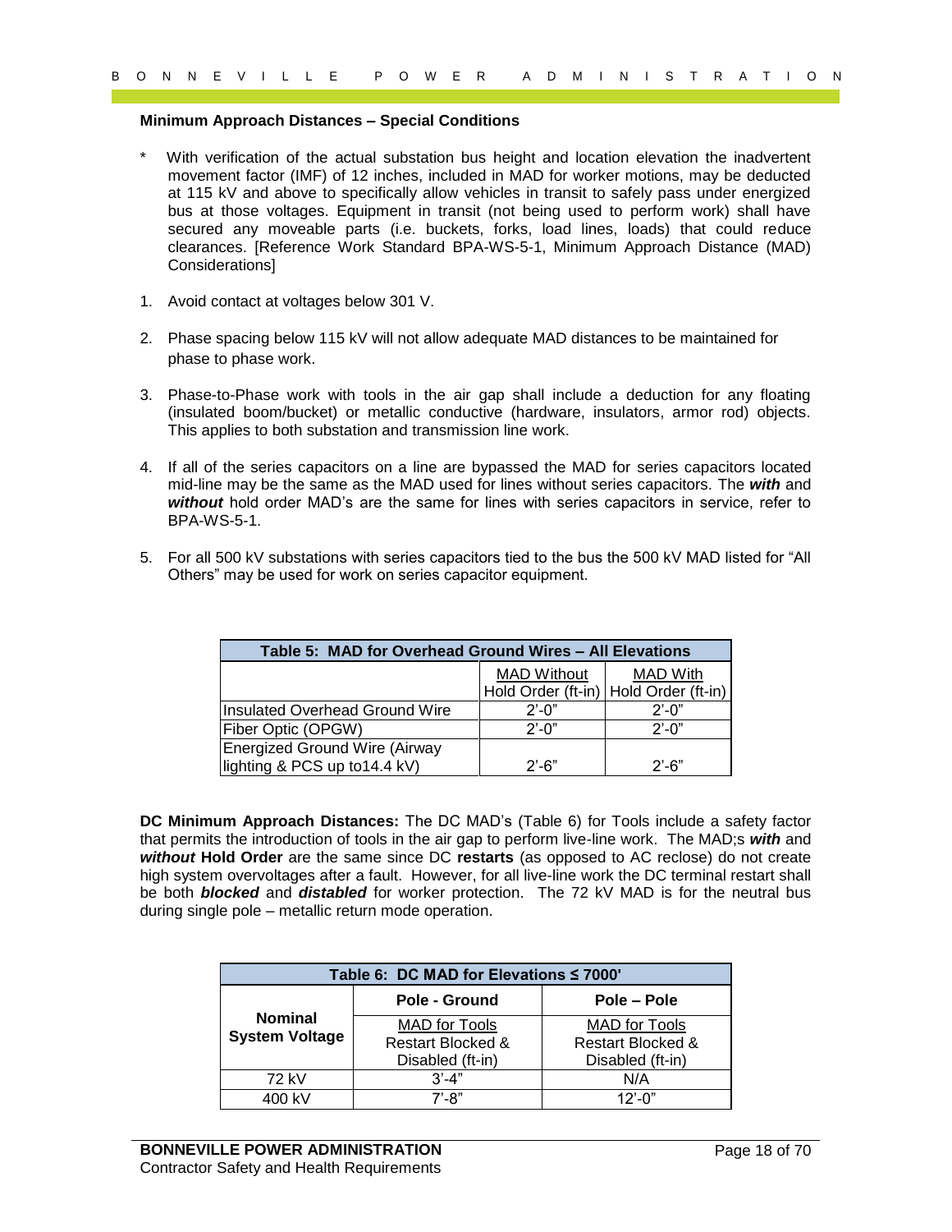**Minimum Approach Distances – Special Conditions**

\* With verification of the actual substation bus height and location elevation the inadvertent movement factor (IMF) of 12 inches, included in MAD for worker motions, may be deducted at 115 kV and above to specifically allow vehicles in transit to safely pass under energized bus at those voltages. Equipment in transit (not being used to perform work) shall have secured any moveable parts (i.e. buckets, forks, load lines, loads) that could reduce clearances. [Reference Work Standard BPA-WS-5-1, Minimum Approach Distance (MAD) Considerations]

1. Avoid contact at voltages below 301 V.
2. Phase spacing below 115 kV will not allow adequate MAD distances to be maintained for phase to phase work.
3. Phase-to-Phase work with tools in the air gap shall include a deduction for any floating (insulated boom/bucket) or metallic conductive (hardware, insulators, armor rod) objects. This applies to both substation and transmission line work.
4. If all of the series capacitors on a line are bypassed the MAD for series capacitors located mid-line may be the same as the MAD used for lines without series capacitors. The ***with*** and ***without*** hold order MAD's are the same for lines with series capacitors in service, refer to BPA-WS-5-1.
5. For all 500 kV substations with series capacitors tied to the bus the 500 kV MAD listed for "All Others" may be used for work on series capacitor equipment.

| **Table 5: MAD for Overhead Ground Wires – All Elevations** | | |
|---|---|---|
| | MAD Without Hold Order (ft-in) | MAD With Hold Order (ft-in) |
| Insulated Overhead Ground Wire | 2'-0" | 2'-0" |
| Fiber Optic (OPGW) | 2'-0" | 2'-0" |
| Energized Ground Wire (Airway lighting & PCS up to14.4 kV) | 2'-6" | 2'-6" |

**DC Minimum Approach Distances:** The DC MAD's (Table 6) for Tools include a safety factor that permits the introduction of tools in the air gap to perform live-line work. The MAD;s ***with*** and ***without*** **Hold Order** are the same since DC **restarts** (as opposed to AC reclose) do not create high system overvoltages after a fault. However, for all live-line work the DC terminal restart shall be both ***blocked*** and ***distabled*** for worker protection. The 72 kV MAD is for the neutral bus during single pole – metallic return mode operation.

| **Table 6: DC MAD for Elevations ≤ 7000'** | | |
|---|---|---|
| **Nominal System Voltage** | **Pole - Ground** | **Pole – Pole** |
| | MAD for Tools Restart Blocked & Disabled (ft-in) | MAD for Tools Restart Blocked & Disabled (ft-in) |
| 72 kV | 3'-4" | N/A |
| 400 kV | 7'-8" | 12'-0" |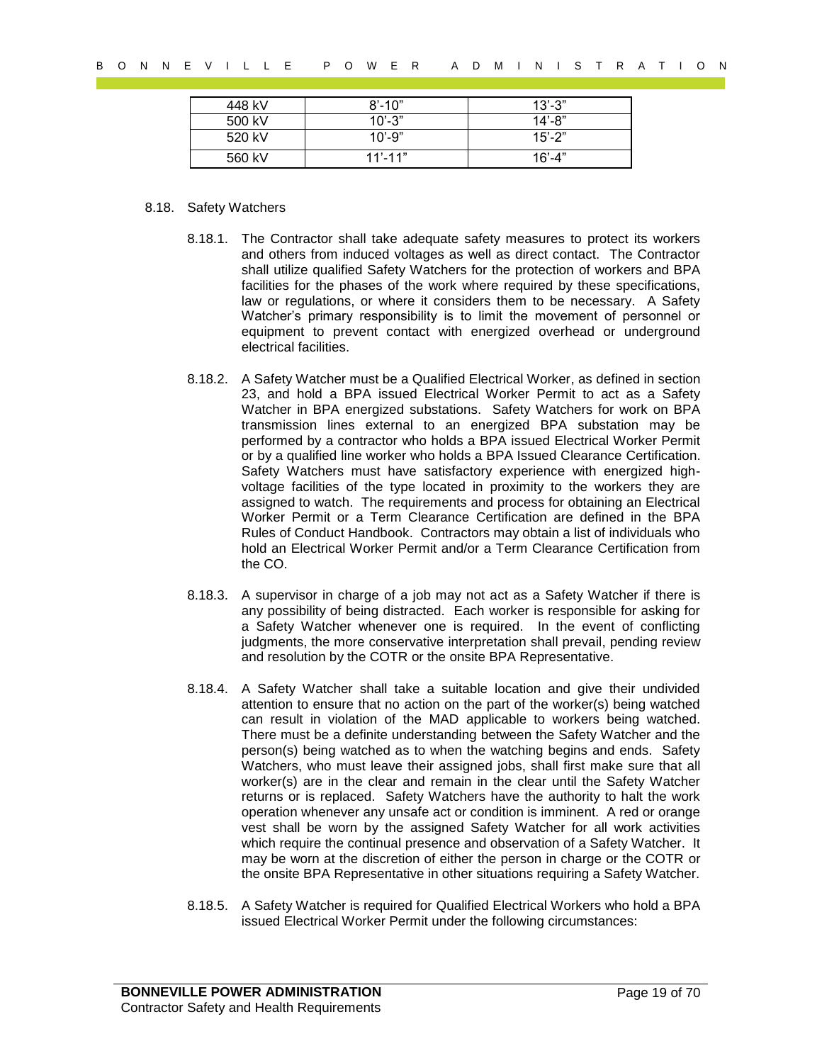| 448 kV | 8’-10” | 13’-3” |
|---|---|---|
| 500 kV | 10’-3” | 14’-8” |
| 520 kV | 10’-9” | 15’-2” |
| 560 kV | 11’-11” | 16’-4” |

8.18. Safety Watchers

8.18.1. The Contractor shall take adequate safety measures to protect its workers and others from induced voltages as well as direct contact. The Contractor shall utilize qualified Safety Watchers for the protection of workers and BPA facilities for the phases of the work where required by these specifications, law or regulations, or where it considers them to be necessary. A Safety Watcher’s primary responsibility is to limit the movement of personnel or equipment to prevent contact with energized overhead or underground electrical facilities.

8.18.2. A Safety Watcher must be a Qualified Electrical Worker, as defined in section 23, and hold a BPA issued Electrical Worker Permit to act as a Safety Watcher in BPA energized substations. Safety Watchers for work on BPA transmission lines external to an energized BPA substation may be performed by a contractor who holds a BPA issued Electrical Worker Permit or by a qualified line worker who holds a BPA Issued Clearance Certification. Safety Watchers must have satisfactory experience with energized high-voltage facilities of the type located in proximity to the workers they are assigned to watch. The requirements and process for obtaining an Electrical Worker Permit or a Term Clearance Certification are defined in the BPA Rules of Conduct Handbook. Contractors may obtain a list of individuals who hold an Electrical Worker Permit and/or a Term Clearance Certification from the CO.

8.18.3. A supervisor in charge of a job may not act as a Safety Watcher if there is any possibility of being distracted. Each worker is responsible for asking for a Safety Watcher whenever one is required. In the event of conflicting judgments, the more conservative interpretation shall prevail, pending review and resolution by the COTR or the onsite BPA Representative.

8.18.4. A Safety Watcher shall take a suitable location and give their undivided attention to ensure that no action on the part of the worker(s) being watched can result in violation of the MAD applicable to workers being watched. There must be a definite understanding between the Safety Watcher and the person(s) being watched as to when the watching begins and ends. Safety Watchers, who must leave their assigned jobs, shall first make sure that all worker(s) are in the clear and remain in the clear until the Safety Watcher returns or is replaced. Safety Watchers have the authority to halt the work operation whenever any unsafe act or condition is imminent. A red or orange vest shall be worn by the assigned Safety Watcher for all work activities which require the continual presence and observation of a Safety Watcher. It may be worn at the discretion of either the person in charge or the COTR or the onsite BPA Representative in other situations requiring a Safety Watcher.

8.18.5. A Safety Watcher is required for Qualified Electrical Workers who hold a BPA issued Electrical Worker Permit under the following circumstances: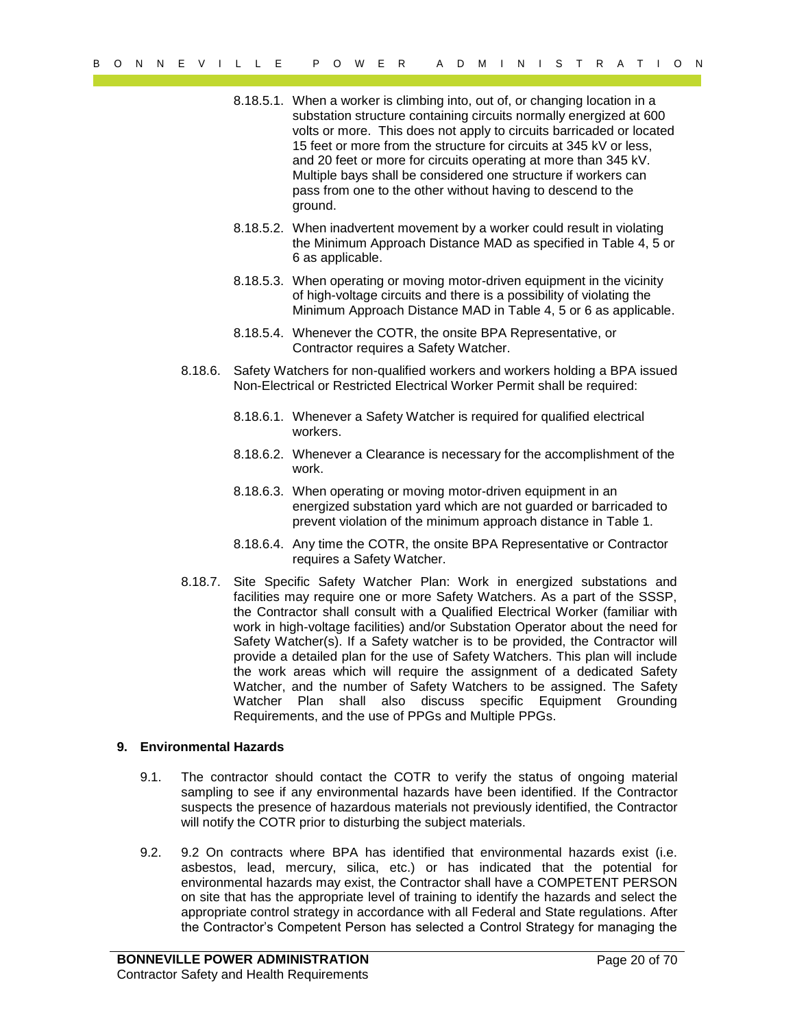8.18.5.1. When a worker is climbing into, out of, or changing location in a substation structure containing circuits normally energized at 600 volts or more. This does not apply to circuits barricaded or located 15 feet or more from the structure for circuits at 345 kV or less, and 20 feet or more for circuits operating at more than 345 kV. Multiple bays shall be considered one structure if workers can pass from one to the other without having to descend to the ground.

8.18.5.2. When inadvertent movement by a worker could result in violating the Minimum Approach Distance MAD as specified in Table 4, 5 or 6 as applicable.

8.18.5.3. When operating or moving motor-driven equipment in the vicinity of high-voltage circuits and there is a possibility of violating the Minimum Approach Distance MAD in Table 4, 5 or 6 as applicable.

8.18.5.4. Whenever the COTR, the onsite BPA Representative, or Contractor requires a Safety Watcher.

8.18.6. Safety Watchers for non-qualified workers and workers holding a BPA issued Non-Electrical or Restricted Electrical Worker Permit shall be required:

8.18.6.1. Whenever a Safety Watcher is required for qualified electrical workers.

8.18.6.2. Whenever a Clearance is necessary for the accomplishment of the work.

8.18.6.3. When operating or moving motor-driven equipment in an energized substation yard which are not guarded or barricaded to prevent violation of the minimum approach distance in Table 1.

8.18.6.4. Any time the COTR, the onsite BPA Representative or Contractor requires a Safety Watcher.

8.18.7. Site Specific Safety Watcher Plan: Work in energized substations and facilities may require one or more Safety Watchers. As a part of the SSSP, the Contractor shall consult with a Qualified Electrical Worker (familiar with work in high-voltage facilities) and/or Substation Operator about the need for Safety Watcher(s). If a Safety watcher is to be provided, the Contractor will provide a detailed plan for the use of Safety Watchers. This plan will include the work areas which will require the assignment of a dedicated Safety Watcher, and the number of Safety Watchers to be assigned. The Safety Watcher Plan shall also discuss specific Equipment Grounding Requirements, and the use of PPGs and Multiple PPGs.

## 9. Environmental Hazards

9.1. The contractor should contact the COTR to verify the status of ongoing material sampling to see if any environmental hazards have been identified. If the Contractor suspects the presence of hazardous materials not previously identified, the Contractor will notify the COTR prior to disturbing the subject materials.

9.2. 9.2 On contracts where BPA has identified that environmental hazards exist (i.e. asbestos, lead, mercury, silica, etc.) or has indicated that the potential for environmental hazards may exist, the Contractor shall have a COMPETENT PERSON on site that has the appropriate level of training to identify the hazards and select the appropriate control strategy in accordance with all Federal and State regulations. After the Contractor's Competent Person has selected a Control Strategy for managing the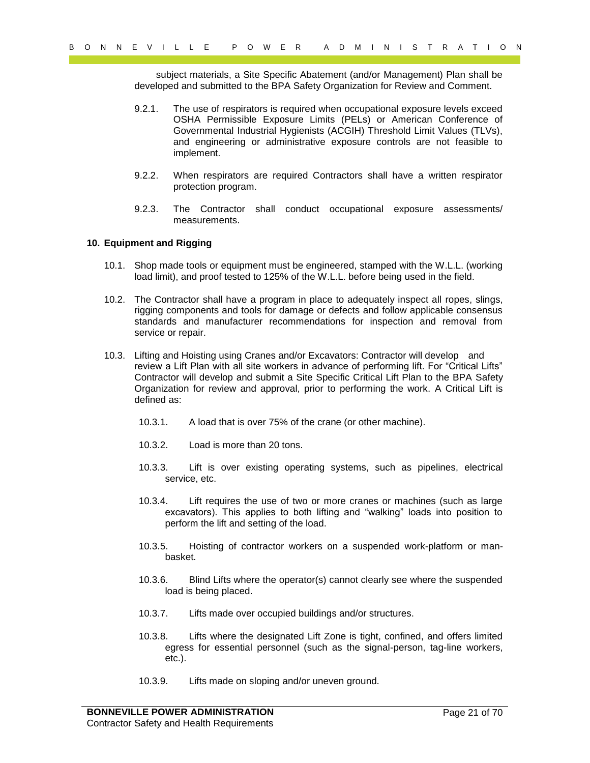subject materials, a Site Specific Abatement (and/or Management) Plan shall be developed and submitted to the BPA Safety Organization for Review and Comment.

- 9.2.1. The use of respirators is required when occupational exposure levels exceed OSHA Permissible Exposure Limits (PELs) or American Conference of Governmental Industrial Hygienists (ACGIH) Threshold Limit Values (TLVs), and engineering or administrative exposure controls are not feasible to implement.
- 9.2.2. When respirators are required Contractors shall have a written respirator protection program.
- 9.2.3. The Contractor shall conduct occupational exposure assessments/ measurements.

**10. Equipment and Rigging**

- 10.1. Shop made tools or equipment must be engineered, stamped with the W.L.L. (working load limit), and proof tested to 125% of the W.L.L. before being used in the field.
- 10.2. The Contractor shall have a program in place to adequately inspect all ropes, slings, rigging components and tools for damage or defects and follow applicable consensus standards and manufacturer recommendations for inspection and removal from service or repair.
- 10.3. Lifting and Hoisting using Cranes and/or Excavators: Contractor will develop and review a Lift Plan with all site workers in advance of performing lift. For “Critical Lifts” Contractor will develop and submit a Site Specific Critical Lift Plan to the BPA Safety Organization for review and approval, prior to performing the work. A Critical Lift is defined as:
  - 10.3.1. A load that is over 75% of the crane (or other machine).
  - 10.3.2. Load is more than 20 tons.
  - 10.3.3. Lift is over existing operating systems, such as pipelines, electrical service, etc.
  - 10.3.4. Lift requires the use of two or more cranes or machines (such as large excavators). This applies to both lifting and “walking” loads into position to perform the lift and setting of the load.
  - 10.3.5. Hoisting of contractor workers on a suspended work-platform or man-basket.
  - 10.3.6. Blind Lifts where the operator(s) cannot clearly see where the suspended load is being placed.
  - 10.3.7. Lifts made over occupied buildings and/or structures.
  - 10.3.8. Lifts where the designated Lift Zone is tight, confined, and offers limited egress for essential personnel (such as the signal-person, tag-line workers, etc.).
  - 10.3.9. Lifts made on sloping and/or uneven ground.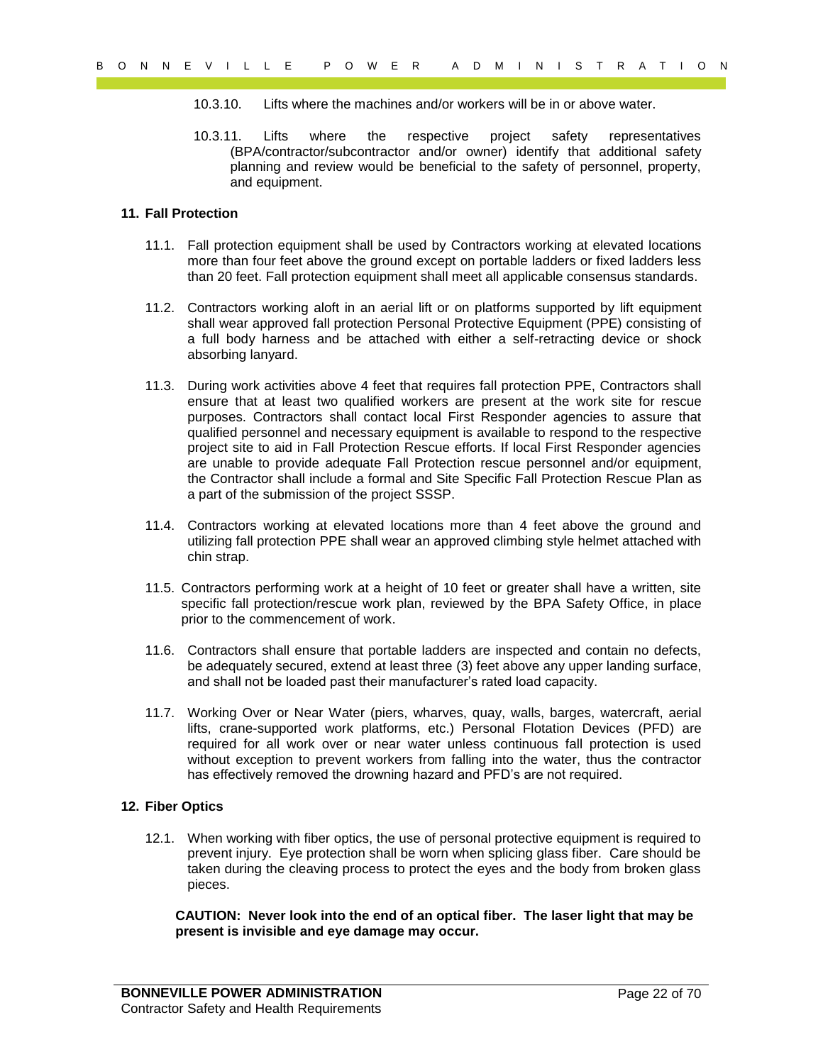10.3.10. Lifts where the machines and/or workers will be in or above water.

10.3.11. Lifts where the respective project safety representatives (BPA/contractor/subcontractor and/or owner) identify that additional safety planning and review would be beneficial to the safety of personnel, property, and equipment.

## 11. Fall Protection

11.1. Fall protection equipment shall be used by Contractors working at elevated locations more than four feet above the ground except on portable ladders or fixed ladders less than 20 feet. Fall protection equipment shall meet all applicable consensus standards.

11.2. Contractors working aloft in an aerial lift or on platforms supported by lift equipment shall wear approved fall protection Personal Protective Equipment (PPE) consisting of a full body harness and be attached with either a self-retracting device or shock absorbing lanyard.

11.3. During work activities above 4 feet that requires fall protection PPE, Contractors shall ensure that at least two qualified workers are present at the work site for rescue purposes. Contractors shall contact local First Responder agencies to assure that qualified personnel and necessary equipment is available to respond to the respective project site to aid in Fall Protection Rescue efforts. If local First Responder agencies are unable to provide adequate Fall Protection rescue personnel and/or equipment, the Contractor shall include a formal and Site Specific Fall Protection Rescue Plan as a part of the submission of the project SSSP.

11.4. Contractors working at elevated locations more than 4 feet above the ground and utilizing fall protection PPE shall wear an approved climbing style helmet attached with chin strap.

11.5. Contractors performing work at a height of 10 feet or greater shall have a written, site specific fall protection/rescue work plan, reviewed by the BPA Safety Office, in place prior to the commencement of work.

11.6. Contractors shall ensure that portable ladders are inspected and contain no defects, be adequately secured, extend at least three (3) feet above any upper landing surface, and shall not be loaded past their manufacturer's rated load capacity.

11.7. Working Over or Near Water (piers, wharves, quay, walls, barges, watercraft, aerial lifts, crane-supported work platforms, etc.) Personal Flotation Devices (PFD) are required for all work over or near water unless continuous fall protection is used without exception to prevent workers from falling into the water, thus the contractor has effectively removed the drowning hazard and PFD's are not required.

## 12. Fiber Optics

12.1. When working with fiber optics, the use of personal protective equipment is required to prevent injury. Eye protection shall be worn when splicing glass fiber. Care should be taken during the cleaving process to protect the eyes and the body from broken glass pieces.

**CAUTION: Never look into the end of an optical fiber. The laser light that may be present is invisible and eye damage may occur.**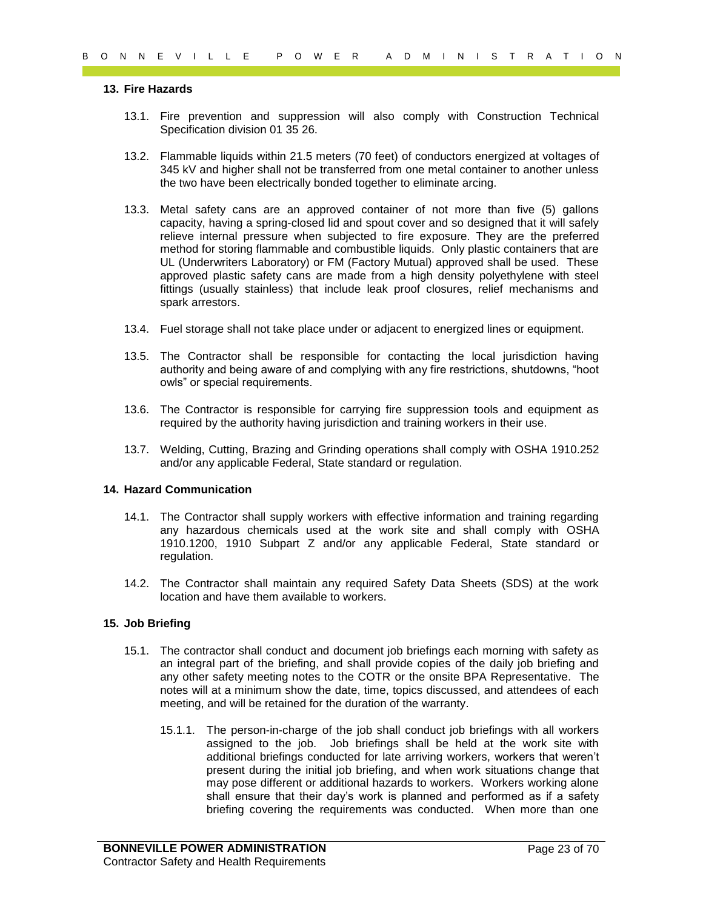## 13. Fire Hazards

13.1. Fire prevention and suppression will also comply with Construction Technical Specification division 01 35 26.

13.2. Flammable liquids within 21.5 meters (70 feet) of conductors energized at voltages of 345 kV and higher shall not be transferred from one metal container to another unless the two have been electrically bonded together to eliminate arcing.

13.3. Metal safety cans are an approved container of not more than five (5) gallons capacity, having a spring-closed lid and spout cover and so designed that it will safely relieve internal pressure when subjected to fire exposure. They are the preferred method for storing flammable and combustible liquids. Only plastic containers that are UL (Underwriters Laboratory) or FM (Factory Mutual) approved shall be used. These approved plastic safety cans are made from a high density polyethylene with steel fittings (usually stainless) that include leak proof closures, relief mechanisms and spark arrestors.

13.4. Fuel storage shall not take place under or adjacent to energized lines or equipment.

13.5. The Contractor shall be responsible for contacting the local jurisdiction having authority and being aware of and complying with any fire restrictions, shutdowns, "hoot owls" or special requirements.

13.6. The Contractor is responsible for carrying fire suppression tools and equipment as required by the authority having jurisdiction and training workers in their use.

13.7. Welding, Cutting, Brazing and Grinding operations shall comply with OSHA 1910.252 and/or any applicable Federal, State standard or regulation.

## 14. Hazard Communication

14.1. The Contractor shall supply workers with effective information and training regarding any hazardous chemicals used at the work site and shall comply with OSHA 1910.1200, 1910 Subpart Z and/or any applicable Federal, State standard or regulation.

14.2. The Contractor shall maintain any required Safety Data Sheets (SDS) at the work location and have them available to workers.

## 15. Job Briefing

15.1. The contractor shall conduct and document job briefings each morning with safety as an integral part of the briefing, and shall provide copies of the daily job briefing and any other safety meeting notes to the COTR or the onsite BPA Representative. The notes will at a minimum show the date, time, topics discussed, and attendees of each meeting, and will be retained for the duration of the warranty.

15.1.1. The person-in-charge of the job shall conduct job briefings with all workers assigned to the job. Job briefings shall be held at the work site with additional briefings conducted for late arriving workers, workers that weren't present during the initial job briefing, and when work situations change that may pose different or additional hazards to workers. Workers working alone shall ensure that their day's work is planned and performed as if a safety briefing covering the requirements was conducted. When more than one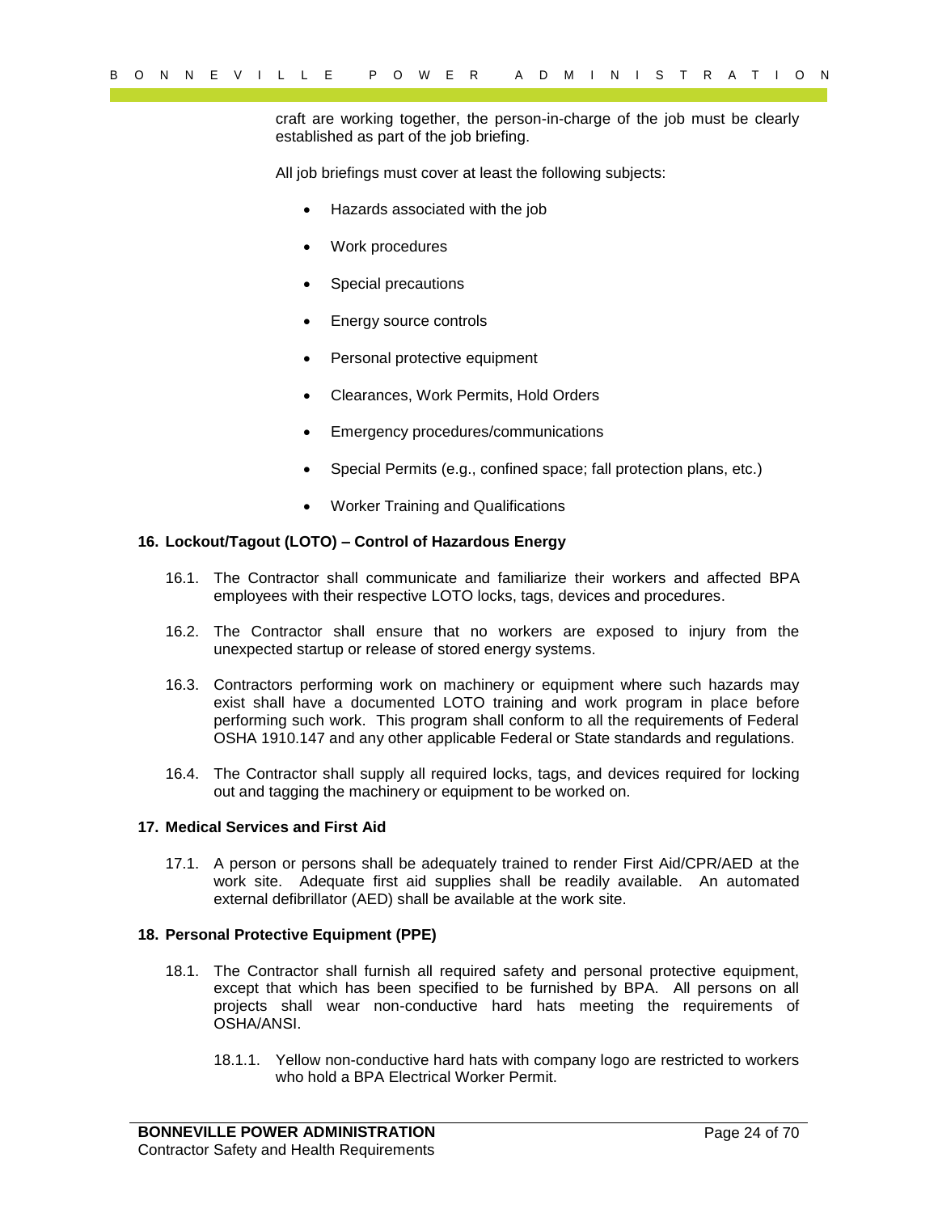craft are working together, the person-in-charge of the job must be clearly established as part of the job briefing.

All job briefings must cover at least the following subjects:

- Hazards associated with the job
- Work procedures
- Special precautions
- Energy source controls
- Personal protective equipment
- Clearances, Work Permits, Hold Orders
- Emergency procedures/communications
- Special Permits (e.g., confined space; fall protection plans, etc.)
- Worker Training and Qualifications

## 16. Lockout/Tagout (LOTO) – Control of Hazardous Energy

16.1. The Contractor shall communicate and familiarize their workers and affected BPA employees with their respective LOTO locks, tags, devices and procedures.

16.2. The Contractor shall ensure that no workers are exposed to injury from the unexpected startup or release of stored energy systems.

16.3. Contractors performing work on machinery or equipment where such hazards may exist shall have a documented LOTO training and work program in place before performing such work. This program shall conform to all the requirements of Federal OSHA 1910.147 and any other applicable Federal or State standards and regulations.

16.4. The Contractor shall supply all required locks, tags, and devices required for locking out and tagging the machinery or equipment to be worked on.

## 17. Medical Services and First Aid

17.1. A person or persons shall be adequately trained to render First Aid/CPR/AED at the work site. Adequate first aid supplies shall be readily available. An automated external defibrillator (AED) shall be available at the work site.

## 18. Personal Protective Equipment (PPE)

18.1. The Contractor shall furnish all required safety and personal protective equipment, except that which has been specified to be furnished by BPA. All persons on all projects shall wear non-conductive hard hats meeting the requirements of OSHA/ANSI.

18.1.1. Yellow non-conductive hard hats with company logo are restricted to workers who hold a BPA Electrical Worker Permit.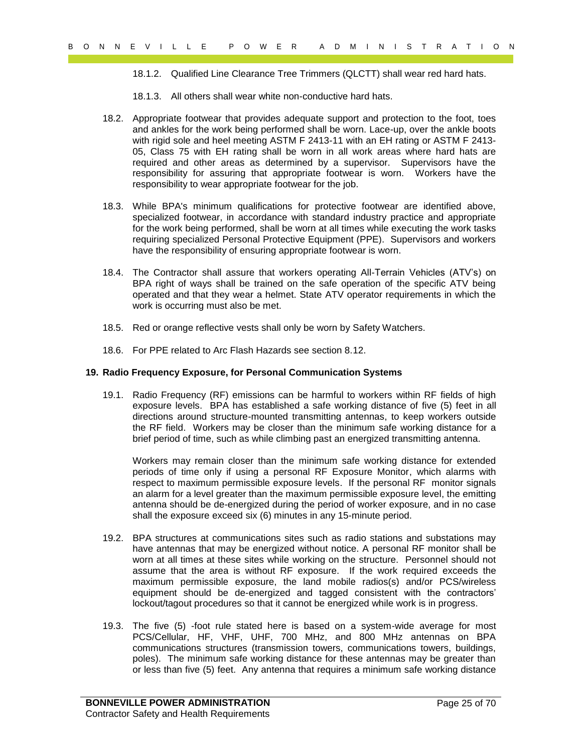18.1.2. Qualified Line Clearance Tree Trimmers (QLCTT) shall wear red hard hats.

18.1.3. All others shall wear white non-conductive hard hats.

18.2. Appropriate footwear that provides adequate support and protection to the foot, toes and ankles for the work being performed shall be worn. Lace-up, over the ankle boots with rigid sole and heel meeting ASTM F 2413-11 with an EH rating or ASTM F 2413-05, Class 75 with EH rating shall be worn in all work areas where hard hats are required and other areas as determined by a supervisor. Supervisors have the responsibility for assuring that appropriate footwear is worn. Workers have the responsibility to wear appropriate footwear for the job.

18.3. While BPA's minimum qualifications for protective footwear are identified above, specialized footwear, in accordance with standard industry practice and appropriate for the work being performed, shall be worn at all times while executing the work tasks requiring specialized Personal Protective Equipment (PPE). Supervisors and workers have the responsibility of ensuring appropriate footwear is worn.

18.4. The Contractor shall assure that workers operating All-Terrain Vehicles (ATV's) on BPA right of ways shall be trained on the safe operation of the specific ATV being operated and that they wear a helmet. State ATV operator requirements in which the work is occurring must also be met.

18.5. Red or orange reflective vests shall only be worn by Safety Watchers.

18.6. For PPE related to Arc Flash Hazards see section 8.12.

## 19. Radio Frequency Exposure, for Personal Communication Systems

19.1. Radio Frequency (RF) emissions can be harmful to workers within RF fields of high exposure levels. BPA has established a safe working distance of five (5) feet in all directions around structure-mounted transmitting antennas, to keep workers outside the RF field. Workers may be closer than the minimum safe working distance for a brief period of time, such as while climbing past an energized transmitting antenna.

Workers may remain closer than the minimum safe working distance for extended periods of time only if using a personal RF Exposure Monitor, which alarms with respect to maximum permissible exposure levels. If the personal RF monitor signals an alarm for a level greater than the maximum permissible exposure level, the emitting antenna should be de-energized during the period of worker exposure, and in no case shall the exposure exceed six (6) minutes in any 15-minute period.

19.2. BPA structures at communications sites such as radio stations and substations may have antennas that may be energized without notice. A personal RF monitor shall be worn at all times at these sites while working on the structure. Personnel should not assume that the area is without RF exposure. If the work required exceeds the maximum permissible exposure, the land mobile radios(s) and/or PCS/wireless equipment should be de-energized and tagged consistent with the contractors' lockout/tagout procedures so that it cannot be energized while work is in progress.

19.3. The five (5) -foot rule stated here is based on a system-wide average for most PCS/Cellular, HF, VHF, UHF, 700 MHz, and 800 MHz antennas on BPA communications structures (transmission towers, communications towers, buildings, poles). The minimum safe working distance for these antennas may be greater than or less than five (5) feet. Any antenna that requires a minimum safe working distance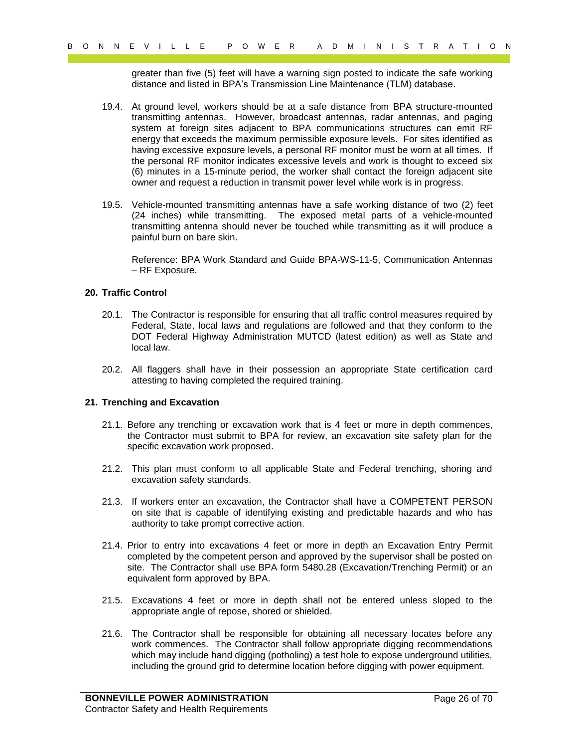greater than five (5) feet will have a warning sign posted to indicate the safe working distance and listed in BPA's Transmission Line Maintenance (TLM) database.

19.4. At ground level, workers should be at a safe distance from BPA structure-mounted transmitting antennas. However, broadcast antennas, radar antennas, and paging system at foreign sites adjacent to BPA communications structures can emit RF energy that exceeds the maximum permissible exposure levels. For sites identified as having excessive exposure levels, a personal RF monitor must be worn at all times. If the personal RF monitor indicates excessive levels and work is thought to exceed six (6) minutes in a 15-minute period, the worker shall contact the foreign adjacent site owner and request a reduction in transmit power level while work is in progress.

19.5. Vehicle-mounted transmitting antennas have a safe working distance of two (2) feet (24 inches) while transmitting. The exposed metal parts of a vehicle-mounted transmitting antenna should never be touched while transmitting as it will produce a painful burn on bare skin.

Reference: BPA Work Standard and Guide BPA-WS-11-5, Communication Antennas – RF Exposure.

## 20. Traffic Control

20.1. The Contractor is responsible for ensuring that all traffic control measures required by Federal, State, local laws and regulations are followed and that they conform to the DOT Federal Highway Administration MUTCD (latest edition) as well as State and local law.

20.2. All flaggers shall have in their possession an appropriate State certification card attesting to having completed the required training.

## 21. Trenching and Excavation

21.1. Before any trenching or excavation work that is 4 feet or more in depth commences, the Contractor must submit to BPA for review, an excavation site safety plan for the specific excavation work proposed.

21.2. This plan must conform to all applicable State and Federal trenching, shoring and excavation safety standards.

21.3. If workers enter an excavation, the Contractor shall have a COMPETENT PERSON on site that is capable of identifying existing and predictable hazards and who has authority to take prompt corrective action.

21.4. Prior to entry into excavations 4 feet or more in depth an Excavation Entry Permit completed by the competent person and approved by the supervisor shall be posted on site. The Contractor shall use BPA form 5480.28 (Excavation/Trenching Permit) or an equivalent form approved by BPA.

21.5. Excavations 4 feet or more in depth shall not be entered unless sloped to the appropriate angle of repose, shored or shielded.

21.6. The Contractor shall be responsible for obtaining all necessary locates before any work commences. The Contractor shall follow appropriate digging recommendations which may include hand digging (potholing) a test hole to expose underground utilities, including the ground grid to determine location before digging with power equipment.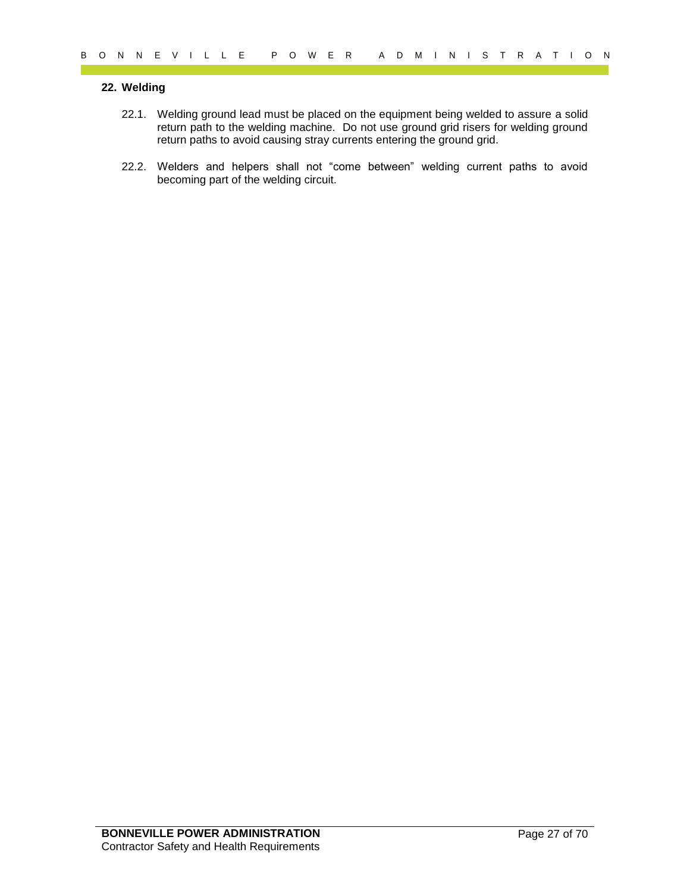## 22. Welding

22.1. Welding ground lead must be placed on the equipment being welded to assure a solid return path to the welding machine. Do not use ground grid risers for welding ground return paths to avoid causing stray currents entering the ground grid.

22.2. Welders and helpers shall not "come between" welding current paths to avoid becoming part of the welding circuit.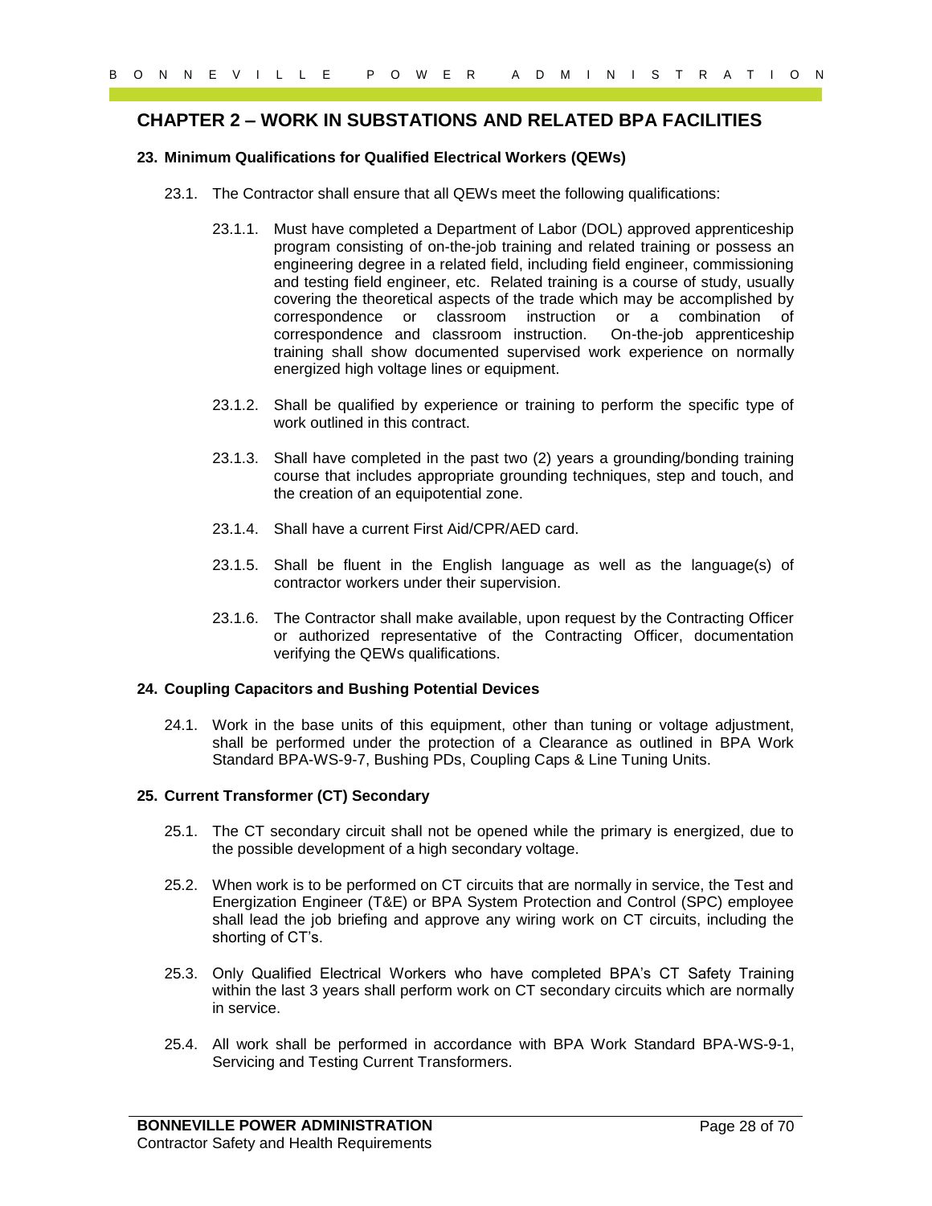## CHAPTER 2 – WORK IN SUBSTATIONS AND RELATED BPA FACILITIES

### 23. Minimum Qualifications for Qualified Electrical Workers (QEWs)

23.1. The Contractor shall ensure that all QEWs meet the following qualifications:

23.1.1. Must have completed a Department of Labor (DOL) approved apprenticeship program consisting of on-the-job training and related training or possess an engineering degree in a related field, including field engineer, commissioning and testing field engineer, etc. Related training is a course of study, usually covering the theoretical aspects of the trade which may be accomplished by correspondence or classroom instruction or a combination of correspondence and classroom instruction. On-the-job apprenticeship training shall show documented supervised work experience on normally energized high voltage lines or equipment.

23.1.2. Shall be qualified by experience or training to perform the specific type of work outlined in this contract.

23.1.3. Shall have completed in the past two (2) years a grounding/bonding training course that includes appropriate grounding techniques, step and touch, and the creation of an equipotential zone.

23.1.4. Shall have a current First Aid/CPR/AED card.

23.1.5. Shall be fluent in the English language as well as the language(s) of contractor workers under their supervision.

23.1.6. The Contractor shall make available, upon request by the Contracting Officer or authorized representative of the Contracting Officer, documentation verifying the QEWs qualifications.

### 24. Coupling Capacitors and Bushing Potential Devices

24.1. Work in the base units of this equipment, other than tuning or voltage adjustment, shall be performed under the protection of a Clearance as outlined in BPA Work Standard BPA-WS-9-7, Bushing PDs, Coupling Caps & Line Tuning Units.

### 25. Current Transformer (CT) Secondary

25.1. The CT secondary circuit shall not be opened while the primary is energized, due to the possible development of a high secondary voltage.

25.2. When work is to be performed on CT circuits that are normally in service, the Test and Energization Engineer (T&E) or BPA System Protection and Control (SPC) employee shall lead the job briefing and approve any wiring work on CT circuits, including the shorting of CT's.

25.3. Only Qualified Electrical Workers who have completed BPA's CT Safety Training within the last 3 years shall perform work on CT secondary circuits which are normally in service.

25.4. All work shall be performed in accordance with BPA Work Standard BPA-WS-9-1, Servicing and Testing Current Transformers.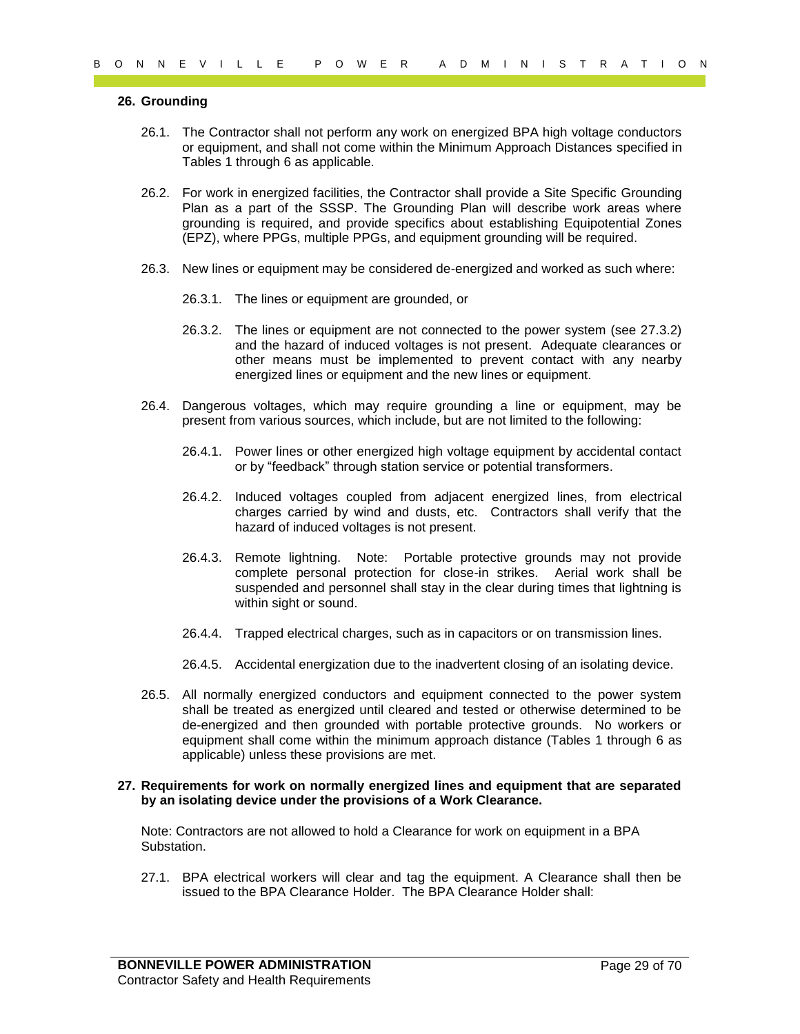## 26. Grounding

26.1. The Contractor shall not perform any work on energized BPA high voltage conductors or equipment, and shall not come within the Minimum Approach Distances specified in Tables 1 through 6 as applicable.

26.2. For work in energized facilities, the Contractor shall provide a Site Specific Grounding Plan as a part of the SSSP. The Grounding Plan will describe work areas where grounding is required, and provide specifics about establishing Equipotential Zones (EPZ), where PPGs, multiple PPGs, and equipment grounding will be required.

26.3. New lines or equipment may be considered de-energized and worked as such where:

26.3.1. The lines or equipment are grounded, or

26.3.2. The lines or equipment are not connected to the power system (see 27.3.2) and the hazard of induced voltages is not present. Adequate clearances or other means must be implemented to prevent contact with any nearby energized lines or equipment and the new lines or equipment.

26.4. Dangerous voltages, which may require grounding a line or equipment, may be present from various sources, which include, but are not limited to the following:

26.4.1. Power lines or other energized high voltage equipment by accidental contact or by "feedback" through station service or potential transformers.

26.4.2. Induced voltages coupled from adjacent energized lines, from electrical charges carried by wind and dusts, etc. Contractors shall verify that the hazard of induced voltages is not present.

26.4.3. Remote lightning. Note: Portable protective grounds may not provide complete personal protection for close-in strikes. Aerial work shall be suspended and personnel shall stay in the clear during times that lightning is within sight or sound.

26.4.4. Trapped electrical charges, such as in capacitors or on transmission lines.

26.4.5. Accidental energization due to the inadvertent closing of an isolating device.

26.5. All normally energized conductors and equipment connected to the power system shall be treated as energized until cleared and tested or otherwise determined to be de-energized and then grounded with portable protective grounds. No workers or equipment shall come within the minimum approach distance (Tables 1 through 6 as applicable) unless these provisions are met.

## 27. Requirements for work on normally energized lines and equipment that are separated by an isolating device under the provisions of a Work Clearance.

Note: Contractors are not allowed to hold a Clearance for work on equipment in a BPA Substation.

27.1. BPA electrical workers will clear and tag the equipment. A Clearance shall then be issued to the BPA Clearance Holder. The BPA Clearance Holder shall: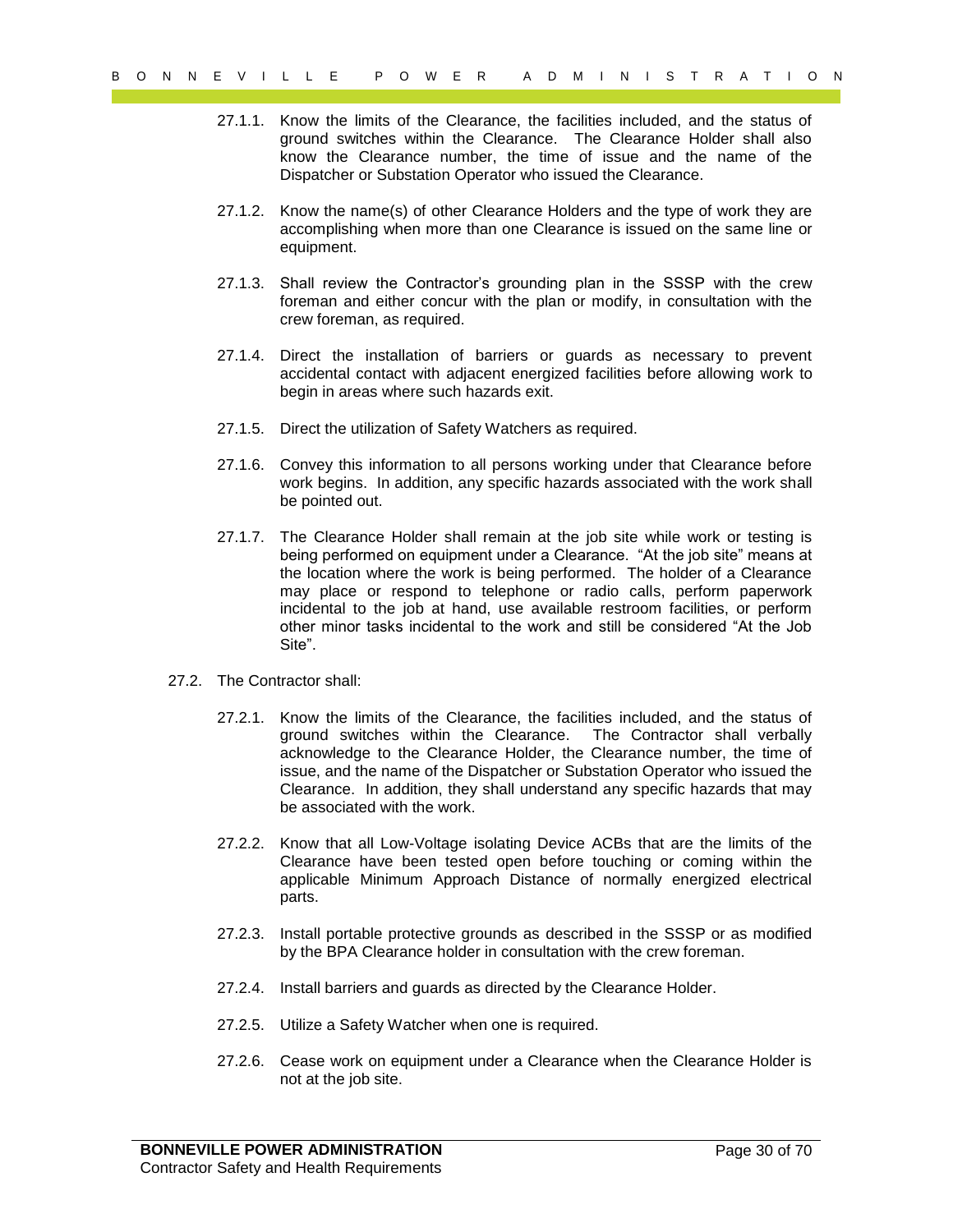27.1.1. Know the limits of the Clearance, the facilities included, and the status of ground switches within the Clearance. The Clearance Holder shall also know the Clearance number, the time of issue and the name of the Dispatcher or Substation Operator who issued the Clearance.

27.1.2. Know the name(s) of other Clearance Holders and the type of work they are accomplishing when more than one Clearance is issued on the same line or equipment.

27.1.3. Shall review the Contractor's grounding plan in the SSSP with the crew foreman and either concur with the plan or modify, in consultation with the crew foreman, as required.

27.1.4. Direct the installation of barriers or guards as necessary to prevent accidental contact with adjacent energized facilities before allowing work to begin in areas where such hazards exit.

27.1.5. Direct the utilization of Safety Watchers as required.

27.1.6. Convey this information to all persons working under that Clearance before work begins. In addition, any specific hazards associated with the work shall be pointed out.

27.1.7. The Clearance Holder shall remain at the job site while work or testing is being performed on equipment under a Clearance. "At the job site" means at the location where the work is being performed. The holder of a Clearance may place or respond to telephone or radio calls, perform paperwork incidental to the job at hand, use available restroom facilities, or perform other minor tasks incidental to the work and still be considered "At the Job Site".

27.2. The Contractor shall:

27.2.1. Know the limits of the Clearance, the facilities included, and the status of ground switches within the Clearance. The Contractor shall verbally acknowledge to the Clearance Holder, the Clearance number, the time of issue, and the name of the Dispatcher or Substation Operator who issued the Clearance. In addition, they shall understand any specific hazards that may be associated with the work.

27.2.2. Know that all Low-Voltage isolating Device ACBs that are the limits of the Clearance have been tested open before touching or coming within the applicable Minimum Approach Distance of normally energized electrical parts.

27.2.3. Install portable protective grounds as described in the SSSP or as modified by the BPA Clearance holder in consultation with the crew foreman.

27.2.4. Install barriers and guards as directed by the Clearance Holder.

27.2.5. Utilize a Safety Watcher when one is required.

27.2.6. Cease work on equipment under a Clearance when the Clearance Holder is not at the job site.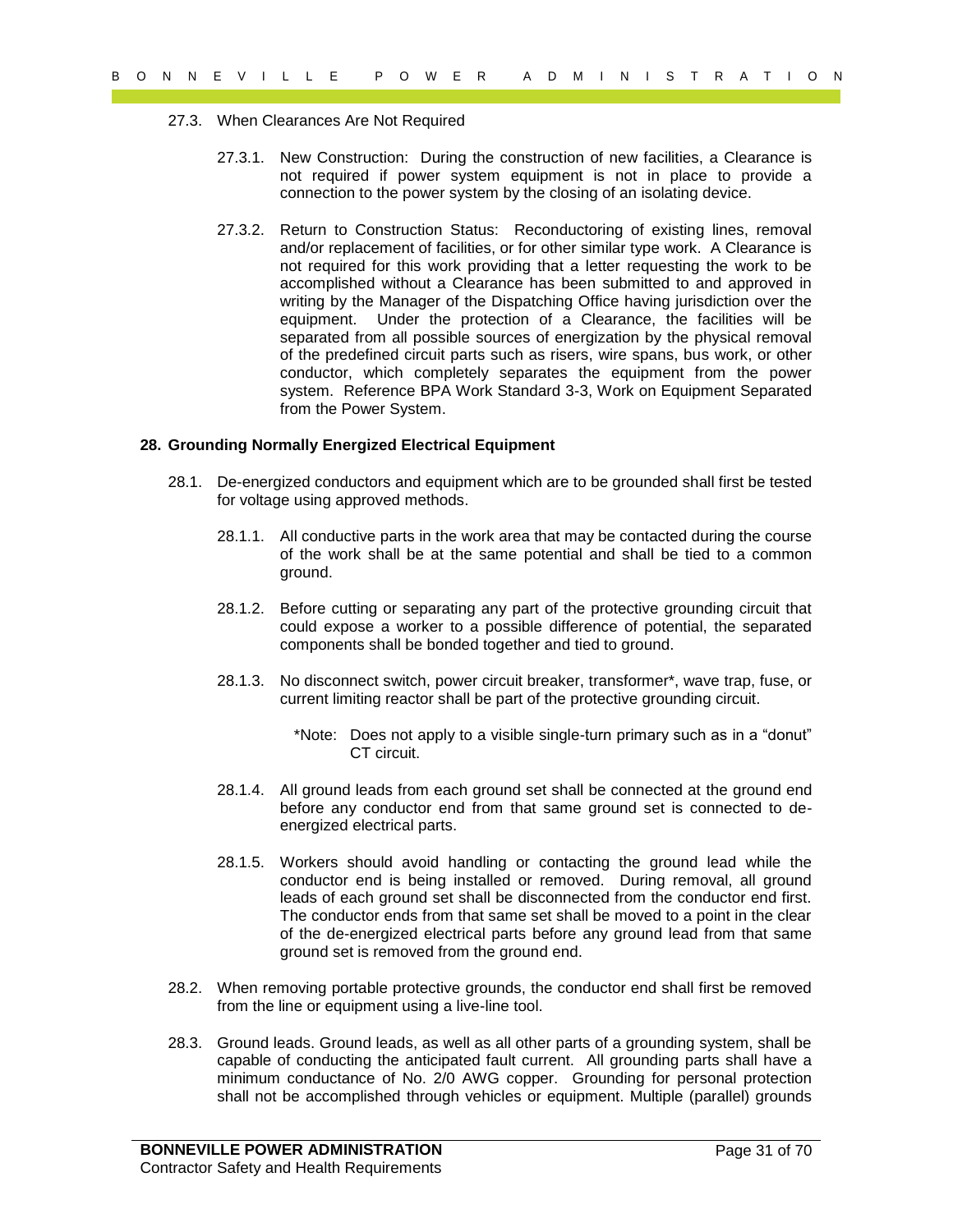27.3. When Clearances Are Not Required

27.3.1. New Construction: During the construction of new facilities, a Clearance is not required if power system equipment is not in place to provide a connection to the power system by the closing of an isolating device.

27.3.2. Return to Construction Status: Reconductoring of existing lines, removal and/or replacement of facilities, or for other similar type work. A Clearance is not required for this work providing that a letter requesting the work to be accomplished without a Clearance has been submitted to and approved in writing by the Manager of the Dispatching Office having jurisdiction over the equipment. Under the protection of a Clearance, the facilities will be separated from all possible sources of energization by the physical removal of the predefined circuit parts such as risers, wire spans, bus work, or other conductor, which completely separates the equipment from the power system. Reference BPA Work Standard 3-3, Work on Equipment Separated from the Power System.

## 28. Grounding Normally Energized Electrical Equipment

28.1. De-energized conductors and equipment which are to be grounded shall first be tested for voltage using approved methods.

28.1.1. All conductive parts in the work area that may be contacted during the course of the work shall be at the same potential and shall be tied to a common ground.

28.1.2. Before cutting or separating any part of the protective grounding circuit that could expose a worker to a possible difference of potential, the separated components shall be bonded together and tied to ground.

28.1.3. No disconnect switch, power circuit breaker, transformer*, wave trap, fuse, or current limiting reactor shall be part of the protective grounding circuit.

*Note: Does not apply to a visible single-turn primary such as in a "donut" CT circuit.

28.1.4. All ground leads from each ground set shall be connected at the ground end before any conductor end from that same ground set is connected to de-energized electrical parts.

28.1.5. Workers should avoid handling or contacting the ground lead while the conductor end is being installed or removed. During removal, all ground leads of each ground set shall be disconnected from the conductor end first. The conductor ends from that same set shall be moved to a point in the clear of the de-energized electrical parts before any ground lead from that same ground set is removed from the ground end.

28.2. When removing portable protective grounds, the conductor end shall first be removed from the line or equipment using a live-line tool.

28.3. Ground leads. Ground leads, as well as all other parts of a grounding system, shall be capable of conducting the anticipated fault current. All grounding parts shall have a minimum conductance of No. 2/0 AWG copper. Grounding for personal protection shall not be accomplished through vehicles or equipment. Multiple (parallel) grounds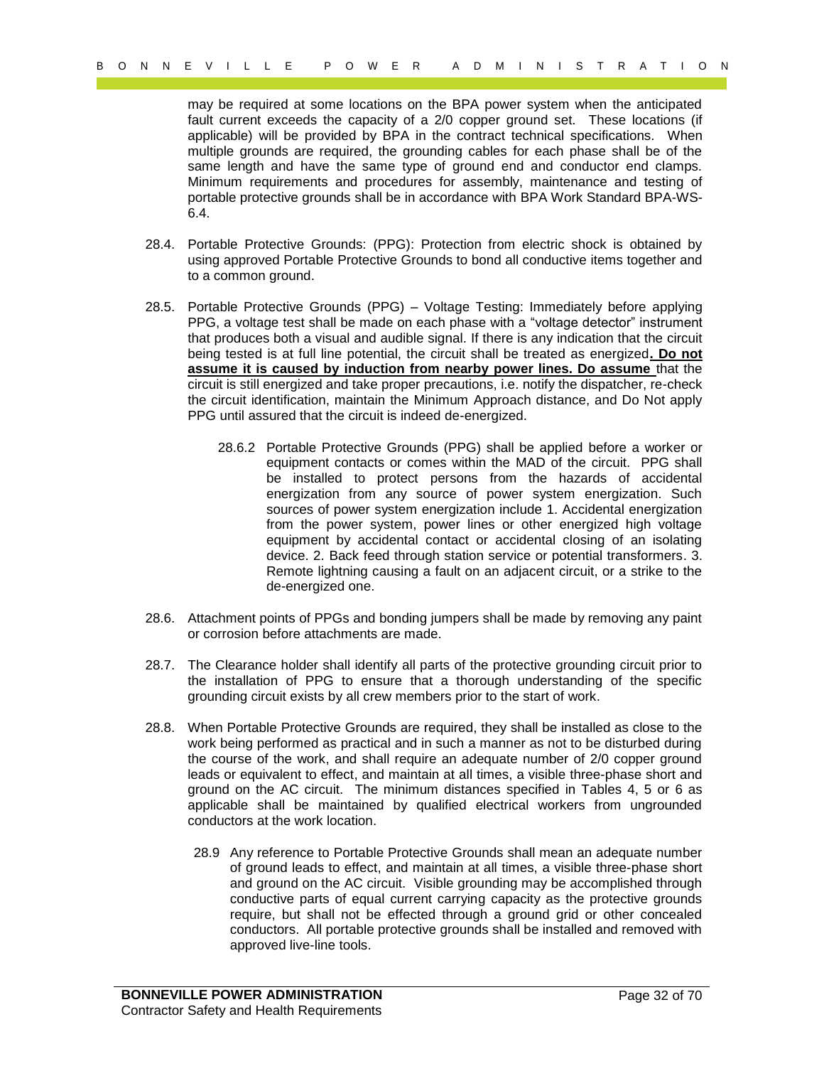may be required at some locations on the BPA power system when the anticipated fault current exceeds the capacity of a 2/0 copper ground set. These locations (if applicable) will be provided by BPA in the contract technical specifications. When multiple grounds are required, the grounding cables for each phase shall be of the same length and have the same type of ground end and conductor end clamps. Minimum requirements and procedures for assembly, maintenance and testing of portable protective grounds shall be in accordance with BPA Work Standard BPA-WS-6.4.

28.4. Portable Protective Grounds: (PPG): Protection from electric shock is obtained by using approved Portable Protective Grounds to bond all conductive items together and to a common ground.

28.5. Portable Protective Grounds (PPG) – Voltage Testing: Immediately before applying PPG, a voltage test shall be made on each phase with a "voltage detector" instrument that produces both a visual and audible signal. If there is any indication that the circuit being tested is at full line potential, the circuit shall be treated as energized**. Do not assume it is caused by induction from nearby power lines. Do assume** that the circuit is still energized and take proper precautions, i.e. notify the dispatcher, re-check the circuit identification, maintain the Minimum Approach distance, and Do Not apply PPG until assured that the circuit is indeed de-energized.

> 28.6.2 Portable Protective Grounds (PPG) shall be applied before a worker or equipment contacts or comes within the MAD of the circuit. PPG shall be installed to protect persons from the hazards of accidental energization from any source of power system energization. Such sources of power system energization include 1. Accidental energization from the power system, power lines or other energized high voltage equipment by accidental contact or accidental closing of an isolating device. 2. Back feed through station service or potential transformers. 3. Remote lightning causing a fault on an adjacent circuit, or a strike to the de-energized one.

28.6. Attachment points of PPGs and bonding jumpers shall be made by removing any paint or corrosion before attachments are made.

28.7. The Clearance holder shall identify all parts of the protective grounding circuit prior to the installation of PPG to ensure that a thorough understanding of the specific grounding circuit exists by all crew members prior to the start of work.

28.8. When Portable Protective Grounds are required, they shall be installed as close to the work being performed as practical and in such a manner as not to be disturbed during the course of the work, and shall require an adequate number of 2/0 copper ground leads or equivalent to effect, and maintain at all times, a visible three-phase short and ground on the AC circuit. The minimum distances specified in Tables 4, 5 or 6 as applicable shall be maintained by qualified electrical workers from ungrounded conductors at the work location.

> 28.9 Any reference to Portable Protective Grounds shall mean an adequate number of ground leads to effect, and maintain at all times, a visible three-phase short and ground on the AC circuit. Visible grounding may be accomplished through conductive parts of equal current carrying capacity as the protective grounds require, but shall not be effected through a ground grid or other concealed conductors. All portable protective grounds shall be installed and removed with approved live-line tools.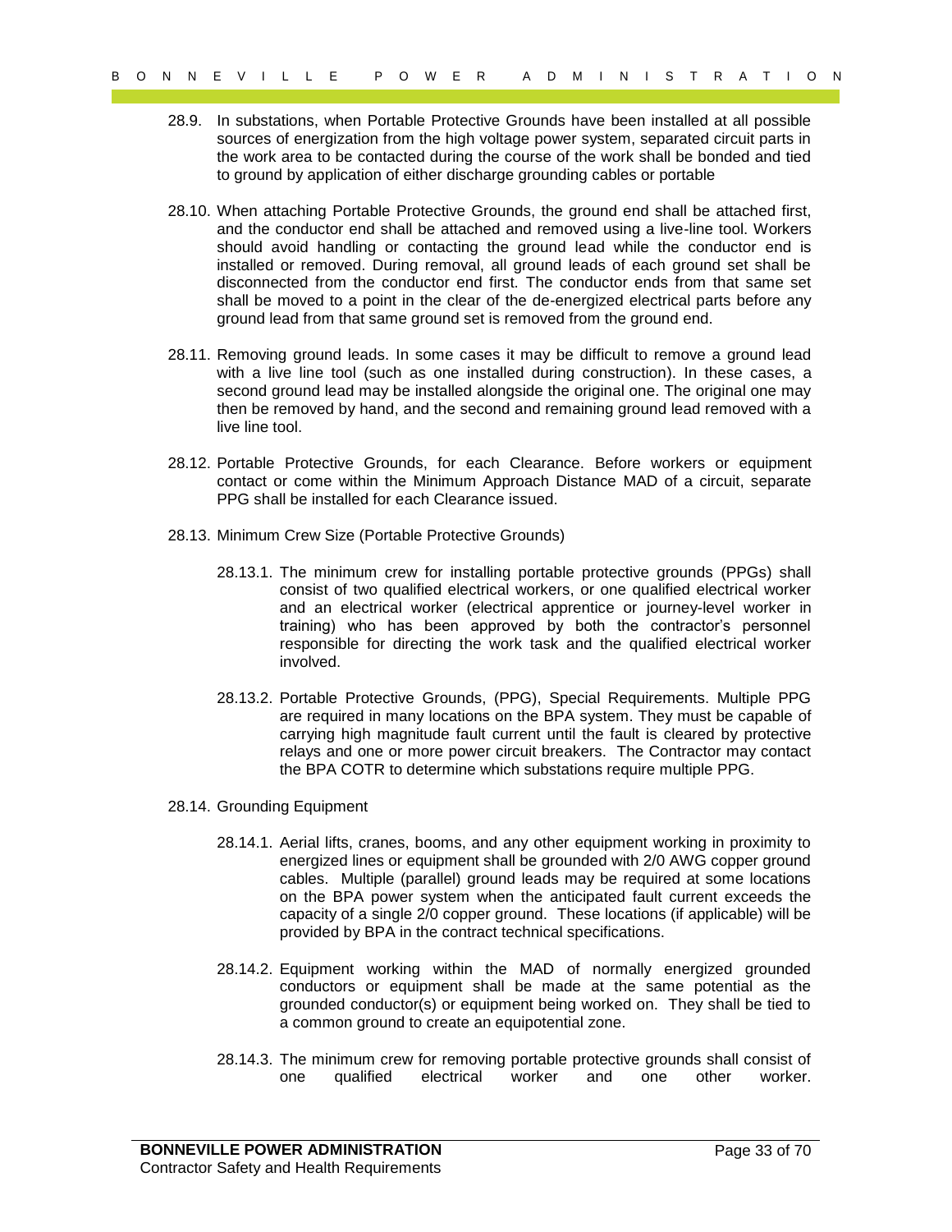28.9. In substations, when Portable Protective Grounds have been installed at all possible sources of energization from the high voltage power system, separated circuit parts in the work area to be contacted during the course of the work shall be bonded and tied to ground by application of either discharge grounding cables or portable

28.10. When attaching Portable Protective Grounds, the ground end shall be attached first, and the conductor end shall be attached and removed using a live-line tool. Workers should avoid handling or contacting the ground lead while the conductor end is installed or removed. During removal, all ground leads of each ground set shall be disconnected from the conductor end first. The conductor ends from that same set shall be moved to a point in the clear of the de-energized electrical parts before any ground lead from that same ground set is removed from the ground end.

28.11. Removing ground leads. In some cases it may be difficult to remove a ground lead with a live line tool (such as one installed during construction). In these cases, a second ground lead may be installed alongside the original one. The original one may then be removed by hand, and the second and remaining ground lead removed with a live line tool.

28.12. Portable Protective Grounds, for each Clearance. Before workers or equipment contact or come within the Minimum Approach Distance MAD of a circuit, separate PPG shall be installed for each Clearance issued.

28.13. Minimum Crew Size (Portable Protective Grounds)

28.13.1. The minimum crew for installing portable protective grounds (PPGs) shall consist of two qualified electrical workers, or one qualified electrical worker and an electrical worker (electrical apprentice or journey-level worker in training) who has been approved by both the contractor's personnel responsible for directing the work task and the qualified electrical worker involved.

28.13.2. Portable Protective Grounds, (PPG), Special Requirements. Multiple PPG are required in many locations on the BPA system. They must be capable of carrying high magnitude fault current until the fault is cleared by protective relays and one or more power circuit breakers. The Contractor may contact the BPA COTR to determine which substations require multiple PPG.

28.14. Grounding Equipment

28.14.1. Aerial lifts, cranes, booms, and any other equipment working in proximity to energized lines or equipment shall be grounded with 2/0 AWG copper ground cables. Multiple (parallel) ground leads may be required at some locations on the BPA power system when the anticipated fault current exceeds the capacity of a single 2/0 copper ground. These locations (if applicable) will be provided by BPA in the contract technical specifications.

28.14.2. Equipment working within the MAD of normally energized grounded conductors or equipment shall be made at the same potential as the grounded conductor(s) or equipment being worked on. They shall be tied to a common ground to create an equipotential zone.

28.14.3. The minimum crew for removing portable protective grounds shall consist of one qualified electrical worker and one other worker.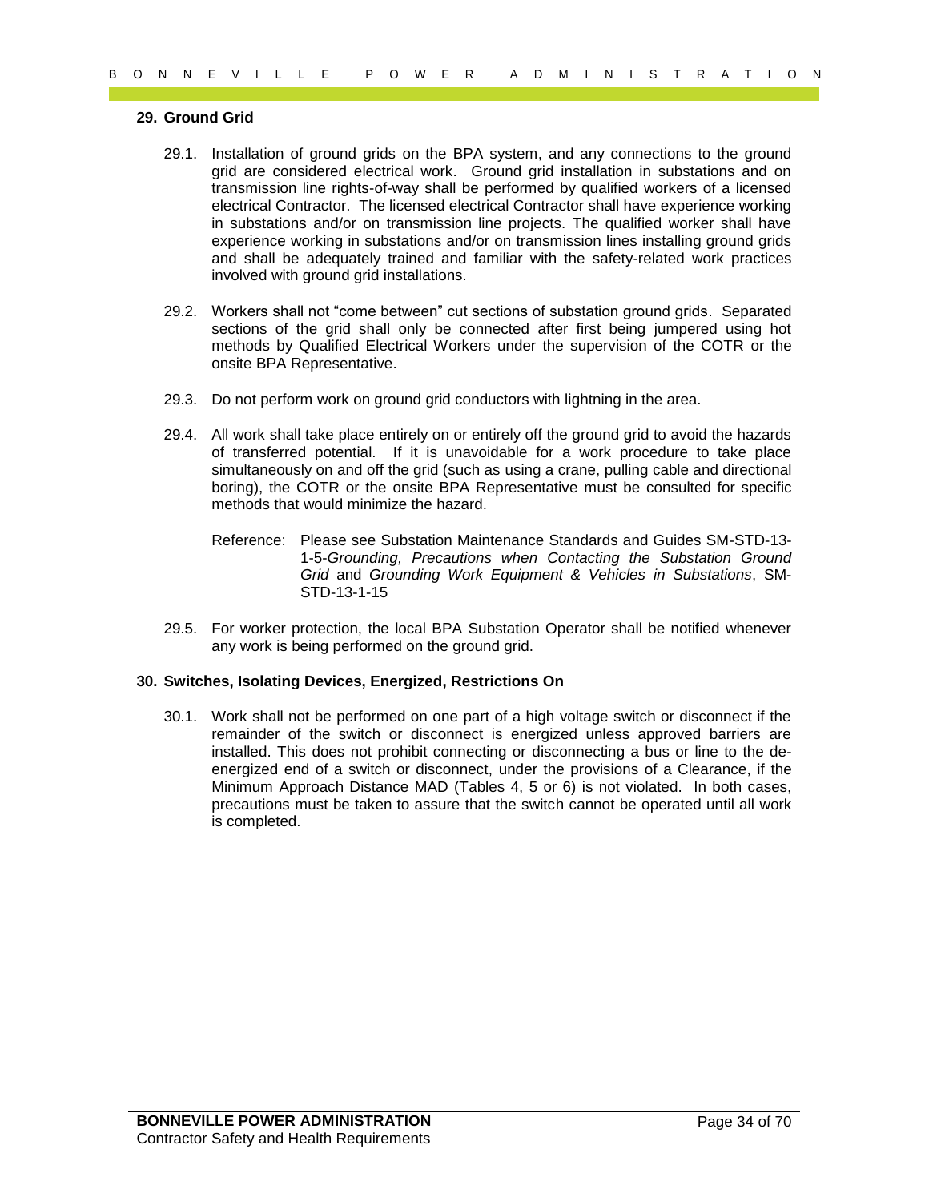## 29. Ground Grid

29.1. Installation of ground grids on the BPA system, and any connections to the ground grid are considered electrical work. Ground grid installation in substations and on transmission line rights-of-way shall be performed by qualified workers of a licensed electrical Contractor. The licensed electrical Contractor shall have experience working in substations and/or on transmission line projects. The qualified worker shall have experience working in substations and/or on transmission lines installing ground grids and shall be adequately trained and familiar with the safety-related work practices involved with ground grid installations.

29.2. Workers shall not "come between" cut sections of substation ground grids. Separated sections of the grid shall only be connected after first being jumpered using hot methods by Qualified Electrical Workers under the supervision of the COTR or the onsite BPA Representative.

29.3. Do not perform work on ground grid conductors with lightning in the area.

29.4. All work shall take place entirely on or entirely off the ground grid to avoid the hazards of transferred potential. If it is unavoidable for a work procedure to take place simultaneously on and off the grid (such as using a crane, pulling cable and directional boring), the COTR or the onsite BPA Representative must be consulted for specific methods that would minimize the hazard.

Reference: Please see Substation Maintenance Standards and Guides SM-STD-13-1-5-*Grounding, Precautions when Contacting the Substation Ground Grid* and *Grounding Work Equipment & Vehicles in Substations*, SM-STD-13-1-15

29.5. For worker protection, the local BPA Substation Operator shall be notified whenever any work is being performed on the ground grid.

## 30. Switches, Isolating Devices, Energized, Restrictions On

30.1. Work shall not be performed on one part of a high voltage switch or disconnect if the remainder of the switch or disconnect is energized unless approved barriers are installed. This does not prohibit connecting or disconnecting a bus or line to the de-energized end of a switch or disconnect, under the provisions of a Clearance, if the Minimum Approach Distance MAD (Tables 4, 5 or 6) is not violated. In both cases, precautions must be taken to assure that the switch cannot be operated until all work is completed.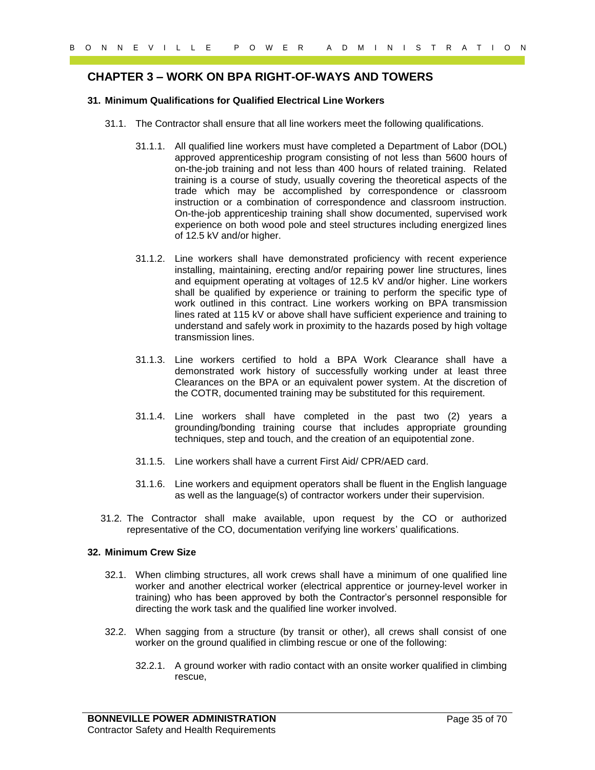## CHAPTER 3 – WORK ON BPA RIGHT-OF-WAYS AND TOWERS

### 31. Minimum Qualifications for Qualified Electrical Line Workers

31.1. The Contractor shall ensure that all line workers meet the following qualifications.

31.1.1. All qualified line workers must have completed a Department of Labor (DOL) approved apprenticeship program consisting of not less than 5600 hours of on-the-job training and not less than 400 hours of related training. Related training is a course of study, usually covering the theoretical aspects of the trade which may be accomplished by correspondence or classroom instruction or a combination of correspondence and classroom instruction. On-the-job apprenticeship training shall show documented, supervised work experience on both wood pole and steel structures including energized lines of 12.5 kV and/or higher.

31.1.2. Line workers shall have demonstrated proficiency with recent experience installing, maintaining, erecting and/or repairing power line structures, lines and equipment operating at voltages of 12.5 kV and/or higher. Line workers shall be qualified by experience or training to perform the specific type of work outlined in this contract. Line workers working on BPA transmission lines rated at 115 kV or above shall have sufficient experience and training to understand and safely work in proximity to the hazards posed by high voltage transmission lines.

31.1.3. Line workers certified to hold a BPA Work Clearance shall have a demonstrated work history of successfully working under at least three Clearances on the BPA or an equivalent power system. At the discretion of the COTR, documented training may be substituted for this requirement.

31.1.4. Line workers shall have completed in the past two (2) years a grounding/bonding training course that includes appropriate grounding techniques, step and touch, and the creation of an equipotential zone.

31.1.5. Line workers shall have a current First Aid/ CPR/AED card.

31.1.6. Line workers and equipment operators shall be fluent in the English language as well as the language(s) of contractor workers under their supervision.

31.2. The Contractor shall make available, upon request by the CO or authorized representative of the CO, documentation verifying line workers' qualifications.

### 32. Minimum Crew Size

32.1. When climbing structures, all work crews shall have a minimum of one qualified line worker and another electrical worker (electrical apprentice or journey-level worker in training) who has been approved by both the Contractor's personnel responsible for directing the work task and the qualified line worker involved.

32.2. When sagging from a structure (by transit or other), all crews shall consist of one worker on the ground qualified in climbing rescue or one of the following:

32.2.1. A ground worker with radio contact with an onsite worker qualified in climbing rescue,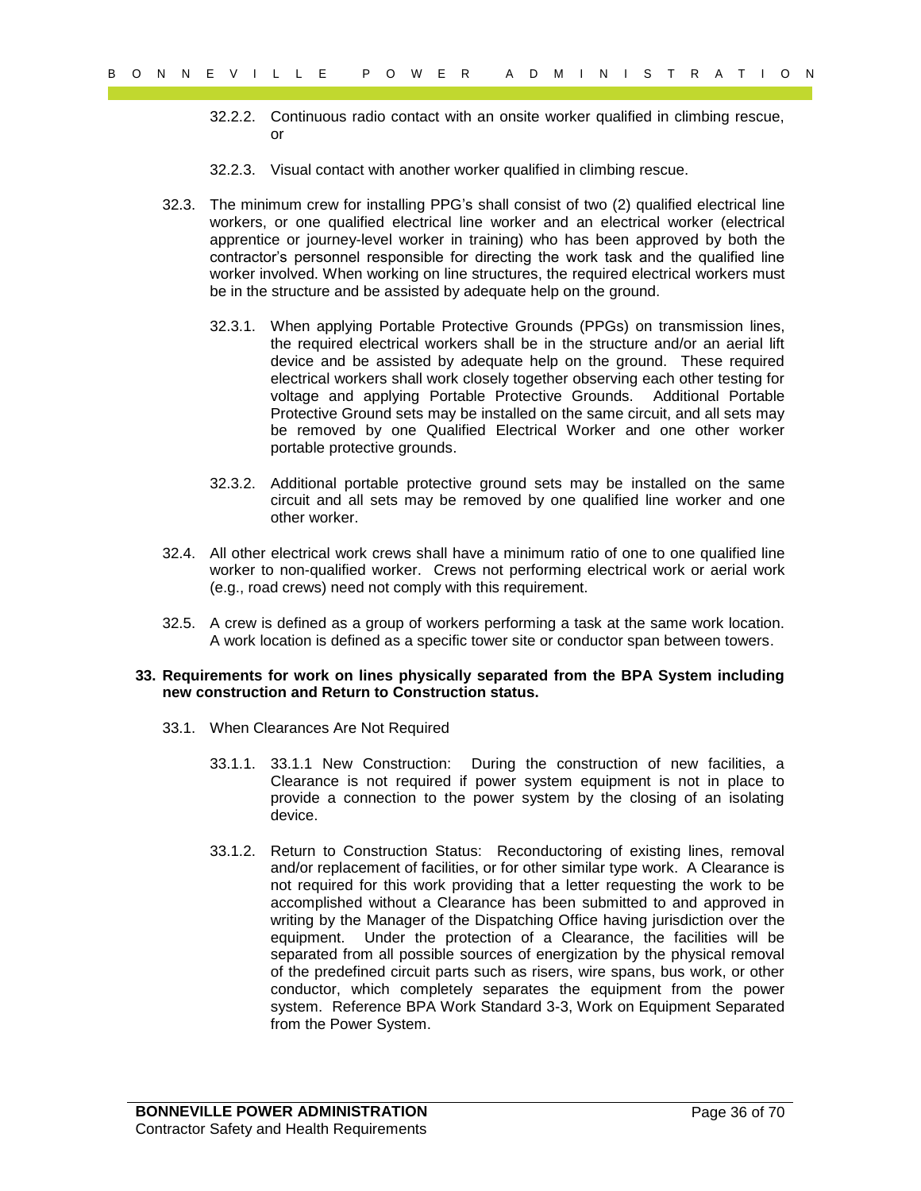32.2.2. Continuous radio contact with an onsite worker qualified in climbing rescue, or

32.2.3. Visual contact with another worker qualified in climbing rescue.

32.3. The minimum crew for installing PPG's shall consist of two (2) qualified electrical line workers, or one qualified electrical line worker and an electrical worker (electrical apprentice or journey-level worker in training) who has been approved by both the contractor's personnel responsible for directing the work task and the qualified line worker involved. When working on line structures, the required electrical workers must be in the structure and be assisted by adequate help on the ground.

32.3.1. When applying Portable Protective Grounds (PPGs) on transmission lines, the required electrical workers shall be in the structure and/or an aerial lift device and be assisted by adequate help on the ground. These required electrical workers shall work closely together observing each other testing for voltage and applying Portable Protective Grounds. Additional Portable Protective Ground sets may be installed on the same circuit, and all sets may be removed by one Qualified Electrical Worker and one other worker portable protective grounds.

32.3.2. Additional portable protective ground sets may be installed on the same circuit and all sets may be removed by one qualified line worker and one other worker.

32.4. All other electrical work crews shall have a minimum ratio of one to one qualified line worker to non-qualified worker. Crews not performing electrical work or aerial work (e.g., road crews) need not comply with this requirement.

32.5. A crew is defined as a group of workers performing a task at the same work location. A work location is defined as a specific tower site or conductor span between towers.

**33. Requirements for work on lines physically separated from the BPA System including new construction and Return to Construction status.**

33.1. When Clearances Are Not Required

33.1.1. 33.1.1 New Construction: During the construction of new facilities, a Clearance is not required if power system equipment is not in place to provide a connection to the power system by the closing of an isolating device.

33.1.2. Return to Construction Status: Reconductoring of existing lines, removal and/or replacement of facilities, or for other similar type work. A Clearance is not required for this work providing that a letter requesting the work to be accomplished without a Clearance has been submitted to and approved in writing by the Manager of the Dispatching Office having jurisdiction over the equipment. Under the protection of a Clearance, the facilities will be separated from all possible sources of energization by the physical removal of the predefined circuit parts such as risers, wire spans, bus work, or other conductor, which completely separates the equipment from the power system. Reference BPA Work Standard 3-3, Work on Equipment Separated from the Power System.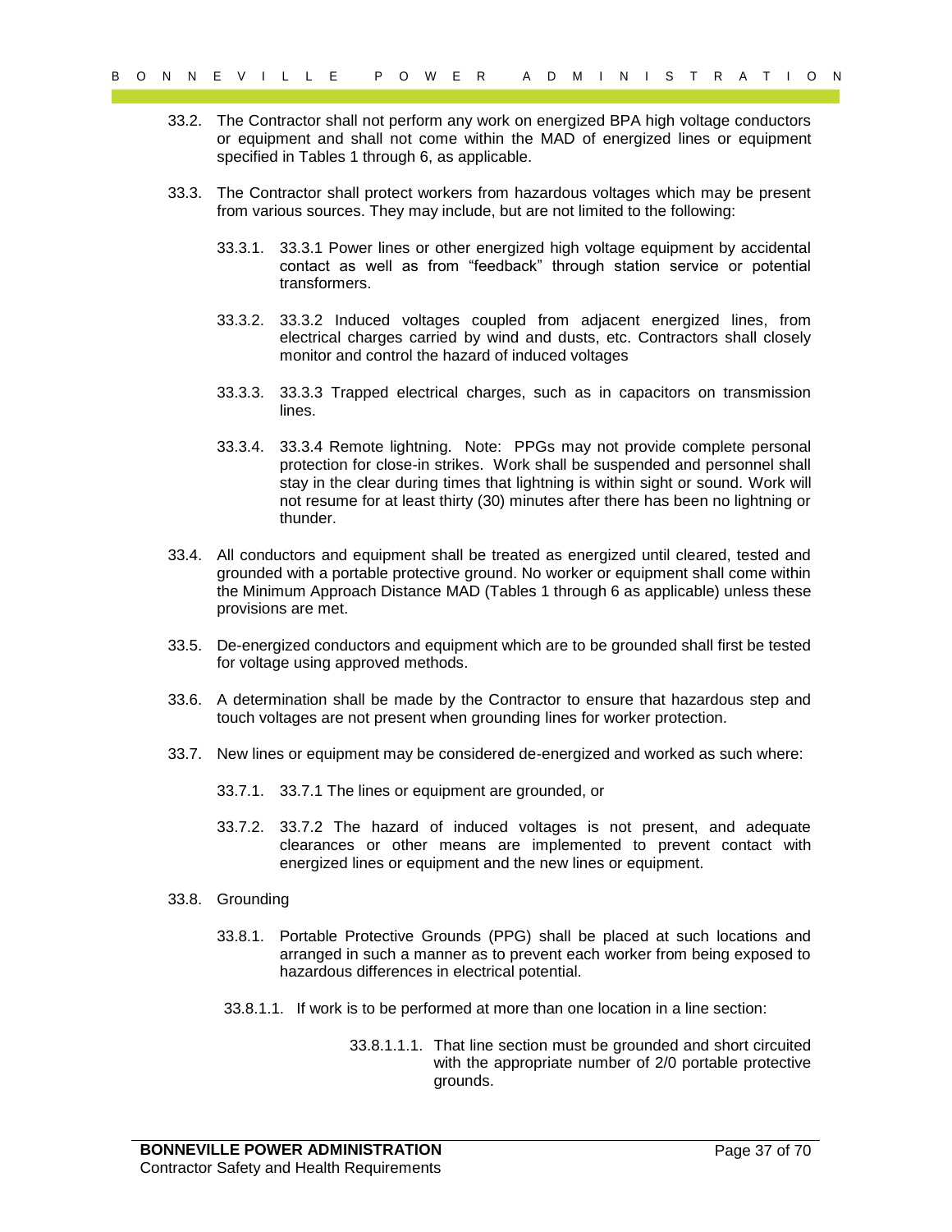33.2. The Contractor shall not perform any work on energized BPA high voltage conductors or equipment and shall not come within the MAD of energized lines or equipment specified in Tables 1 through 6, as applicable.

33.3. The Contractor shall protect workers from hazardous voltages which may be present from various sources. They may include, but are not limited to the following:

33.3.1. 33.3.1 Power lines or other energized high voltage equipment by accidental contact as well as from "feedback" through station service or potential transformers.

33.3.2. 33.3.2 Induced voltages coupled from adjacent energized lines, from electrical charges carried by wind and dusts, etc. Contractors shall closely monitor and control the hazard of induced voltages

33.3.3. 33.3.3 Trapped electrical charges, such as in capacitors on transmission lines.

33.3.4. 33.3.4 Remote lightning. Note: PPGs may not provide complete personal protection for close-in strikes. Work shall be suspended and personnel shall stay in the clear during times that lightning is within sight or sound. Work will not resume for at least thirty (30) minutes after there has been no lightning or thunder.

33.4. All conductors and equipment shall be treated as energized until cleared, tested and grounded with a portable protective ground. No worker or equipment shall come within the Minimum Approach Distance MAD (Tables 1 through 6 as applicable) unless these provisions are met.

33.5. De-energized conductors and equipment which are to be grounded shall first be tested for voltage using approved methods.

33.6. A determination shall be made by the Contractor to ensure that hazardous step and touch voltages are not present when grounding lines for worker protection.

33.7. New lines or equipment may be considered de-energized and worked as such where:

33.7.1. 33.7.1 The lines or equipment are grounded, or

33.7.2. 33.7.2 The hazard of induced voltages is not present, and adequate clearances or other means are implemented to prevent contact with energized lines or equipment and the new lines or equipment.

33.8. Grounding

33.8.1. Portable Protective Grounds (PPG) shall be placed at such locations and arranged in such a manner as to prevent each worker from being exposed to hazardous differences in electrical potential.

33.8.1.1. If work is to be performed at more than one location in a line section:

33.8.1.1.1. That line section must be grounded and short circuited with the appropriate number of 2/0 portable protective grounds.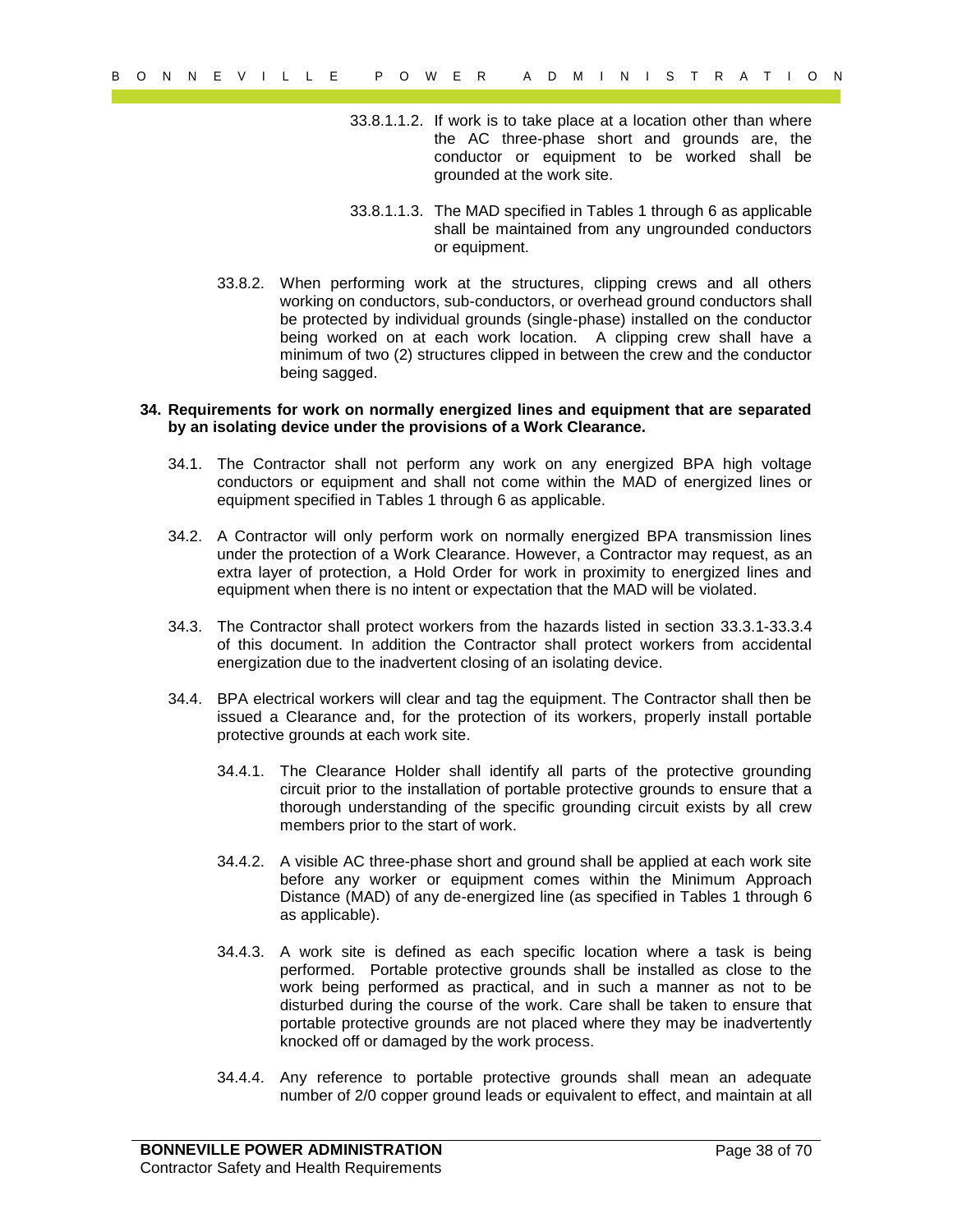33.8.1.1.2. If work is to take place at a location other than where the AC three-phase short and grounds are, the conductor or equipment to be worked shall be grounded at the work site.

33.8.1.1.3. The MAD specified in Tables 1 through 6 as applicable shall be maintained from any ungrounded conductors or equipment.

33.8.2. When performing work at the structures, clipping crews and all others working on conductors, sub-conductors, or overhead ground conductors shall be protected by individual grounds (single-phase) installed on the conductor being worked on at each work location. A clipping crew shall have a minimum of two (2) structures clipped in between the crew and the conductor being sagged.

**34. Requirements for work on normally energized lines and equipment that are separated by an isolating device under the provisions of a Work Clearance.**

34.1. The Contractor shall not perform any work on any energized BPA high voltage conductors or equipment and shall not come within the MAD of energized lines or equipment specified in Tables 1 through 6 as applicable.

34.2. A Contractor will only perform work on normally energized BPA transmission lines under the protection of a Work Clearance. However, a Contractor may request, as an extra layer of protection, a Hold Order for work in proximity to energized lines and equipment when there is no intent or expectation that the MAD will be violated.

34.3. The Contractor shall protect workers from the hazards listed in section 33.3.1-33.3.4 of this document. In addition the Contractor shall protect workers from accidental energization due to the inadvertent closing of an isolating device.

34.4. BPA electrical workers will clear and tag the equipment. The Contractor shall then be issued a Clearance and, for the protection of its workers, properly install portable protective grounds at each work site.

34.4.1. The Clearance Holder shall identify all parts of the protective grounding circuit prior to the installation of portable protective grounds to ensure that a thorough understanding of the specific grounding circuit exists by all crew members prior to the start of work.

34.4.2. A visible AC three-phase short and ground shall be applied at each work site before any worker or equipment comes within the Minimum Approach Distance (MAD) of any de-energized line (as specified in Tables 1 through 6 as applicable).

34.4.3. A work site is defined as each specific location where a task is being performed. Portable protective grounds shall be installed as close to the work being performed as practical, and in such a manner as not to be disturbed during the course of the work. Care shall be taken to ensure that portable protective grounds are not placed where they may be inadvertently knocked off or damaged by the work process.

34.4.4. Any reference to portable protective grounds shall mean an adequate number of 2/0 copper ground leads or equivalent to effect, and maintain at all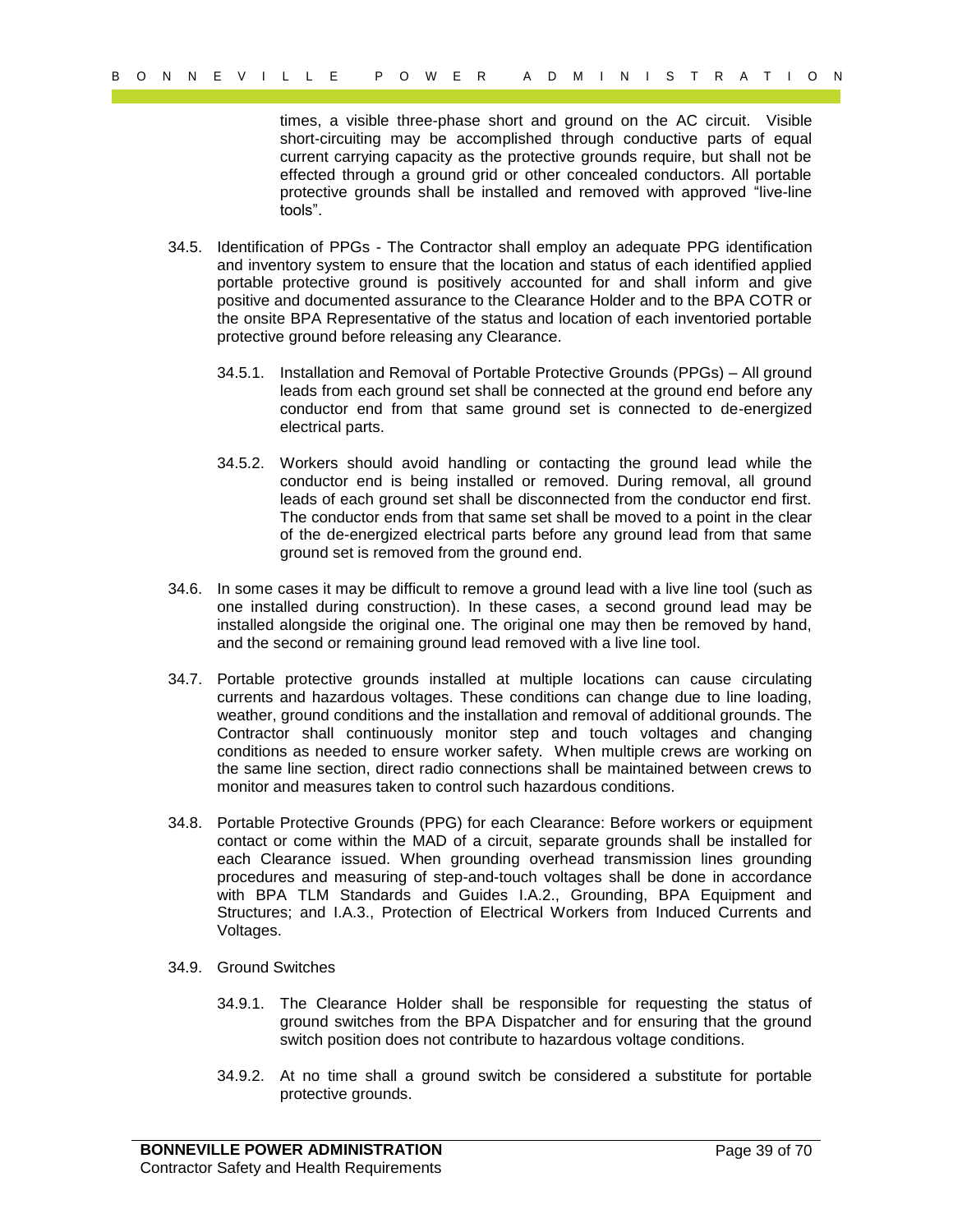times, a visible three-phase short and ground on the AC circuit. Visible short-circuiting may be accomplished through conductive parts of equal current carrying capacity as the protective grounds require, but shall not be effected through a ground grid or other concealed conductors. All portable protective grounds shall be installed and removed with approved "live-line tools".

34.5. Identification of PPGs - The Contractor shall employ an adequate PPG identification and inventory system to ensure that the location and status of each identified applied portable protective ground is positively accounted for and shall inform and give positive and documented assurance to the Clearance Holder and to the BPA COTR or the onsite BPA Representative of the status and location of each inventoried portable protective ground before releasing any Clearance.

34.5.1. Installation and Removal of Portable Protective Grounds (PPGs) – All ground leads from each ground set shall be connected at the ground end before any conductor end from that same ground set is connected to de-energized electrical parts.

34.5.2. Workers should avoid handling or contacting the ground lead while the conductor end is being installed or removed. During removal, all ground leads of each ground set shall be disconnected from the conductor end first. The conductor ends from that same set shall be moved to a point in the clear of the de-energized electrical parts before any ground lead from that same ground set is removed from the ground end.

34.6. In some cases it may be difficult to remove a ground lead with a live line tool (such as one installed during construction). In these cases, a second ground lead may be installed alongside the original one. The original one may then be removed by hand, and the second or remaining ground lead removed with a live line tool.

34.7. Portable protective grounds installed at multiple locations can cause circulating currents and hazardous voltages. These conditions can change due to line loading, weather, ground conditions and the installation and removal of additional grounds. The Contractor shall continuously monitor step and touch voltages and changing conditions as needed to ensure worker safety. When multiple crews are working on the same line section, direct radio connections shall be maintained between crews to monitor and measures taken to control such hazardous conditions.

34.8. Portable Protective Grounds (PPG) for each Clearance: Before workers or equipment contact or come within the MAD of a circuit, separate grounds shall be installed for each Clearance issued. When grounding overhead transmission lines grounding procedures and measuring of step-and-touch voltages shall be done in accordance with BPA TLM Standards and Guides I.A.2., Grounding, BPA Equipment and Structures; and I.A.3., Protection of Electrical Workers from Induced Currents and Voltages.

34.9. Ground Switches

34.9.1. The Clearance Holder shall be responsible for requesting the status of ground switches from the BPA Dispatcher and for ensuring that the ground switch position does not contribute to hazardous voltage conditions.

34.9.2. At no time shall a ground switch be considered a substitute for portable protective grounds.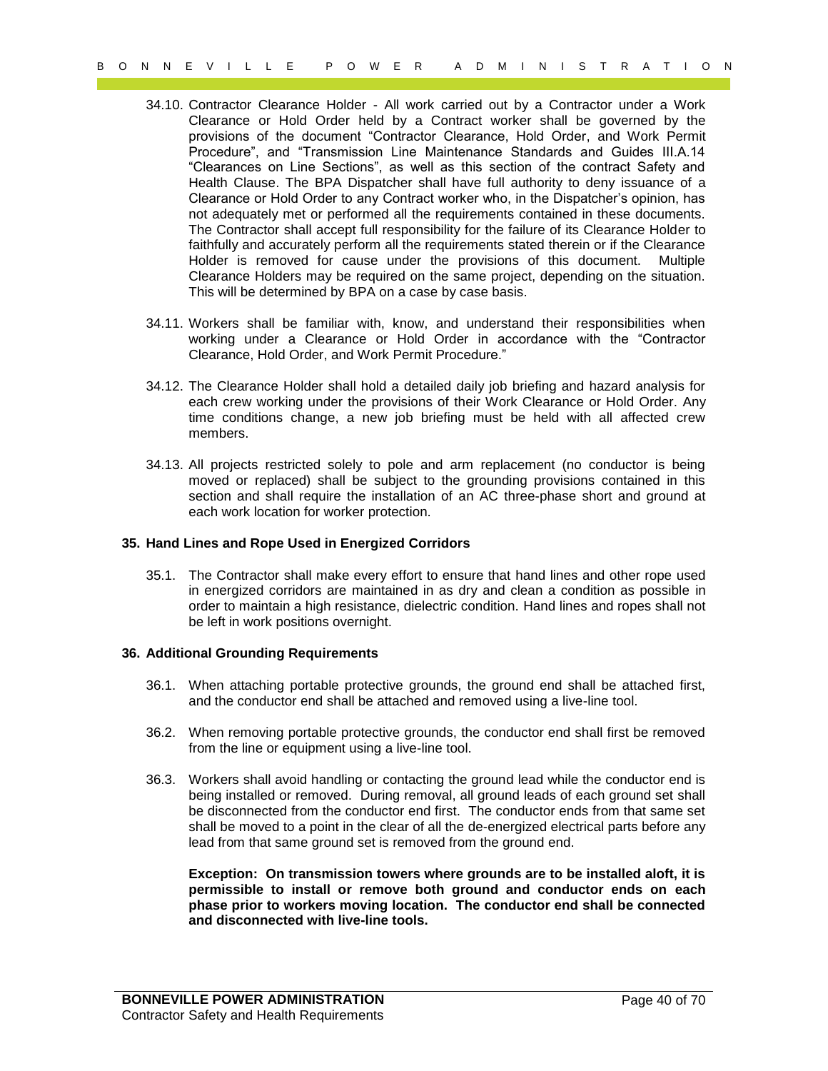34.10. Contractor Clearance Holder - All work carried out by a Contractor under a Work Clearance or Hold Order held by a Contract worker shall be governed by the provisions of the document "Contractor Clearance, Hold Order, and Work Permit Procedure", and "Transmission Line Maintenance Standards and Guides III.A.14 "Clearances on Line Sections", as well as this section of the contract Safety and Health Clause. The BPA Dispatcher shall have full authority to deny issuance of a Clearance or Hold Order to any Contract worker who, in the Dispatcher's opinion, has not adequately met or performed all the requirements contained in these documents. The Contractor shall accept full responsibility for the failure of its Clearance Holder to faithfully and accurately perform all the requirements stated therein or if the Clearance Holder is removed for cause under the provisions of this document. Multiple Clearance Holders may be required on the same project, depending on the situation. This will be determined by BPA on a case by case basis.

34.11. Workers shall be familiar with, know, and understand their responsibilities when working under a Clearance or Hold Order in accordance with the "Contractor Clearance, Hold Order, and Work Permit Procedure."

34.12. The Clearance Holder shall hold a detailed daily job briefing and hazard analysis for each crew working under the provisions of their Work Clearance or Hold Order. Any time conditions change, a new job briefing must be held with all affected crew members.

34.13. All projects restricted solely to pole and arm replacement (no conductor is being moved or replaced) shall be subject to the grounding provisions contained in this section and shall require the installation of an AC three-phase short and ground at each work location for worker protection.

## 35. Hand Lines and Rope Used in Energized Corridors

35.1. The Contractor shall make every effort to ensure that hand lines and other rope used in energized corridors are maintained in as dry and clean a condition as possible in order to maintain a high resistance, dielectric condition. Hand lines and ropes shall not be left in work positions overnight.

## 36. Additional Grounding Requirements

36.1. When attaching portable protective grounds, the ground end shall be attached first, and the conductor end shall be attached and removed using a live-line tool.

36.2. When removing portable protective grounds, the conductor end shall first be removed from the line or equipment using a live-line tool.

36.3. Workers shall avoid handling or contacting the ground lead while the conductor end is being installed or removed. During removal, all ground leads of each ground set shall be disconnected from the conductor end first. The conductor ends from that same set shall be moved to a point in the clear of all the de-energized electrical parts before any lead from that same ground set is removed from the ground end.

**Exception: On transmission towers where grounds are to be installed aloft, it is permissible to install or remove both ground and conductor ends on each phase prior to workers moving location. The conductor end shall be connected and disconnected with live-line tools.**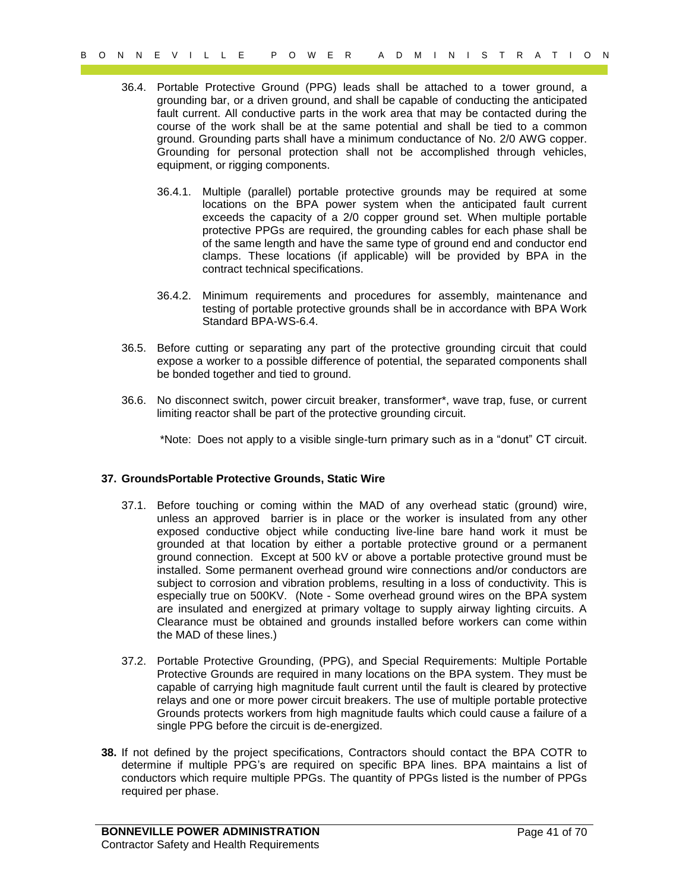36.4. Portable Protective Ground (PPG) leads shall be attached to a tower ground, a grounding bar, or a driven ground, and shall be capable of conducting the anticipated fault current. All conductive parts in the work area that may be contacted during the course of the work shall be at the same potential and shall be tied to a common ground. Grounding parts shall have a minimum conductance of No. 2/0 AWG copper. Grounding for personal protection shall not be accomplished through vehicles, equipment, or rigging components.

36.4.1. Multiple (parallel) portable protective grounds may be required at some locations on the BPA power system when the anticipated fault current exceeds the capacity of a 2/0 copper ground set. When multiple portable protective PPGs are required, the grounding cables for each phase shall be of the same length and have the same type of ground end and conductor end clamps. These locations (if applicable) will be provided by BPA in the contract technical specifications.

36.4.2. Minimum requirements and procedures for assembly, maintenance and testing of portable protective grounds shall be in accordance with BPA Work Standard BPA-WS-6.4.

36.5. Before cutting or separating any part of the protective grounding circuit that could expose a worker to a possible difference of potential, the separated components shall be bonded together and tied to ground.

36.6. No disconnect switch, power circuit breaker, transformer*, wave trap, fuse, or current limiting reactor shall be part of the protective grounding circuit.

*Note: Does not apply to a visible single-turn primary such as in a "donut" CT circuit.

**37. GroundsPortable Protective Grounds, Static Wire**

37.1. Before touching or coming within the MAD of any overhead static (ground) wire, unless an approved barrier is in place or the worker is insulated from any other exposed conductive object while conducting live-line bare hand work it must be grounded at that location by either a portable protective ground or a permanent ground connection. Except at 500 kV or above a portable protective ground must be installed. Some permanent overhead ground wire connections and/or conductors are subject to corrosion and vibration problems, resulting in a loss of conductivity. This is especially true on 500KV. (Note - Some overhead ground wires on the BPA system are insulated and energized at primary voltage to supply airway lighting circuits. A Clearance must be obtained and grounds installed before workers can come within the MAD of these lines.)

37.2. Portable Protective Grounding, (PPG), and Special Requirements: Multiple Portable Protective Grounds are required in many locations on the BPA system. They must be capable of carrying high magnitude fault current until the fault is cleared by protective relays and one or more power circuit breakers. The use of multiple portable protective Grounds protects workers from high magnitude faults which could cause a failure of a single PPG before the circuit is de-energized.

**38.** If not defined by the project specifications, Contractors should contact the BPA COTR to determine if multiple PPG's are required on specific BPA lines. BPA maintains a list of conductors which require multiple PPGs. The quantity of PPGs listed is the number of PPGs required per phase.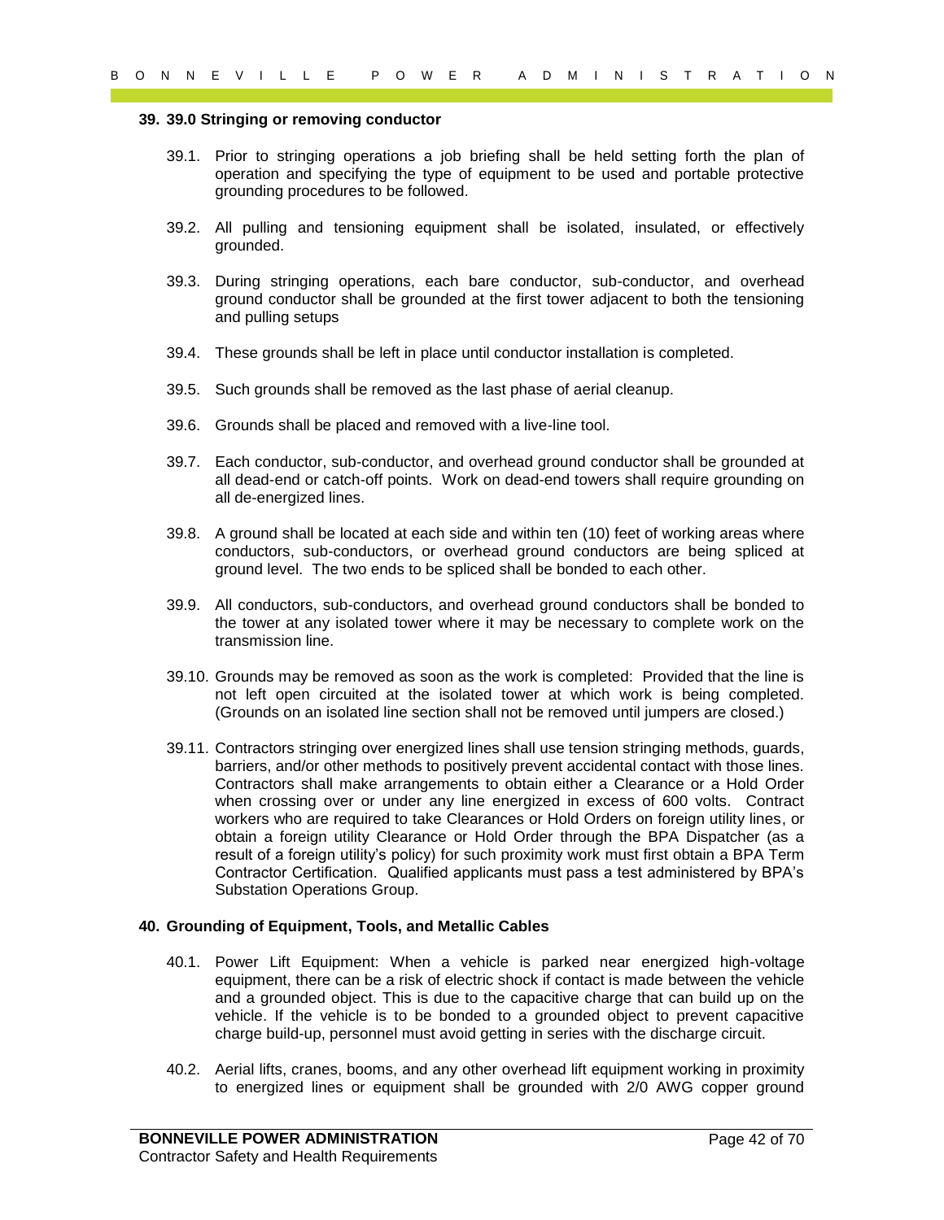## 39. 39.0 Stringing or removing conductor

39.1. Prior to stringing operations a job briefing shall be held setting forth the plan of operation and specifying the type of equipment to be used and portable protective grounding procedures to be followed.

39.2. All pulling and tensioning equipment shall be isolated, insulated, or effectively grounded.

39.3. During stringing operations, each bare conductor, sub-conductor, and overhead ground conductor shall be grounded at the first tower adjacent to both the tensioning and pulling setups

39.4. These grounds shall be left in place until conductor installation is completed.

39.5. Such grounds shall be removed as the last phase of aerial cleanup.

39.6. Grounds shall be placed and removed with a live-line tool.

39.7. Each conductor, sub-conductor, and overhead ground conductor shall be grounded at all dead-end or catch-off points. Work on dead-end towers shall require grounding on all de-energized lines.

39.8. A ground shall be located at each side and within ten (10) feet of working areas where conductors, sub-conductors, or overhead ground conductors are being spliced at ground level. The two ends to be spliced shall be bonded to each other.

39.9. All conductors, sub-conductors, and overhead ground conductors shall be bonded to the tower at any isolated tower where it may be necessary to complete work on the transmission line.

39.10. Grounds may be removed as soon as the work is completed: Provided that the line is not left open circuited at the isolated tower at which work is being completed. (Grounds on an isolated line section shall not be removed until jumpers are closed.)

39.11. Contractors stringing over energized lines shall use tension stringing methods, guards, barriers, and/or other methods to positively prevent accidental contact with those lines. Contractors shall make arrangements to obtain either a Clearance or a Hold Order when crossing over or under any line energized in excess of 600 volts. Contract workers who are required to take Clearances or Hold Orders on foreign utility lines, or obtain a foreign utility Clearance or Hold Order through the BPA Dispatcher (as a result of a foreign utility's policy) for such proximity work must first obtain a BPA Term Contractor Certification. Qualified applicants must pass a test administered by BPA's Substation Operations Group.

## 40. Grounding of Equipment, Tools, and Metallic Cables

40.1. Power Lift Equipment: When a vehicle is parked near energized high-voltage equipment, there can be a risk of electric shock if contact is made between the vehicle and a grounded object. This is due to the capacitive charge that can build up on the vehicle. If the vehicle is to be bonded to a grounded object to prevent capacitive charge build-up, personnel must avoid getting in series with the discharge circuit.

40.2. Aerial lifts, cranes, booms, and any other overhead lift equipment working in proximity to energized lines or equipment shall be grounded with 2/0 AWG copper ground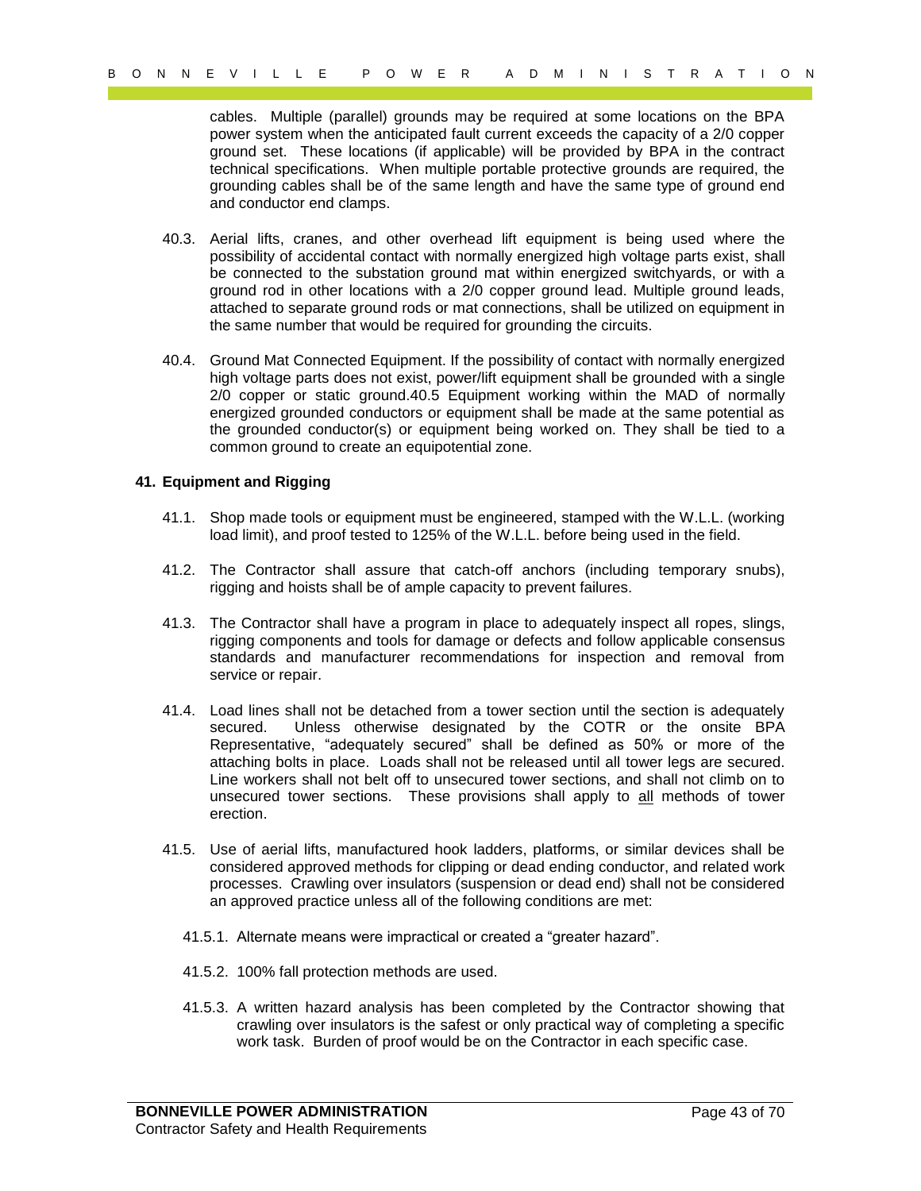cables. Multiple (parallel) grounds may be required at some locations on the BPA power system when the anticipated fault current exceeds the capacity of a 2/0 copper ground set. These locations (if applicable) will be provided by BPA in the contract technical specifications. When multiple portable protective grounds are required, the grounding cables shall be of the same length and have the same type of ground end and conductor end clamps.

40.3. Aerial lifts, cranes, and other overhead lift equipment is being used where the possibility of accidental contact with normally energized high voltage parts exist, shall be connected to the substation ground mat within energized switchyards, or with a ground rod in other locations with a 2/0 copper ground lead. Multiple ground leads, attached to separate ground rods or mat connections, shall be utilized on equipment in the same number that would be required for grounding the circuits.

40.4. Ground Mat Connected Equipment. If the possibility of contact with normally energized high voltage parts does not exist, power/lift equipment shall be grounded with a single 2/0 copper or static ground.40.5 Equipment working within the MAD of normally energized grounded conductors or equipment shall be made at the same potential as the grounded conductor(s) or equipment being worked on. They shall be tied to a common ground to create an equipotential zone.

**41. Equipment and Rigging**

41.1. Shop made tools or equipment must be engineered, stamped with the W.L.L. (working load limit), and proof tested to 125% of the W.L.L. before being used in the field.

41.2. The Contractor shall assure that catch-off anchors (including temporary snubs), rigging and hoists shall be of ample capacity to prevent failures.

41.3. The Contractor shall have a program in place to adequately inspect all ropes, slings, rigging components and tools for damage or defects and follow applicable consensus standards and manufacturer recommendations for inspection and removal from service or repair.

41.4. Load lines shall not be detached from a tower section until the section is adequately secured. Unless otherwise designated by the COTR or the onsite BPA Representative, "adequately secured" shall be defined as 50% or more of the attaching bolts in place. Loads shall not be released until all tower legs are secured. Line workers shall not belt off to unsecured tower sections, and shall not climb on to unsecured tower sections. These provisions shall apply to <u>all</u> methods of tower erection.

41.5. Use of aerial lifts, manufactured hook ladders, platforms, or similar devices shall be considered approved methods for clipping or dead ending conductor, and related work processes. Crawling over insulators (suspension or dead end) shall not be considered an approved practice unless all of the following conditions are met:

41.5.1. Alternate means were impractical or created a "greater hazard".

41.5.2. 100% fall protection methods are used.

41.5.3. A written hazard analysis has been completed by the Contractor showing that crawling over insulators is the safest or only practical way of completing a specific work task. Burden of proof would be on the Contractor in each specific case.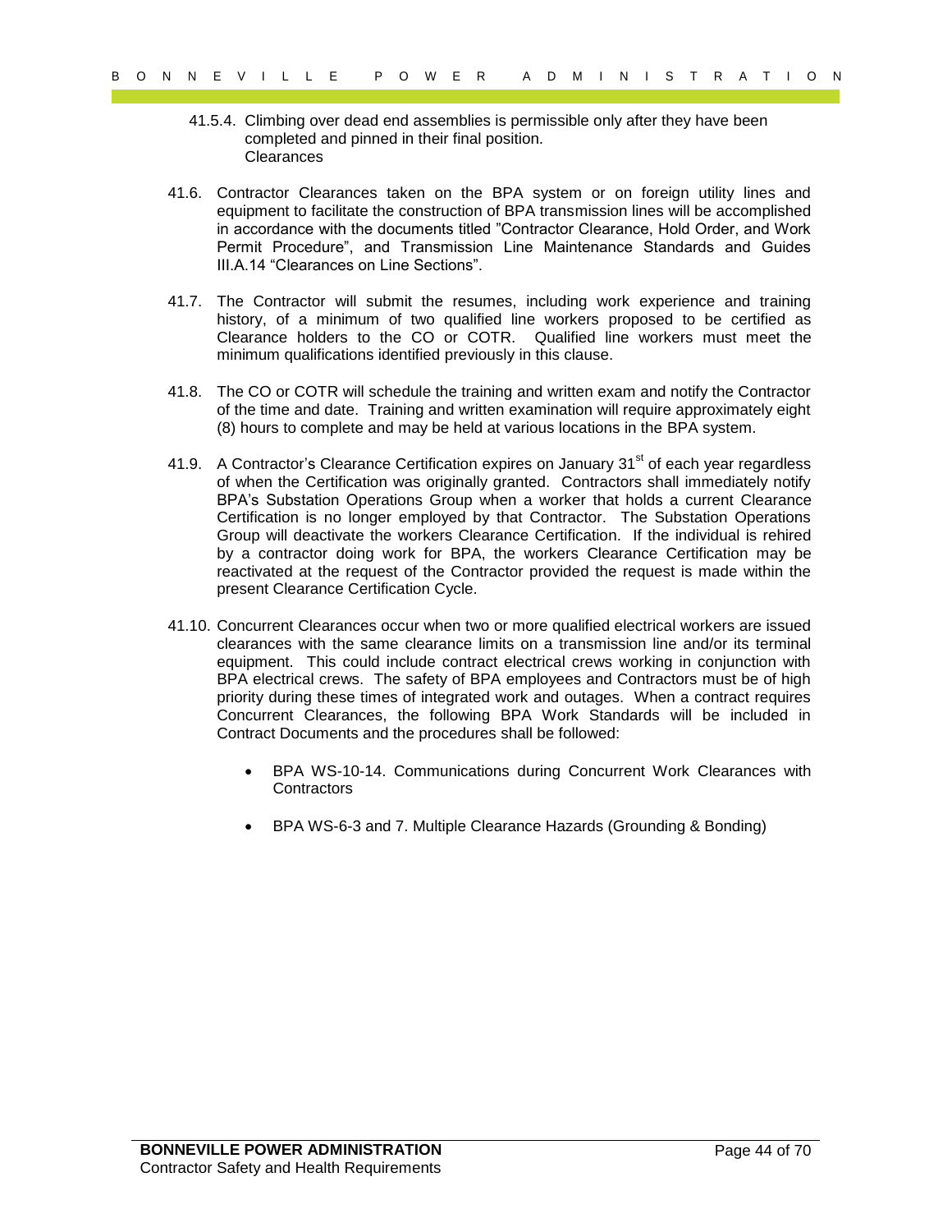41.5.4. Climbing over dead end assemblies is permissible only after they have been completed and pinned in their final position.

Clearances

41.6. Contractor Clearances taken on the BPA system or on foreign utility lines and equipment to facilitate the construction of BPA transmission lines will be accomplished in accordance with the documents titled "Contractor Clearance, Hold Order, and Work Permit Procedure", and Transmission Line Maintenance Standards and Guides III.A.14 "Clearances on Line Sections".

41.7. The Contractor will submit the resumes, including work experience and training history, of a minimum of two qualified line workers proposed to be certified as Clearance holders to the CO or COTR. Qualified line workers must meet the minimum qualifications identified previously in this clause.

41.8. The CO or COTR will schedule the training and written exam and notify the Contractor of the time and date. Training and written examination will require approximately eight (8) hours to complete and may be held at various locations in the BPA system.

41.9. A Contractor's Clearance Certification expires on January 31st of each year regardless of when the Certification was originally granted. Contractors shall immediately notify BPA's Substation Operations Group when a worker that holds a current Clearance Certification is no longer employed by that Contractor. The Substation Operations Group will deactivate the workers Clearance Certification. If the individual is rehired by a contractor doing work for BPA, the workers Clearance Certification may be reactivated at the request of the Contractor provided the request is made within the present Clearance Certification Cycle.

41.10. Concurrent Clearances occur when two or more qualified electrical workers are issued clearances with the same clearance limits on a transmission line and/or its terminal equipment. This could include contract electrical crews working in conjunction with BPA electrical crews. The safety of BPA employees and Contractors must be of high priority during these times of integrated work and outages. When a contract requires Concurrent Clearances, the following BPA Work Standards will be included in Contract Documents and the procedures shall be followed:

- BPA WS-10-14. Communications during Concurrent Work Clearances with Contractors
- BPA WS-6-3 and 7. Multiple Clearance Hazards (Grounding & Bonding)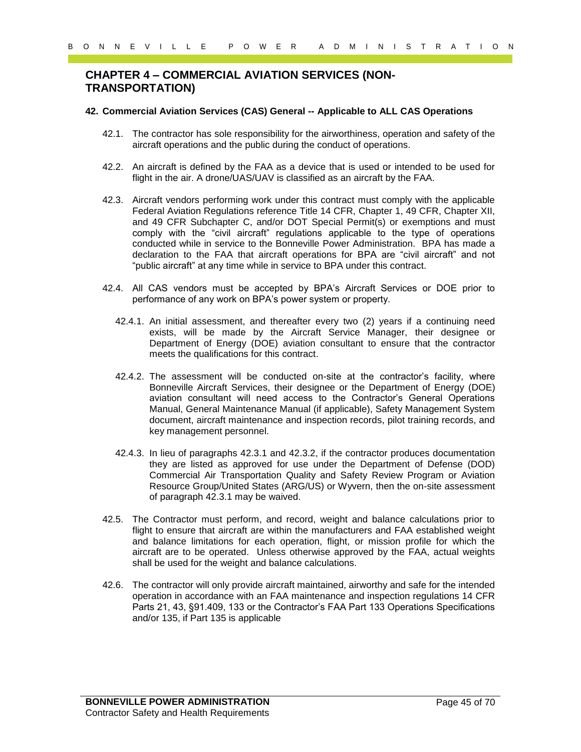# CHAPTER 4 – COMMERCIAL AVIATION SERVICES (NON-TRANSPORTATION)

**42. Commercial Aviation Services (CAS) General -- Applicable to ALL CAS Operations**

42.1. The contractor has sole responsibility for the airworthiness, operation and safety of the aircraft operations and the public during the conduct of operations.

42.2. An aircraft is defined by the FAA as a device that is used or intended to be used for flight in the air. A drone/UAS/UAV is classified as an aircraft by the FAA.

42.3. Aircraft vendors performing work under this contract must comply with the applicable Federal Aviation Regulations reference Title 14 CFR, Chapter 1, 49 CFR, Chapter XII, and 49 CFR Subchapter C, and/or DOT Special Permit(s) or exemptions and must comply with the "civil aircraft" regulations applicable to the type of operations conducted while in service to the Bonneville Power Administration. BPA has made a declaration to the FAA that aircraft operations for BPA are "civil aircraft" and not "public aircraft" at any time while in service to BPA under this contract.

42.4. All CAS vendors must be accepted by BPA's Aircraft Services or DOE prior to performance of any work on BPA's power system or property.

42.4.1. An initial assessment, and thereafter every two (2) years if a continuing need exists, will be made by the Aircraft Service Manager, their designee or Department of Energy (DOE) aviation consultant to ensure that the contractor meets the qualifications for this contract.

42.4.2. The assessment will be conducted on-site at the contractor's facility, where Bonneville Aircraft Services, their designee or the Department of Energy (DOE) aviation consultant will need access to the Contractor's General Operations Manual, General Maintenance Manual (if applicable), Safety Management System document, aircraft maintenance and inspection records, pilot training records, and key management personnel.

42.4.3. In lieu of paragraphs 42.3.1 and 42.3.2, if the contractor produces documentation they are listed as approved for use under the Department of Defense (DOD) Commercial Air Transportation Quality and Safety Review Program or Aviation Resource Group/United States (ARG/US) or Wyvern, then the on-site assessment of paragraph 42.3.1 may be waived.

42.5. The Contractor must perform, and record, weight and balance calculations prior to flight to ensure that aircraft are within the manufacturers and FAA established weight and balance limitations for each operation, flight, or mission profile for which the aircraft are to be operated. Unless otherwise approved by the FAA, actual weights shall be used for the weight and balance calculations.

42.6. The contractor will only provide aircraft maintained, airworthy and safe for the intended operation in accordance with an FAA maintenance and inspection regulations 14 CFR Parts 21, 43, §91.409, 133 or the Contractor's FAA Part 133 Operations Specifications and/or 135, if Part 135 is applicable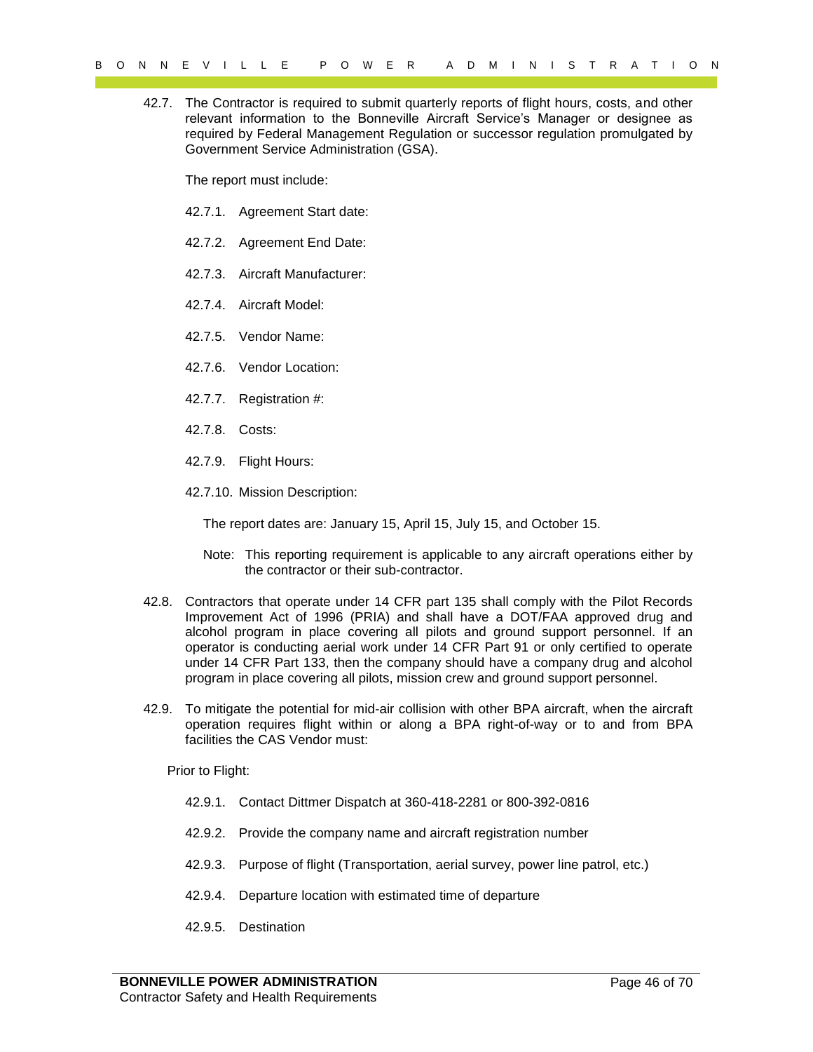42.7. The Contractor is required to submit quarterly reports of flight hours, costs, and other relevant information to the Bonneville Aircraft Service's Manager or designee as required by Federal Management Regulation or successor regulation promulgated by Government Service Administration (GSA).

The report must include:

42.7.1. Agreement Start date:

42.7.2. Agreement End Date:

42.7.3. Aircraft Manufacturer:

42.7.4. Aircraft Model:

42.7.5. Vendor Name:

42.7.6. Vendor Location:

42.7.7. Registration #:

42.7.8. Costs:

42.7.9. Flight Hours:

42.7.10. Mission Description:

The report dates are: January 15, April 15, July 15, and October 15.

Note: This reporting requirement is applicable to any aircraft operations either by the contractor or their sub-contractor.

42.8. Contractors that operate under 14 CFR part 135 shall comply with the Pilot Records Improvement Act of 1996 (PRIA) and shall have a DOT/FAA approved drug and alcohol program in place covering all pilots and ground support personnel. If an operator is conducting aerial work under 14 CFR Part 91 or only certified to operate under 14 CFR Part 133, then the company should have a company drug and alcohol program in place covering all pilots, mission crew and ground support personnel.

42.9. To mitigate the potential for mid-air collision with other BPA aircraft, when the aircraft operation requires flight within or along a BPA right-of-way or to and from BPA facilities the CAS Vendor must:

Prior to Flight:

42.9.1. Contact Dittmer Dispatch at 360-418-2281 or 800-392-0816

42.9.2. Provide the company name and aircraft registration number

42.9.3. Purpose of flight (Transportation, aerial survey, power line patrol, etc.)

42.9.4. Departure location with estimated time of departure

42.9.5. Destination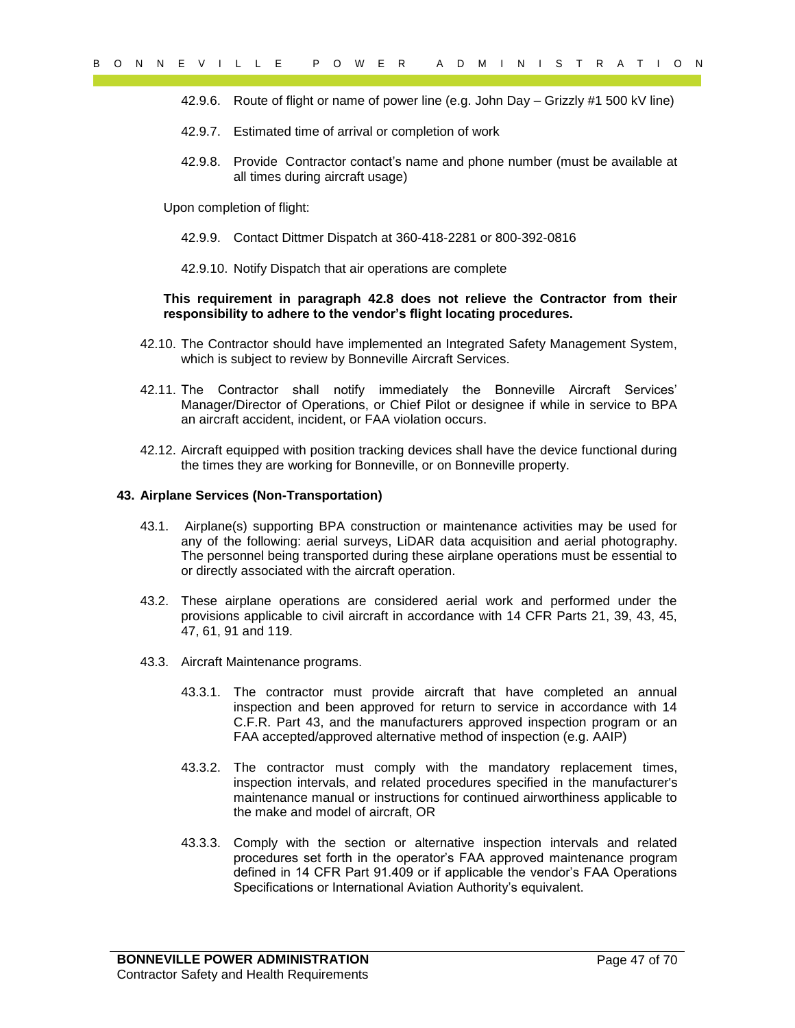42.9.6. Route of flight or name of power line (e.g. John Day – Grizzly #1 500 kV line)

42.9.7. Estimated time of arrival or completion of work

42.9.8. Provide Contractor contact's name and phone number (must be available at all times during aircraft usage)

Upon completion of flight:

42.9.9. Contact Dittmer Dispatch at 360-418-2281 or 800-392-0816

42.9.10. Notify Dispatch that air operations are complete

**This requirement in paragraph 42.8 does not relieve the Contractor from their responsibility to adhere to the vendor's flight locating procedures.**

42.10. The Contractor should have implemented an Integrated Safety Management System, which is subject to review by Bonneville Aircraft Services.

42.11. The Contractor shall notify immediately the Bonneville Aircraft Services' Manager/Director of Operations, or Chief Pilot or designee if while in service to BPA an aircraft accident, incident, or FAA violation occurs.

42.12. Aircraft equipped with position tracking devices shall have the device functional during the times they are working for Bonneville, or on Bonneville property.

## 43. Airplane Services (Non-Transportation)

43.1. Airplane(s) supporting BPA construction or maintenance activities may be used for any of the following: aerial surveys, LiDAR data acquisition and aerial photography. The personnel being transported during these airplane operations must be essential to or directly associated with the aircraft operation.

43.2. These airplane operations are considered aerial work and performed under the provisions applicable to civil aircraft in accordance with 14 CFR Parts 21, 39, 43, 45, 47, 61, 91 and 119.

43.3. Aircraft Maintenance programs.

43.3.1. The contractor must provide aircraft that have completed an annual inspection and been approved for return to service in accordance with 14 C.F.R. Part 43, and the manufacturers approved inspection program or an FAA accepted/approved alternative method of inspection (e.g. AAIP)

43.3.2. The contractor must comply with the mandatory replacement times, inspection intervals, and related procedures specified in the manufacturer's maintenance manual or instructions for continued airworthiness applicable to the make and model of aircraft, OR

43.3.3. Comply with the section or alternative inspection intervals and related procedures set forth in the operator's FAA approved maintenance program defined in 14 CFR Part 91.409 or if applicable the vendor's FAA Operations Specifications or International Aviation Authority's equivalent.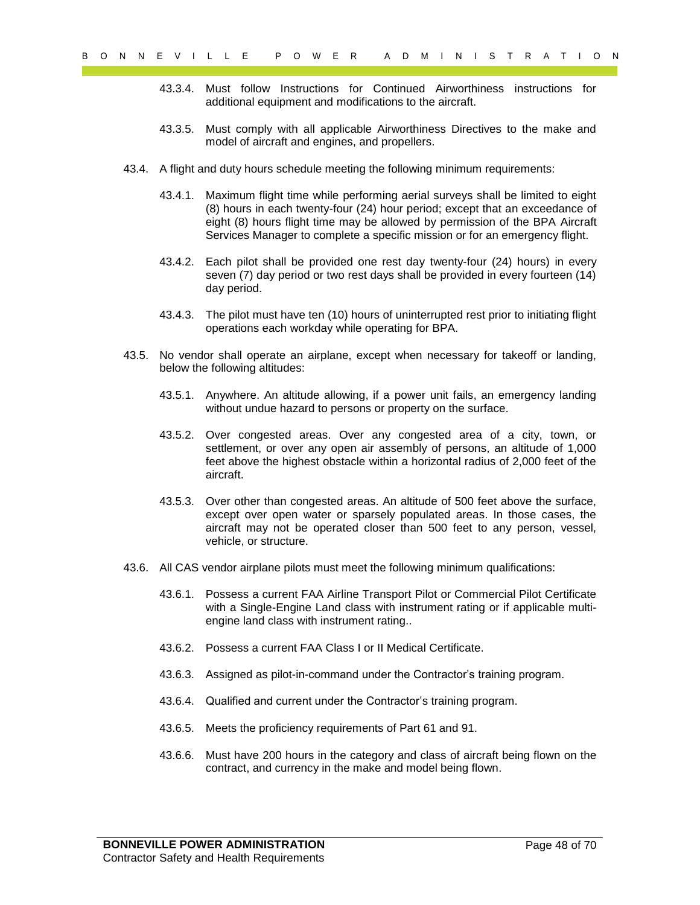43.3.4. Must follow Instructions for Continued Airworthiness instructions for additional equipment and modifications to the aircraft.

43.3.5. Must comply with all applicable Airworthiness Directives to the make and model of aircraft and engines, and propellers.

43.4. A flight and duty hours schedule meeting the following minimum requirements:

43.4.1. Maximum flight time while performing aerial surveys shall be limited to eight (8) hours in each twenty-four (24) hour period; except that an exceedance of eight (8) hours flight time may be allowed by permission of the BPA Aircraft Services Manager to complete a specific mission or for an emergency flight.

43.4.2. Each pilot shall be provided one rest day twenty-four (24) hours) in every seven (7) day period or two rest days shall be provided in every fourteen (14) day period.

43.4.3. The pilot must have ten (10) hours of uninterrupted rest prior to initiating flight operations each workday while operating for BPA.

43.5. No vendor shall operate an airplane, except when necessary for takeoff or landing, below the following altitudes:

43.5.1. Anywhere. An altitude allowing, if a power unit fails, an emergency landing without undue hazard to persons or property on the surface.

43.5.2. Over congested areas. Over any congested area of a city, town, or settlement, or over any open air assembly of persons, an altitude of 1,000 feet above the highest obstacle within a horizontal radius of 2,000 feet of the aircraft.

43.5.3. Over other than congested areas. An altitude of 500 feet above the surface, except over open water or sparsely populated areas. In those cases, the aircraft may not be operated closer than 500 feet to any person, vessel, vehicle, or structure.

43.6. All CAS vendor airplane pilots must meet the following minimum qualifications:

43.6.1. Possess a current FAA Airline Transport Pilot or Commercial Pilot Certificate with a Single-Engine Land class with instrument rating or if applicable multi-engine land class with instrument rating..

43.6.2. Possess a current FAA Class I or II Medical Certificate.

43.6.3. Assigned as pilot-in-command under the Contractor's training program.

43.6.4. Qualified and current under the Contractor's training program.

43.6.5. Meets the proficiency requirements of Part 61 and 91.

43.6.6. Must have 200 hours in the category and class of aircraft being flown on the contract, and currency in the make and model being flown.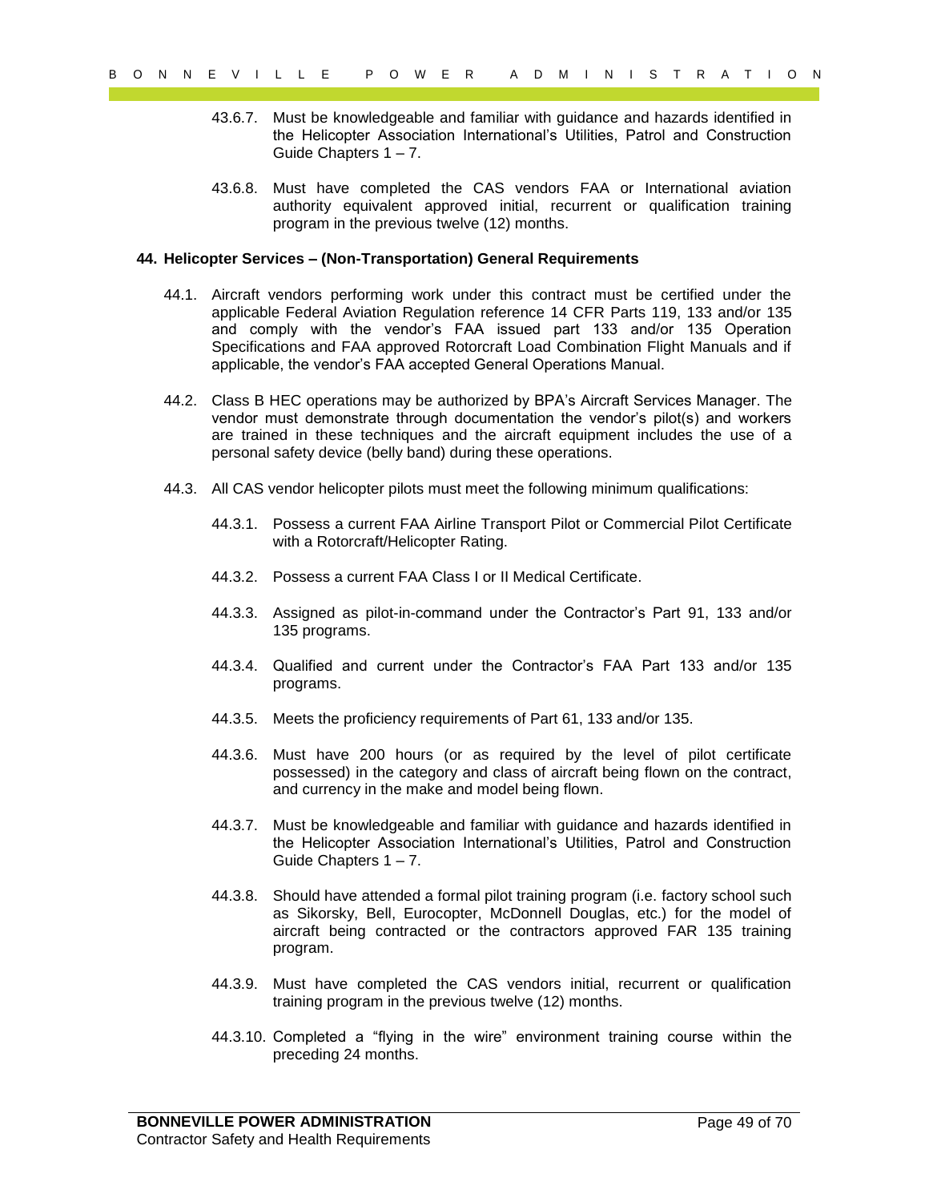43.6.7. Must be knowledgeable and familiar with guidance and hazards identified in the Helicopter Association International's Utilities, Patrol and Construction Guide Chapters 1 – 7.

43.6.8. Must have completed the CAS vendors FAA or International aviation authority equivalent approved initial, recurrent or qualification training program in the previous twelve (12) months.

## 44. Helicopter Services – (Non-Transportation) General Requirements

44.1. Aircraft vendors performing work under this contract must be certified under the applicable Federal Aviation Regulation reference 14 CFR Parts 119, 133 and/or 135 and comply with the vendor's FAA issued part 133 and/or 135 Operation Specifications and FAA approved Rotorcraft Load Combination Flight Manuals and if applicable, the vendor's FAA accepted General Operations Manual.

44.2. Class B HEC operations may be authorized by BPA's Aircraft Services Manager. The vendor must demonstrate through documentation the vendor's pilot(s) and workers are trained in these techniques and the aircraft equipment includes the use of a personal safety device (belly band) during these operations.

44.3. All CAS vendor helicopter pilots must meet the following minimum qualifications:

44.3.1. Possess a current FAA Airline Transport Pilot or Commercial Pilot Certificate with a Rotorcraft/Helicopter Rating.

44.3.2. Possess a current FAA Class I or II Medical Certificate.

44.3.3. Assigned as pilot-in-command under the Contractor's Part 91, 133 and/or 135 programs.

44.3.4. Qualified and current under the Contractor's FAA Part 133 and/or 135 programs.

44.3.5. Meets the proficiency requirements of Part 61, 133 and/or 135.

44.3.6. Must have 200 hours (or as required by the level of pilot certificate possessed) in the category and class of aircraft being flown on the contract, and currency in the make and model being flown.

44.3.7. Must be knowledgeable and familiar with guidance and hazards identified in the Helicopter Association International's Utilities, Patrol and Construction Guide Chapters 1 – 7.

44.3.8. Should have attended a formal pilot training program (i.e. factory school such as Sikorsky, Bell, Eurocopter, McDonnell Douglas, etc.) for the model of aircraft being contracted or the contractors approved FAR 135 training program.

44.3.9. Must have completed the CAS vendors initial, recurrent or qualification training program in the previous twelve (12) months.

44.3.10. Completed a "flying in the wire" environment training course within the preceding 24 months.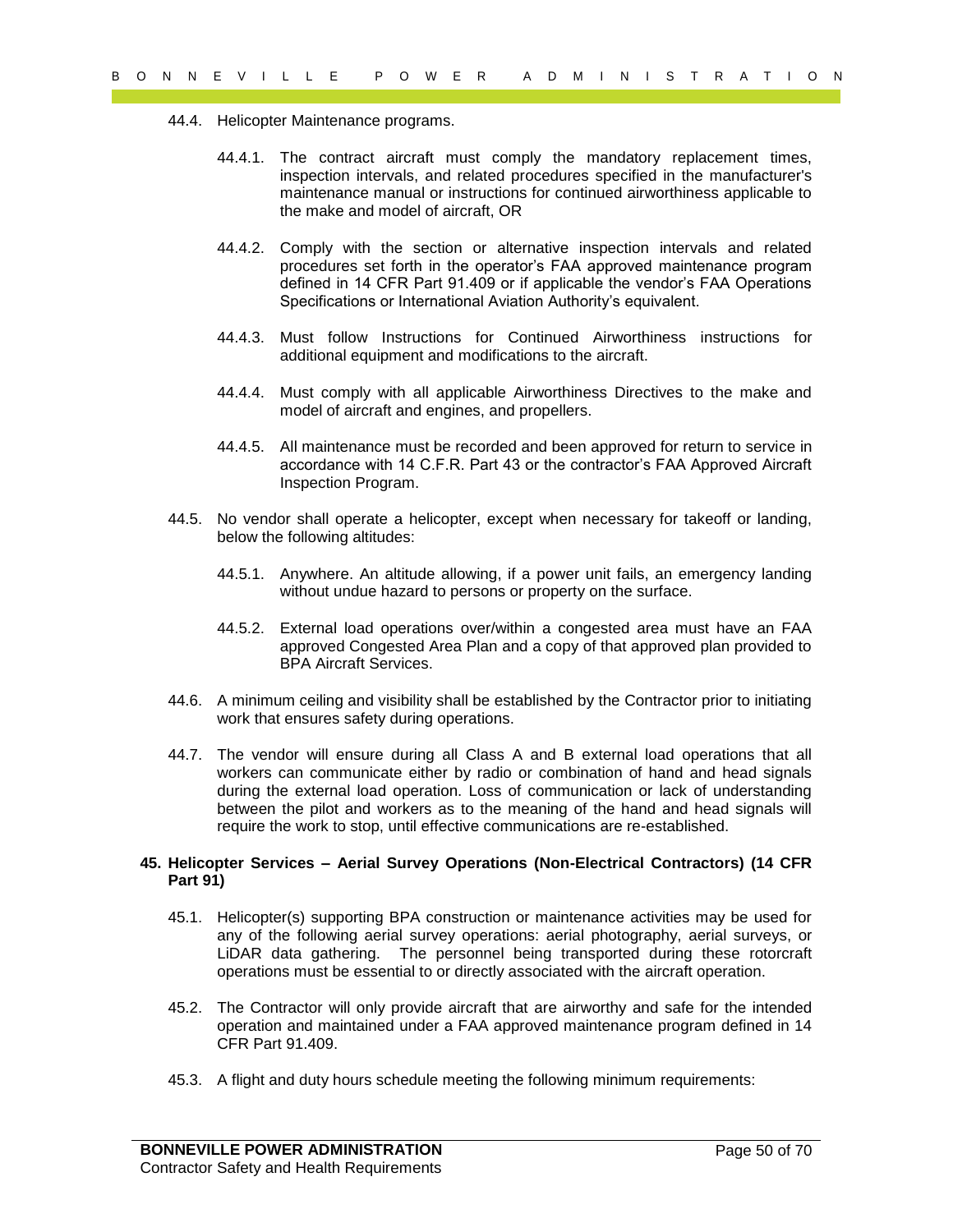44.4. Helicopter Maintenance programs.

44.4.1. The contract aircraft must comply the mandatory replacement times, inspection intervals, and related procedures specified in the manufacturer's maintenance manual or instructions for continued airworthiness applicable to the make and model of aircraft, OR

44.4.2. Comply with the section or alternative inspection intervals and related procedures set forth in the operator's FAA approved maintenance program defined in 14 CFR Part 91.409 or if applicable the vendor's FAA Operations Specifications or International Aviation Authority's equivalent.

44.4.3. Must follow Instructions for Continued Airworthiness instructions for additional equipment and modifications to the aircraft.

44.4.4. Must comply with all applicable Airworthiness Directives to the make and model of aircraft and engines, and propellers.

44.4.5. All maintenance must be recorded and been approved for return to service in accordance with 14 C.F.R. Part 43 or the contractor's FAA Approved Aircraft Inspection Program.

44.5. No vendor shall operate a helicopter, except when necessary for takeoff or landing, below the following altitudes:

44.5.1. Anywhere. An altitude allowing, if a power unit fails, an emergency landing without undue hazard to persons or property on the surface.

44.5.2. External load operations over/within a congested area must have an FAA approved Congested Area Plan and a copy of that approved plan provided to BPA Aircraft Services.

44.6. A minimum ceiling and visibility shall be established by the Contractor prior to initiating work that ensures safety during operations.

44.7. The vendor will ensure during all Class A and B external load operations that all workers can communicate either by radio or combination of hand and head signals during the external load operation. Loss of communication or lack of understanding between the pilot and workers as to the meaning of the hand and head signals will require the work to stop, until effective communications are re-established.

## 45. Helicopter Services – Aerial Survey Operations (Non-Electrical Contractors) (14 CFR Part 91)

45.1. Helicopter(s) supporting BPA construction or maintenance activities may be used for any of the following aerial survey operations: aerial photography, aerial surveys, or LiDAR data gathering. The personnel being transported during these rotorcraft operations must be essential to or directly associated with the aircraft operation.

45.2. The Contractor will only provide aircraft that are airworthy and safe for the intended operation and maintained under a FAA approved maintenance program defined in 14 CFR Part 91.409.

45.3. A flight and duty hours schedule meeting the following minimum requirements: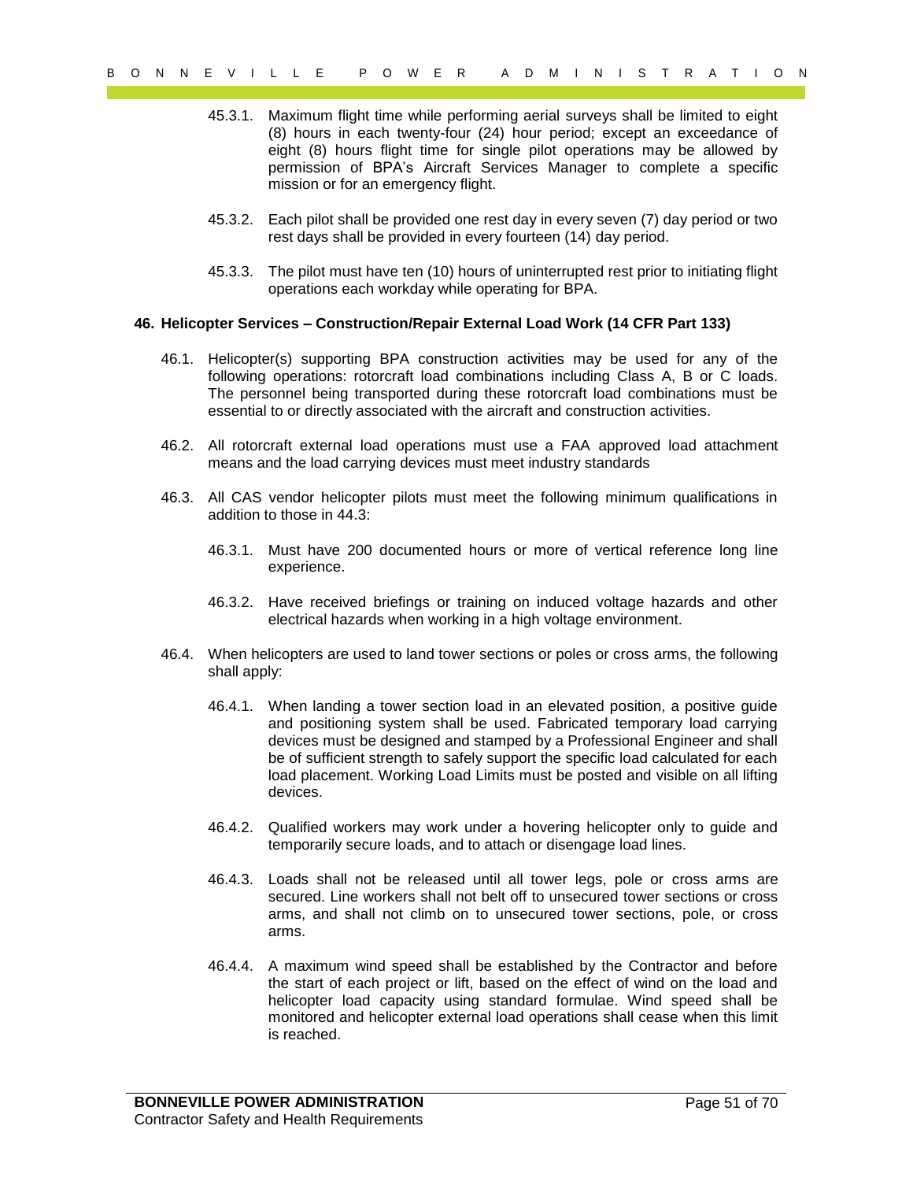45.3.1. Maximum flight time while performing aerial surveys shall be limited to eight (8) hours in each twenty-four (24) hour period; except an exceedance of eight (8) hours flight time for single pilot operations may be allowed by permission of BPA's Aircraft Services Manager to complete a specific mission or for an emergency flight.

45.3.2. Each pilot shall be provided one rest day in every seven (7) day period or two rest days shall be provided in every fourteen (14) day period.

45.3.3. The pilot must have ten (10) hours of uninterrupted rest prior to initiating flight operations each workday while operating for BPA.

## 46. Helicopter Services – Construction/Repair External Load Work (14 CFR Part 133)

46.1. Helicopter(s) supporting BPA construction activities may be used for any of the following operations: rotorcraft load combinations including Class A, B or C loads. The personnel being transported during these rotorcraft load combinations must be essential to or directly associated with the aircraft and construction activities.

46.2. All rotorcraft external load operations must use a FAA approved load attachment means and the load carrying devices must meet industry standards

46.3. All CAS vendor helicopter pilots must meet the following minimum qualifications in addition to those in 44.3:

46.3.1. Must have 200 documented hours or more of vertical reference long line experience.

46.3.2. Have received briefings or training on induced voltage hazards and other electrical hazards when working in a high voltage environment.

46.4. When helicopters are used to land tower sections or poles or cross arms, the following shall apply:

46.4.1. When landing a tower section load in an elevated position, a positive guide and positioning system shall be used. Fabricated temporary load carrying devices must be designed and stamped by a Professional Engineer and shall be of sufficient strength to safely support the specific load calculated for each load placement. Working Load Limits must be posted and visible on all lifting devices.

46.4.2. Qualified workers may work under a hovering helicopter only to guide and temporarily secure loads, and to attach or disengage load lines.

46.4.3. Loads shall not be released until all tower legs, pole or cross arms are secured. Line workers shall not belt off to unsecured tower sections or cross arms, and shall not climb on to unsecured tower sections, pole, or cross arms.

46.4.4. A maximum wind speed shall be established by the Contractor and before the start of each project or lift, based on the effect of wind on the load and helicopter load capacity using standard formulae. Wind speed shall be monitored and helicopter external load operations shall cease when this limit is reached.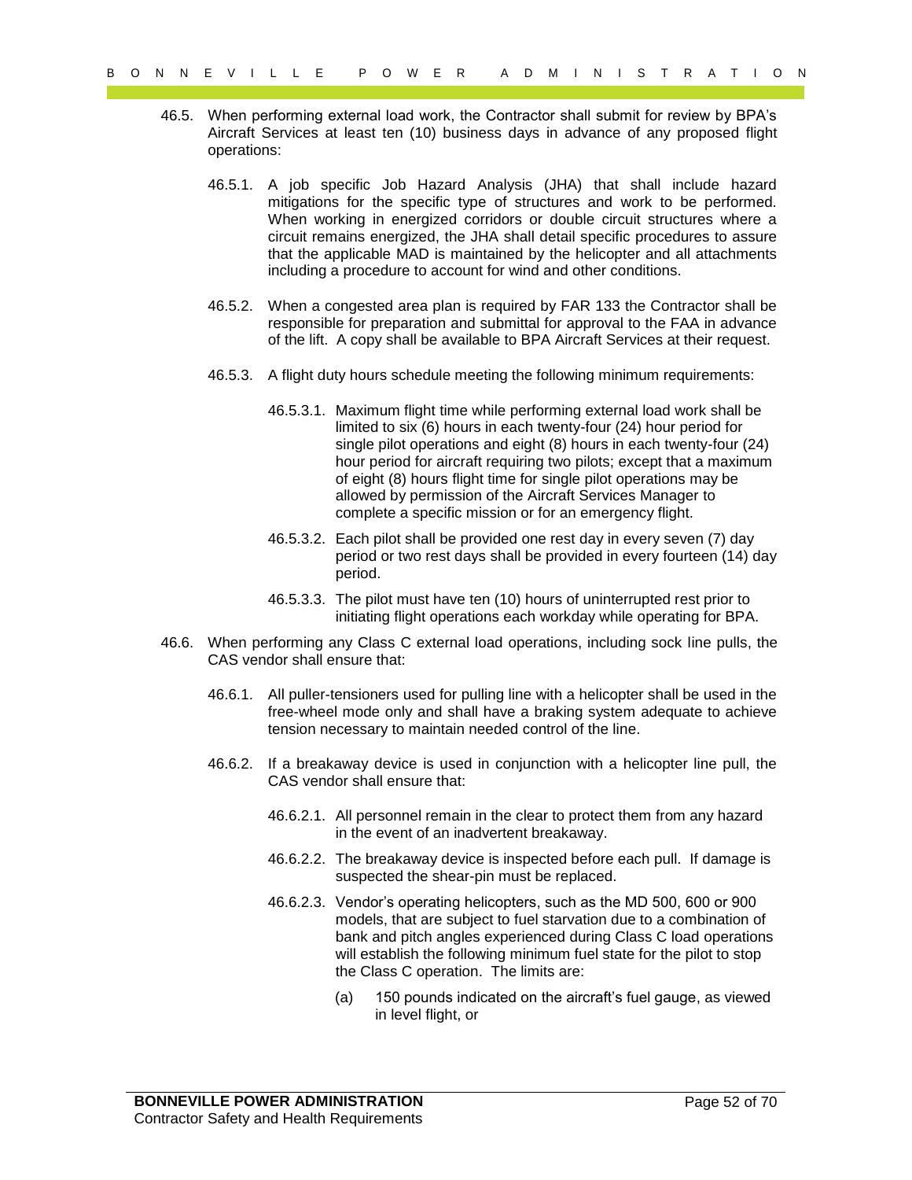46.5. When performing external load work, the Contractor shall submit for review by BPA's Aircraft Services at least ten (10) business days in advance of any proposed flight operations:

46.5.1. A job specific Job Hazard Analysis (JHA) that shall include hazard mitigations for the specific type of structures and work to be performed. When working in energized corridors or double circuit structures where a circuit remains energized, the JHA shall detail specific procedures to assure that the applicable MAD is maintained by the helicopter and all attachments including a procedure to account for wind and other conditions.

46.5.2. When a congested area plan is required by FAR 133 the Contractor shall be responsible for preparation and submittal for approval to the FAA in advance of the lift. A copy shall be available to BPA Aircraft Services at their request.

46.5.3. A flight duty hours schedule meeting the following minimum requirements:

46.5.3.1. Maximum flight time while performing external load work shall be limited to six (6) hours in each twenty-four (24) hour period for single pilot operations and eight (8) hours in each twenty-four (24) hour period for aircraft requiring two pilots; except that a maximum of eight (8) hours flight time for single pilot operations may be allowed by permission of the Aircraft Services Manager to complete a specific mission or for an emergency flight.

46.5.3.2. Each pilot shall be provided one rest day in every seven (7) day period or two rest days shall be provided in every fourteen (14) day period.

46.5.3.3. The pilot must have ten (10) hours of uninterrupted rest prior to initiating flight operations each workday while operating for BPA.

46.6. When performing any Class C external load operations, including sock line pulls, the CAS vendor shall ensure that:

46.6.1. All puller-tensioners used for pulling line with a helicopter shall be used in the free-wheel mode only and shall have a braking system adequate to achieve tension necessary to maintain needed control of the line.

46.6.2. If a breakaway device is used in conjunction with a helicopter line pull, the CAS vendor shall ensure that:

46.6.2.1. All personnel remain in the clear to protect them from any hazard in the event of an inadvertent breakaway.

46.6.2.2. The breakaway device is inspected before each pull. If damage is suspected the shear-pin must be replaced.

46.6.2.3. Vendor's operating helicopters, such as the MD 500, 600 or 900 models, that are subject to fuel starvation due to a combination of bank and pitch angles experienced during Class C load operations will establish the following minimum fuel state for the pilot to stop the Class C operation. The limits are:

(a) 150 pounds indicated on the aircraft's fuel gauge, as viewed in level flight, or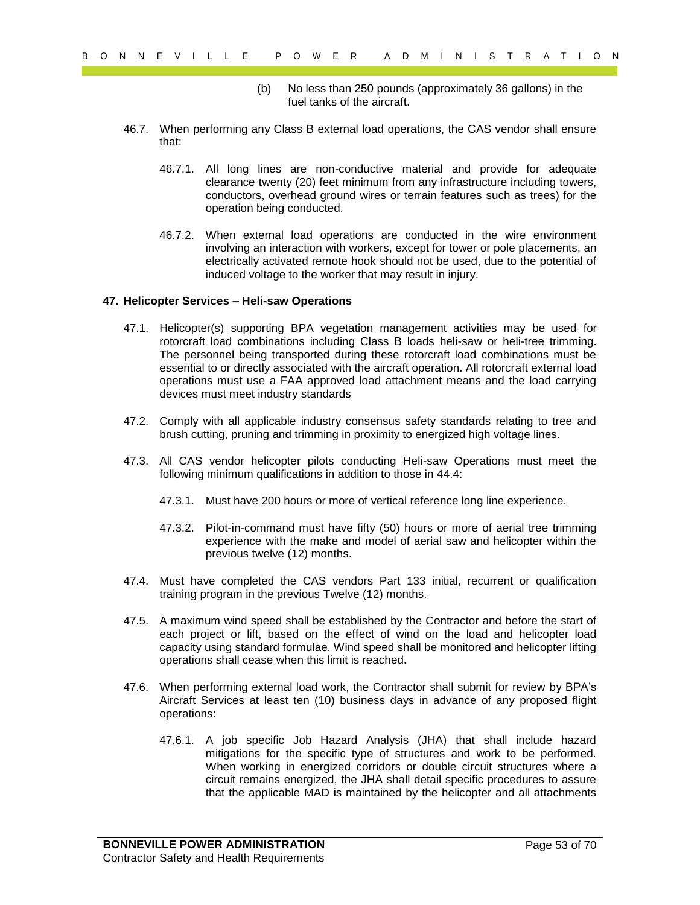(b) No less than 250 pounds (approximately 36 gallons) in the fuel tanks of the aircraft.

46.7. When performing any Class B external load operations, the CAS vendor shall ensure that:

46.7.1. All long lines are non-conductive material and provide for adequate clearance twenty (20) feet minimum from any infrastructure including towers, conductors, overhead ground wires or terrain features such as trees) for the operation being conducted.

46.7.2. When external load operations are conducted in the wire environment involving an interaction with workers, except for tower or pole placements, an electrically activated remote hook should not be used, due to the potential of induced voltage to the worker that may result in injury.

**47. Helicopter Services – Heli-saw Operations**

47.1. Helicopter(s) supporting BPA vegetation management activities may be used for rotorcraft load combinations including Class B loads heli-saw or heli-tree trimming. The personnel being transported during these rotorcraft load combinations must be essential to or directly associated with the aircraft operation. All rotorcraft external load operations must use a FAA approved load attachment means and the load carrying devices must meet industry standards

47.2. Comply with all applicable industry consensus safety standards relating to tree and brush cutting, pruning and trimming in proximity to energized high voltage lines.

47.3. All CAS vendor helicopter pilots conducting Heli-saw Operations must meet the following minimum qualifications in addition to those in 44.4:

47.3.1. Must have 200 hours or more of vertical reference long line experience.

47.3.2. Pilot-in-command must have fifty (50) hours or more of aerial tree trimming experience with the make and model of aerial saw and helicopter within the previous twelve (12) months.

47.4. Must have completed the CAS vendors Part 133 initial, recurrent or qualification training program in the previous Twelve (12) months.

47.5. A maximum wind speed shall be established by the Contractor and before the start of each project or lift, based on the effect of wind on the load and helicopter load capacity using standard formulae. Wind speed shall be monitored and helicopter lifting operations shall cease when this limit is reached.

47.6. When performing external load work, the Contractor shall submit for review by BPA's Aircraft Services at least ten (10) business days in advance of any proposed flight operations:

47.6.1. A job specific Job Hazard Analysis (JHA) that shall include hazard mitigations for the specific type of structures and work to be performed. When working in energized corridors or double circuit structures where a circuit remains energized, the JHA shall detail specific procedures to assure that the applicable MAD is maintained by the helicopter and all attachments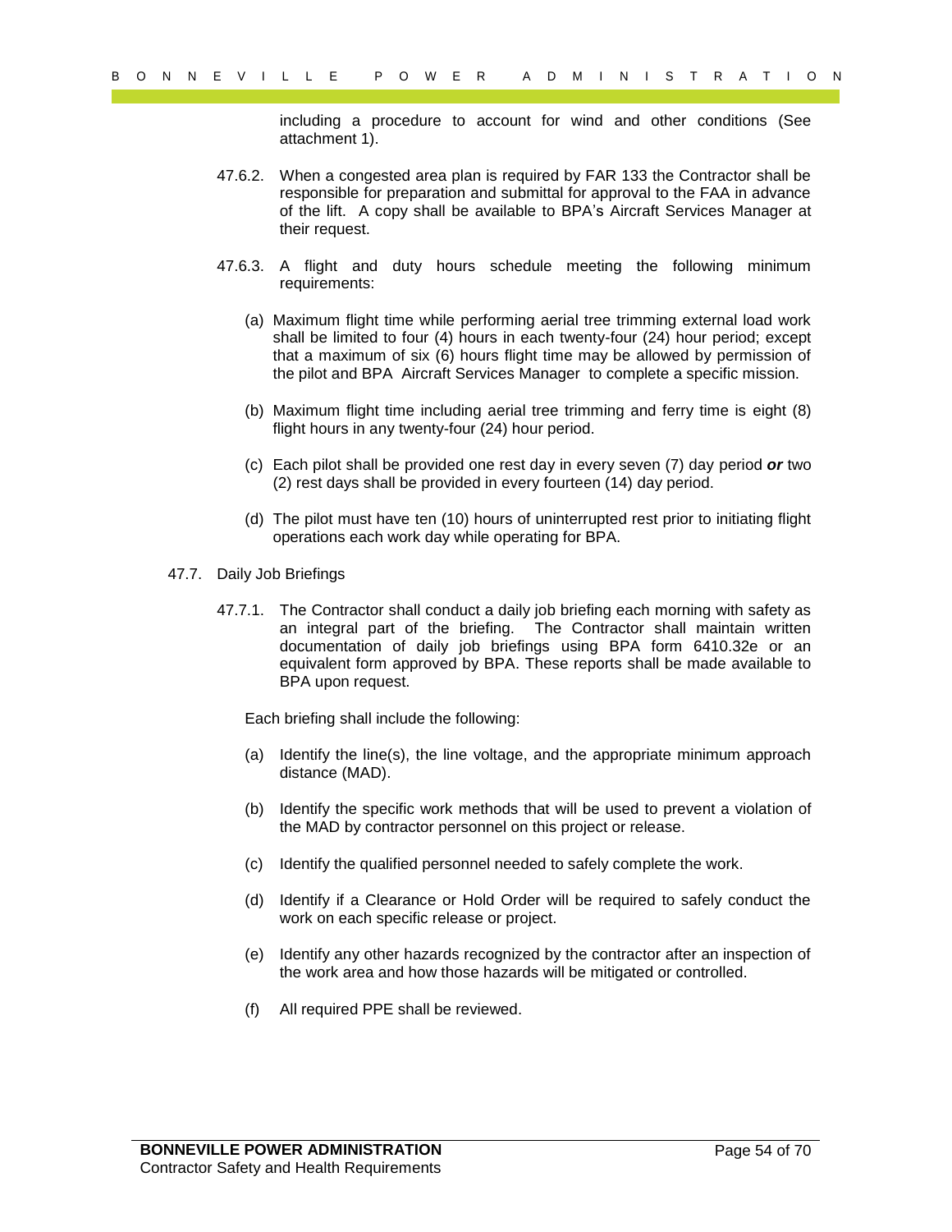including a procedure to account for wind and other conditions (See attachment 1).

47.6.2. When a congested area plan is required by FAR 133 the Contractor shall be responsible for preparation and submittal for approval to the FAA in advance of the lift. A copy shall be available to BPA's Aircraft Services Manager at their request.

47.6.3. A flight and duty hours schedule meeting the following minimum requirements:

(a) Maximum flight time while performing aerial tree trimming external load work shall be limited to four (4) hours in each twenty-four (24) hour period; except that a maximum of six (6) hours flight time may be allowed by permission of the pilot and BPA Aircraft Services Manager to complete a specific mission.

(b) Maximum flight time including aerial tree trimming and ferry time is eight (8) flight hours in any twenty-four (24) hour period.

(c) Each pilot shall be provided one rest day in every seven (7) day period ***or*** two (2) rest days shall be provided in every fourteen (14) day period.

(d) The pilot must have ten (10) hours of uninterrupted rest prior to initiating flight operations each work day while operating for BPA.

47.7. Daily Job Briefings

47.7.1. The Contractor shall conduct a daily job briefing each morning with safety as an integral part of the briefing. The Contractor shall maintain written documentation of daily job briefings using BPA form 6410.32e or an equivalent form approved by BPA. These reports shall be made available to BPA upon request.

Each briefing shall include the following:

(a) Identify the line(s), the line voltage, and the appropriate minimum approach distance (MAD).

(b) Identify the specific work methods that will be used to prevent a violation of the MAD by contractor personnel on this project or release.

(c) Identify the qualified personnel needed to safely complete the work.

(d) Identify if a Clearance or Hold Order will be required to safely conduct the work on each specific release or project.

(e) Identify any other hazards recognized by the contractor after an inspection of the work area and how those hazards will be mitigated or controlled.

(f) All required PPE shall be reviewed.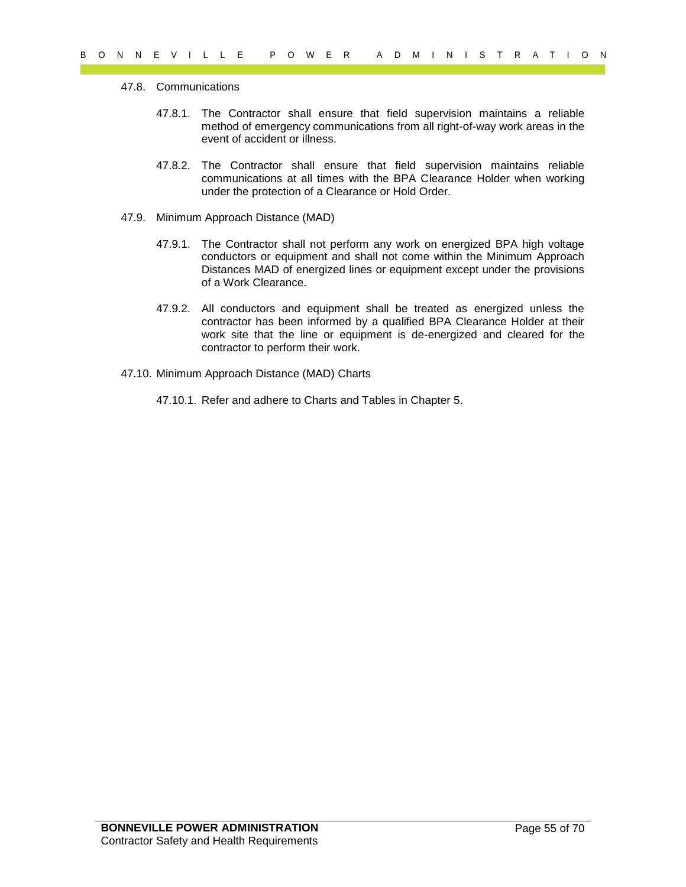### 47.8. Communications

47.8.1. The Contractor shall ensure that field supervision maintains a reliable method of emergency communications from all right-of-way work areas in the event of accident or illness.

47.8.2. The Contractor shall ensure that field supervision maintains reliable communications at all times with the BPA Clearance Holder when working under the protection of a Clearance or Hold Order.

### 47.9. Minimum Approach Distance (MAD)

47.9.1. The Contractor shall not perform any work on energized BPA high voltage conductors or equipment and shall not come within the Minimum Approach Distances MAD of energized lines or equipment except under the provisions of a Work Clearance.

47.9.2. All conductors and equipment shall be treated as energized unless the contractor has been informed by a qualified BPA Clearance Holder at their work site that the line or equipment is de-energized and cleared for the contractor to perform their work.

### 47.10. Minimum Approach Distance (MAD) Charts

47.10.1. Refer and adhere to Charts and Tables in Chapter 5.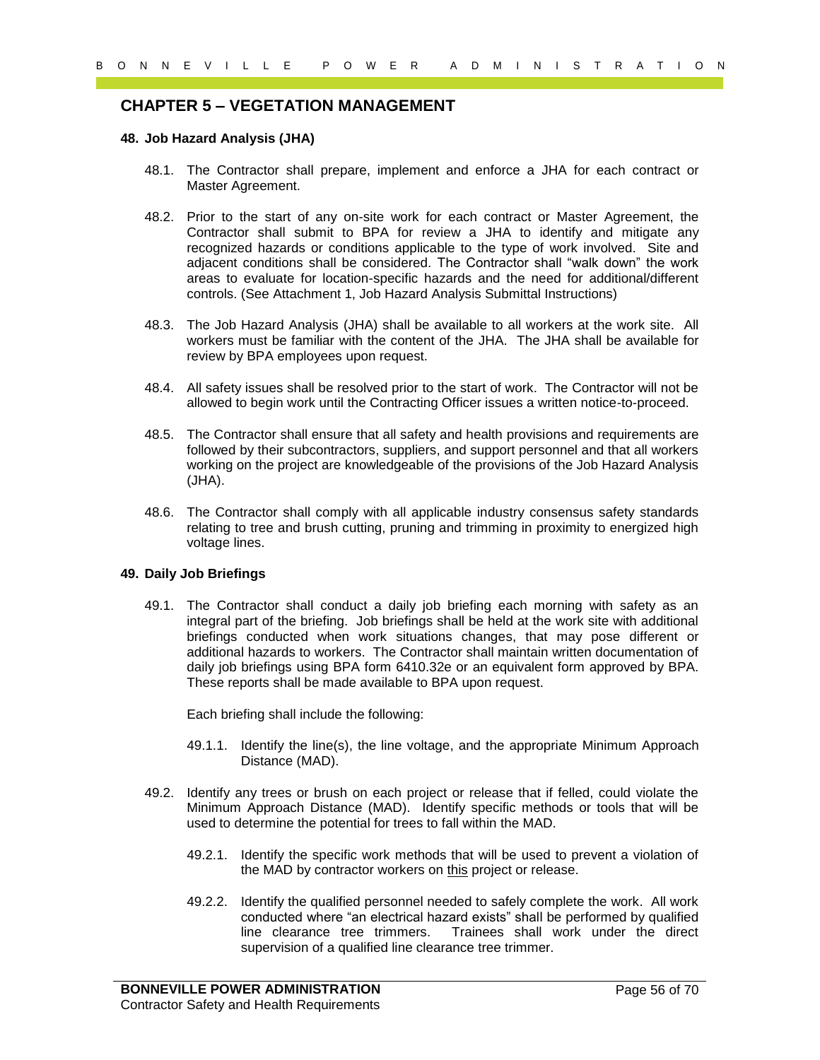## CHAPTER 5 – VEGETATION MANAGEMENT

### 48. Job Hazard Analysis (JHA)

48.1. The Contractor shall prepare, implement and enforce a JHA for each contract or Master Agreement.

48.2. Prior to the start of any on-site work for each contract or Master Agreement, the Contractor shall submit to BPA for review a JHA to identify and mitigate any recognized hazards or conditions applicable to the type of work involved. Site and adjacent conditions shall be considered. The Contractor shall "walk down" the work areas to evaluate for location-specific hazards and the need for additional/different controls. (See Attachment 1, Job Hazard Analysis Submittal Instructions)

48.3. The Job Hazard Analysis (JHA) shall be available to all workers at the work site. All workers must be familiar with the content of the JHA. The JHA shall be available for review by BPA employees upon request.

48.4. All safety issues shall be resolved prior to the start of work. The Contractor will not be allowed to begin work until the Contracting Officer issues a written notice-to-proceed.

48.5. The Contractor shall ensure that all safety and health provisions and requirements are followed by their subcontractors, suppliers, and support personnel and that all workers working on the project are knowledgeable of the provisions of the Job Hazard Analysis (JHA).

48.6. The Contractor shall comply with all applicable industry consensus safety standards relating to tree and brush cutting, pruning and trimming in proximity to energized high voltage lines.

### 49. Daily Job Briefings

49.1. The Contractor shall conduct a daily job briefing each morning with safety as an integral part of the briefing. Job briefings shall be held at the work site with additional briefings conducted when work situations changes, that may pose different or additional hazards to workers. The Contractor shall maintain written documentation of daily job briefings using BPA form 6410.32e or an equivalent form approved by BPA. These reports shall be made available to BPA upon request.

Each briefing shall include the following:

49.1.1. Identify the line(s), the line voltage, and the appropriate Minimum Approach Distance (MAD).

49.2. Identify any trees or brush on each project or release that if felled, could violate the Minimum Approach Distance (MAD). Identify specific methods or tools that will be used to determine the potential for trees to fall within the MAD.

49.2.1. Identify the specific work methods that will be used to prevent a violation of the MAD by contractor workers on this project or release.

49.2.2. Identify the qualified personnel needed to safely complete the work. All work conducted where "an electrical hazard exists" shall be performed by qualified line clearance tree trimmers. Trainees shall work under the direct supervision of a qualified line clearance tree trimmer.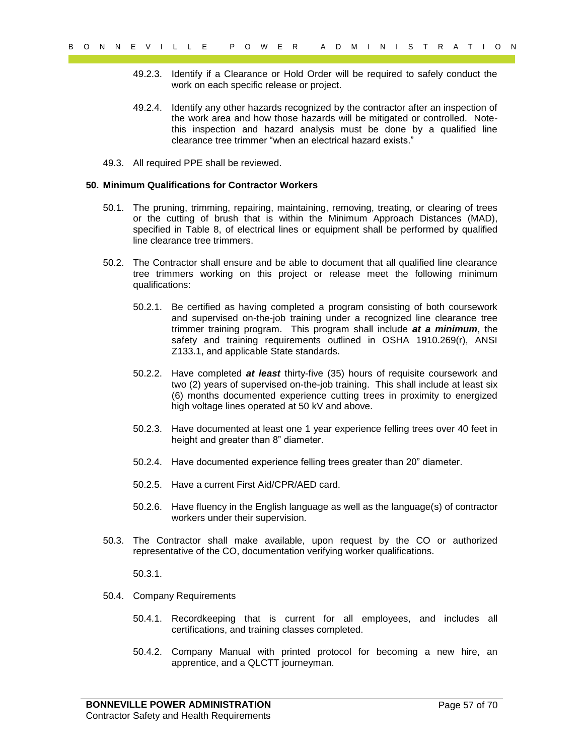49.2.3. Identify if a Clearance or Hold Order will be required to safely conduct the work on each specific release or project.

49.2.4. Identify any other hazards recognized by the contractor after an inspection of the work area and how those hazards will be mitigated or controlled. Note- this inspection and hazard analysis must be done by a qualified line clearance tree trimmer "when an electrical hazard exists."

49.3. All required PPE shall be reviewed.

**50. Minimum Qualifications for Contractor Workers**

50.1. The pruning, trimming, repairing, maintaining, removing, treating, or clearing of trees or the cutting of brush that is within the Minimum Approach Distances (MAD), specified in Table 8, of electrical lines or equipment shall be performed by qualified line clearance tree trimmers.

50.2. The Contractor shall ensure and be able to document that all qualified line clearance tree trimmers working on this project or release meet the following minimum qualifications:

50.2.1. Be certified as having completed a program consisting of both coursework and supervised on-the-job training under a recognized line clearance tree trimmer training program. This program shall include ***at a minimum***, the safety and training requirements outlined in OSHA 1910.269(r), ANSI Z133.1, and applicable State standards.

50.2.2. Have completed ***at least*** thirty-five (35) hours of requisite coursework and two (2) years of supervised on-the-job training. This shall include at least six (6) months documented experience cutting trees in proximity to energized high voltage lines operated at 50 kV and above.

50.2.3. Have documented at least one 1 year experience felling trees over 40 feet in height and greater than 8" diameter.

50.2.4. Have documented experience felling trees greater than 20" diameter.

50.2.5. Have a current First Aid/CPR/AED card.

50.2.6. Have fluency in the English language as well as the language(s) of contractor workers under their supervision.

50.3. The Contractor shall make available, upon request by the CO or authorized representative of the CO, documentation verifying worker qualifications.

50.3.1.

50.4. Company Requirements

50.4.1. Recordkeeping that is current for all employees, and includes all certifications, and training classes completed.

50.4.2. Company Manual with printed protocol for becoming a new hire, an apprentice, and a QLCTT journeyman.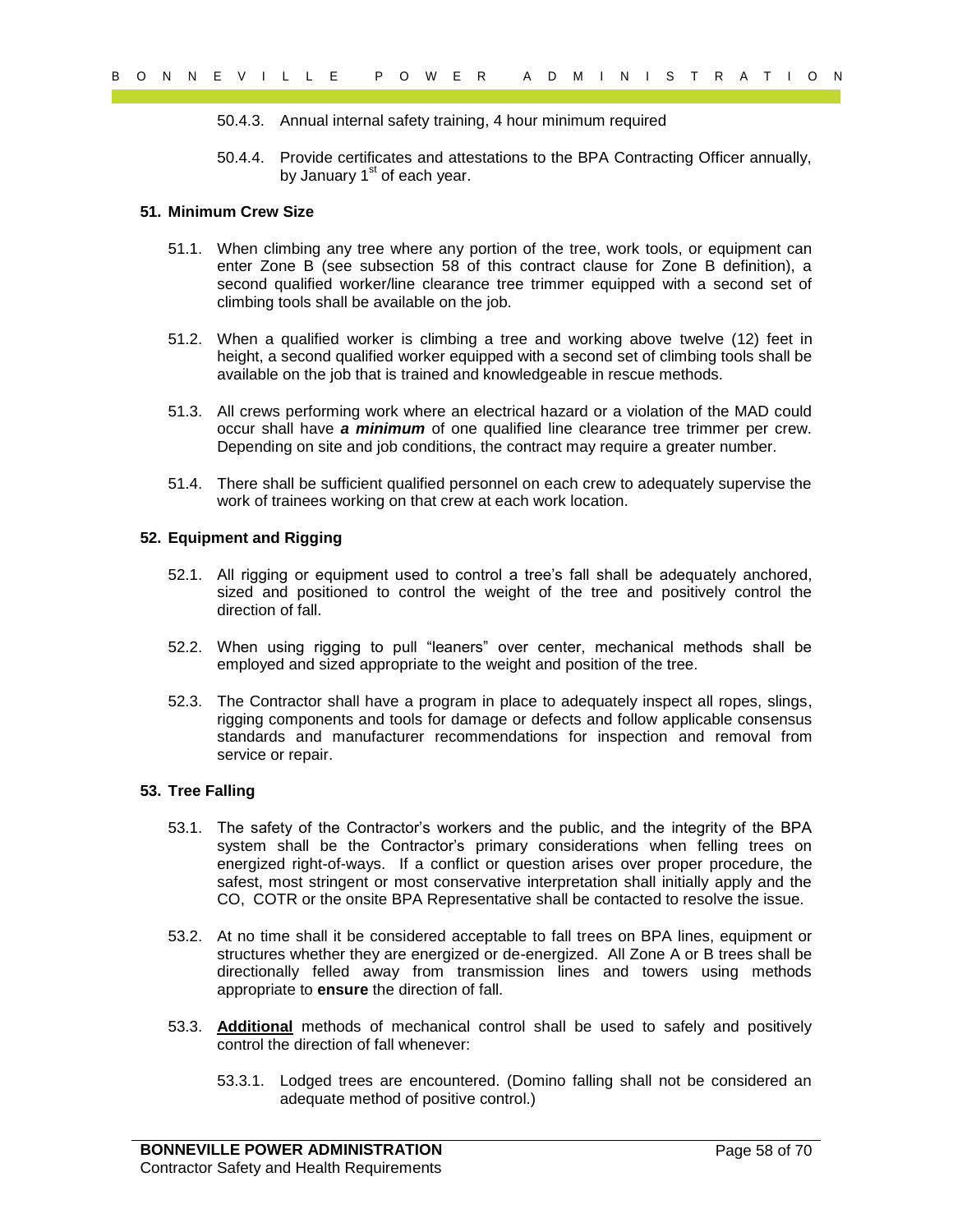50.4.3. Annual internal safety training, 4 hour minimum required

50.4.4. Provide certificates and attestations to the BPA Contracting Officer annually, by January 1st of each year.

## 51. Minimum Crew Size

51.1. When climbing any tree where any portion of the tree, work tools, or equipment can enter Zone B (see subsection 58 of this contract clause for Zone B definition), a second qualified worker/line clearance tree trimmer equipped with a second set of climbing tools shall be available on the job.

51.2. When a qualified worker is climbing a tree and working above twelve (12) feet in height, a second qualified worker equipped with a second set of climbing tools shall be available on the job that is trained and knowledgeable in rescue methods.

51.3. All crews performing work where an electrical hazard or a violation of the MAD could occur shall have ***a minimum*** of one qualified line clearance tree trimmer per crew. Depending on site and job conditions, the contract may require a greater number.

51.4. There shall be sufficient qualified personnel on each crew to adequately supervise the work of trainees working on that crew at each work location.

## 52. Equipment and Rigging

52.1. All rigging or equipment used to control a tree's fall shall be adequately anchored, sized and positioned to control the weight of the tree and positively control the direction of fall.

52.2. When using rigging to pull "leaners" over center, mechanical methods shall be employed and sized appropriate to the weight and position of the tree.

52.3. The Contractor shall have a program in place to adequately inspect all ropes, slings, rigging components and tools for damage or defects and follow applicable consensus standards and manufacturer recommendations for inspection and removal from service or repair.

## 53. Tree Falling

53.1. The safety of the Contractor's workers and the public, and the integrity of the BPA system shall be the Contractor's primary considerations when felling trees on energized right-of-ways. If a conflict or question arises over proper procedure, the safest, most stringent or most conservative interpretation shall initially apply and the CO, COTR or the onsite BPA Representative shall be contacted to resolve the issue.

53.2. At no time shall it be considered acceptable to fall trees on BPA lines, equipment or structures whether they are energized or de-energized. All Zone A or B trees shall be directionally felled away from transmission lines and towers using methods appropriate to **ensure** the direction of fall.

53.3. <u>**Additional**</u> methods of mechanical control shall be used to safely and positively control the direction of fall whenever:

53.3.1. Lodged trees are encountered. (Domino falling shall not be considered an adequate method of positive control.)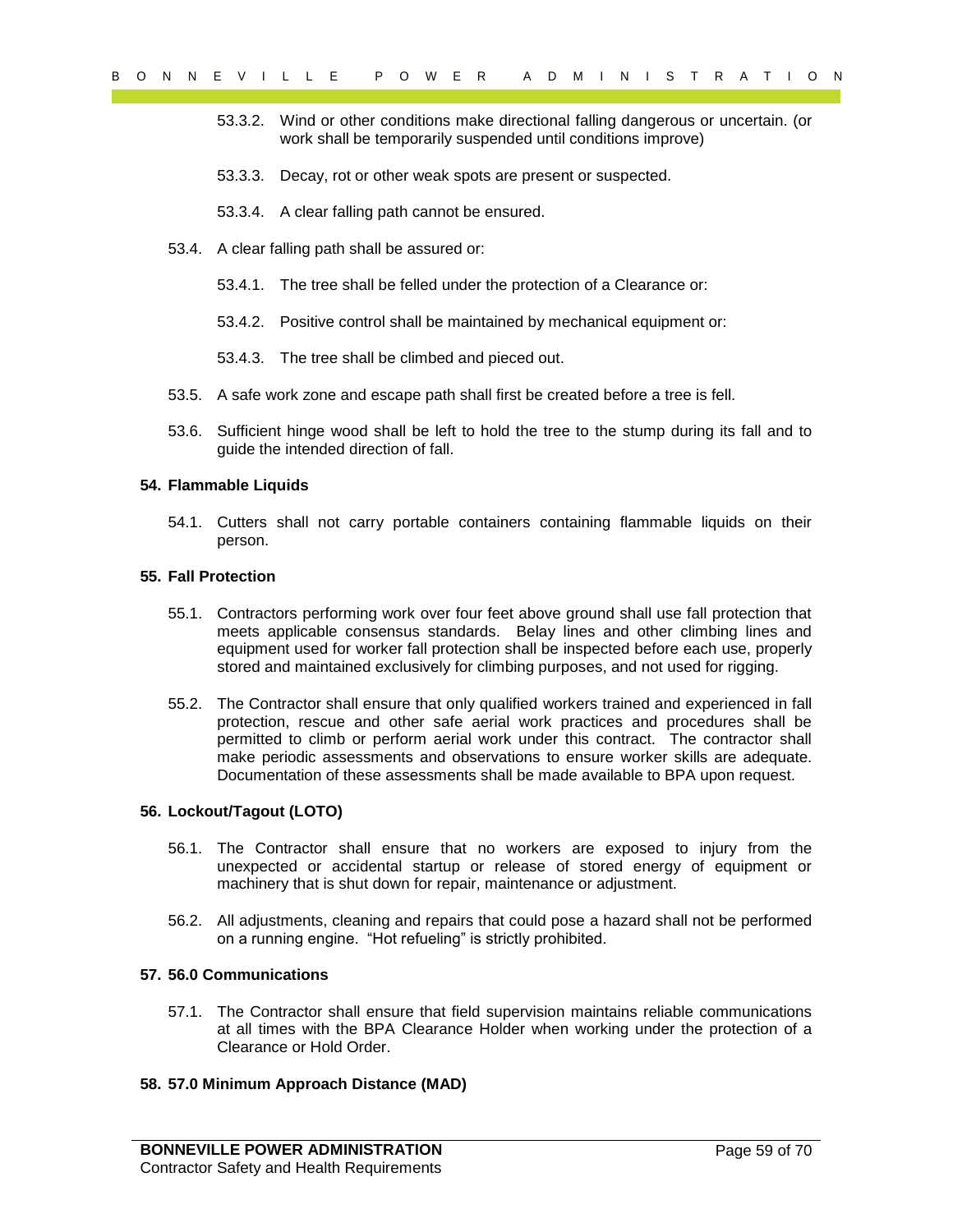53.3.2. Wind or other conditions make directional falling dangerous or uncertain. (or work shall be temporarily suspended until conditions improve)

53.3.3. Decay, rot or other weak spots are present or suspected.

53.3.4. A clear falling path cannot be ensured.

53.4. A clear falling path shall be assured or:

53.4.1. The tree shall be felled under the protection of a Clearance or:

53.4.2. Positive control shall be maintained by mechanical equipment or:

53.4.3. The tree shall be climbed and pieced out.

53.5. A safe work zone and escape path shall first be created before a tree is fell.

53.6. Sufficient hinge wood shall be left to hold the tree to the stump during its fall and to guide the intended direction of fall.

### 54. Flammable Liquids

54.1. Cutters shall not carry portable containers containing flammable liquids on their person.

### 55. Fall Protection

55.1. Contractors performing work over four feet above ground shall use fall protection that meets applicable consensus standards. Belay lines and other climbing lines and equipment used for worker fall protection shall be inspected before each use, properly stored and maintained exclusively for climbing purposes, and not used for rigging.

55.2. The Contractor shall ensure that only qualified workers trained and experienced in fall protection, rescue and other safe aerial work practices and procedures shall be permitted to climb or perform aerial work under this contract. The contractor shall make periodic assessments and observations to ensure worker skills are adequate. Documentation of these assessments shall be made available to BPA upon request.

### 56. Lockout/Tagout (LOTO)

56.1. The Contractor shall ensure that no workers are exposed to injury from the unexpected or accidental startup or release of stored energy of equipment or machinery that is shut down for repair, maintenance or adjustment.

56.2. All adjustments, cleaning and repairs that could pose a hazard shall not be performed on a running engine. "Hot refueling" is strictly prohibited.

### 57. 56.0 Communications

57.1. The Contractor shall ensure that field supervision maintains reliable communications at all times with the BPA Clearance Holder when working under the protection of a Clearance or Hold Order.

### 58. 57.0 Minimum Approach Distance (MAD)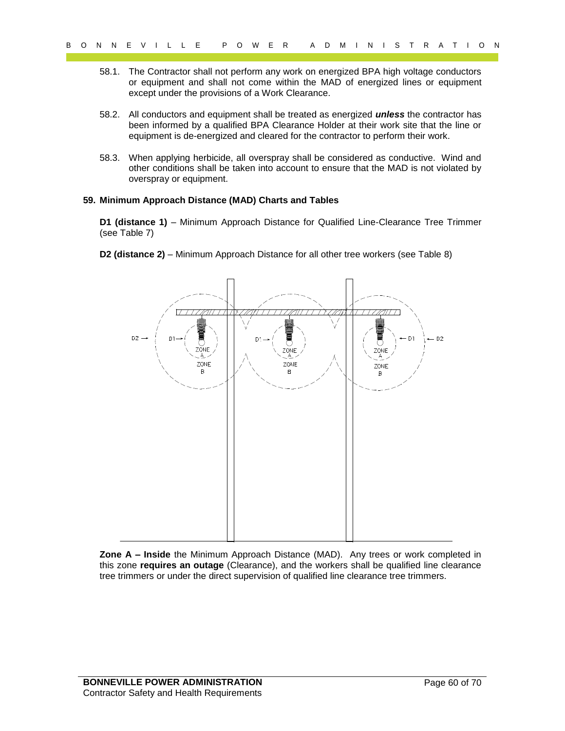58.1. The Contractor shall not perform any work on energized BPA high voltage conductors or equipment and shall not come within the MAD of energized lines or equipment except under the provisions of a Work Clearance.

58.2. All conductors and equipment shall be treated as energized ***unless*** the contractor has been informed by a qualified BPA Clearance Holder at their work site that the line or equipment is de-energized and cleared for the contractor to perform their work.

58.3. When applying herbicide, all overspray shall be considered as conductive. Wind and other conditions shall be taken into account to ensure that the MAD is not violated by overspray or equipment.

**59. Minimum Approach Distance (MAD) Charts and Tables**

**D1 (distance 1)** – Minimum Approach Distance for Qualified Line-Clearance Tree Trimmer (see Table 7)

**D2 (distance 2)** – Minimum Approach Distance for all other tree workers (see Table 8)

**Zone A – Inside** the Minimum Approach Distance (MAD). Any trees or work completed in this zone **requires an outage** (Clearance), and the workers shall be qualified line clearance tree trimmers or under the direct supervision of qualified line clearance tree trimmers.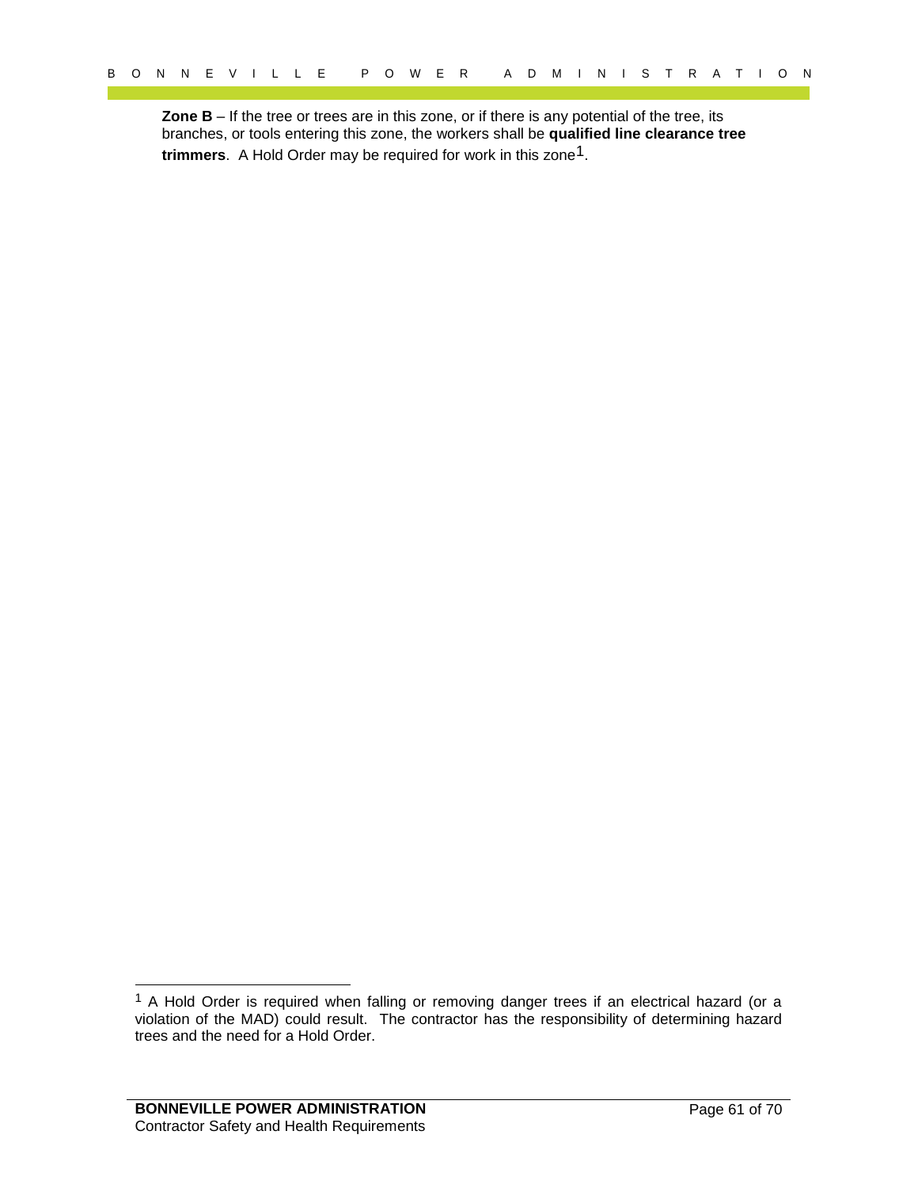**Zone B** – If the tree or trees are in this zone, or if there is any potential of the tree, its branches, or tools entering this zone, the workers shall be **qualified line clearance tree trimmers**. A Hold Order may be required for work in this zone[1].

[1] A Hold Order is required when falling or removing danger trees if an electrical hazard (or a violation of the MAD) could result. The contractor has the responsibility of determining hazard trees and the need for a Hold Order.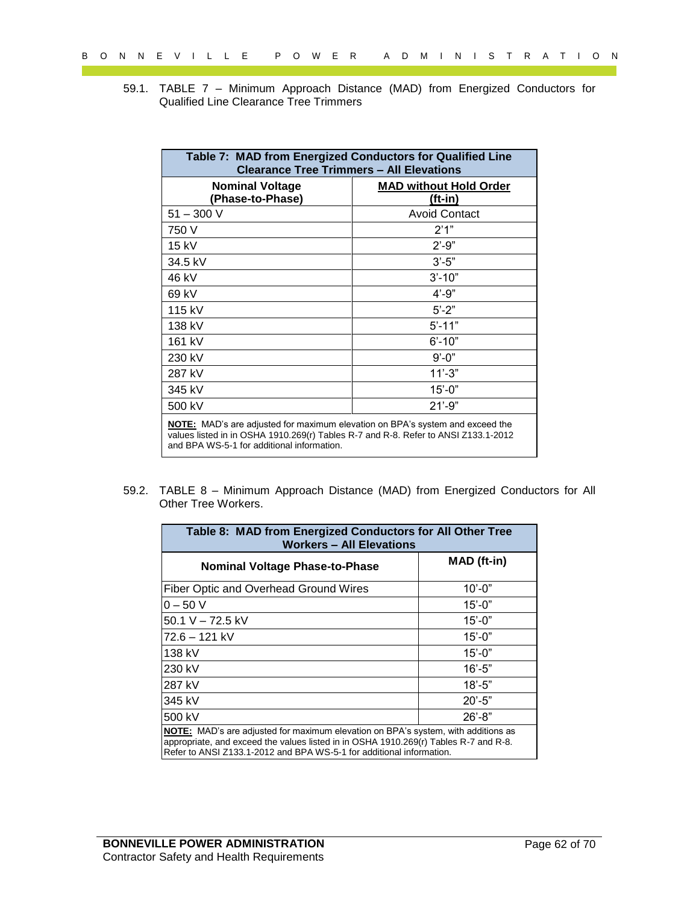59.1. TABLE 7 – Minimum Approach Distance (MAD) from Energized Conductors for Qualified Line Clearance Tree Trimmers

| Table 7: MAD from Energized Conductors for Qualified Line Clearance Tree Trimmers – All Elevations | |
|---|---|
| **Nominal Voltage (Phase-to-Phase)** | **MAD without Hold Order (ft-in)** |
| 51 – 300 V | Avoid Contact |
| 750 V | 2'1" |
| 15 kV | 2'-9" |
| 34.5 kV | 3'-5" |
| 46 kV | 3'-10" |
| 69 kV | 4'-9" |
| 115 kV | 5'-2" |
| 138 kV | 5'-11" |
| 161 kV | 6'-10" |
| 230 kV | 9'-0" |
| 287 kV | 11'-3" |
| 345 kV | 15'-0" |
| 500 kV | 21'-9" |

**NOTE:** MAD's are adjusted for maximum elevation on BPA's system and exceed the values listed in in OSHA 1910.269(r) Tables R-7 and R-8. Refer to ANSI Z133.1-2012 and BPA WS-5-1 for additional information.

59.2. TABLE 8 – Minimum Approach Distance (MAD) from Energized Conductors for All Other Tree Workers.

| Table 8: MAD from Energized Conductors for All Other Tree Workers – All Elevations | |
|---|---|
| **Nominal Voltage Phase-to-Phase** | **MAD (ft-in)** |
| Fiber Optic and Overhead Ground Wires | 10'-0" |
| 0 – 50 V | 15'-0" |
| 50.1 V – 72.5 kV | 15'-0" |
| 72.6 – 121 kV | 15'-0" |
| 138 kV | 15'-0" |
| 230 kV | 16'-5" |
| 287 kV | 18'-5" |
| 345 kV | 20'-5" |
| 500 kV | 26'-8" |

**NOTE:** MAD's are adjusted for maximum elevation on BPA's system, with additions as appropriate, and exceed the values listed in in OSHA 1910.269(r) Tables R-7 and R-8. Refer to ANSI Z133.1-2012 and BPA WS-5-1 for additional information.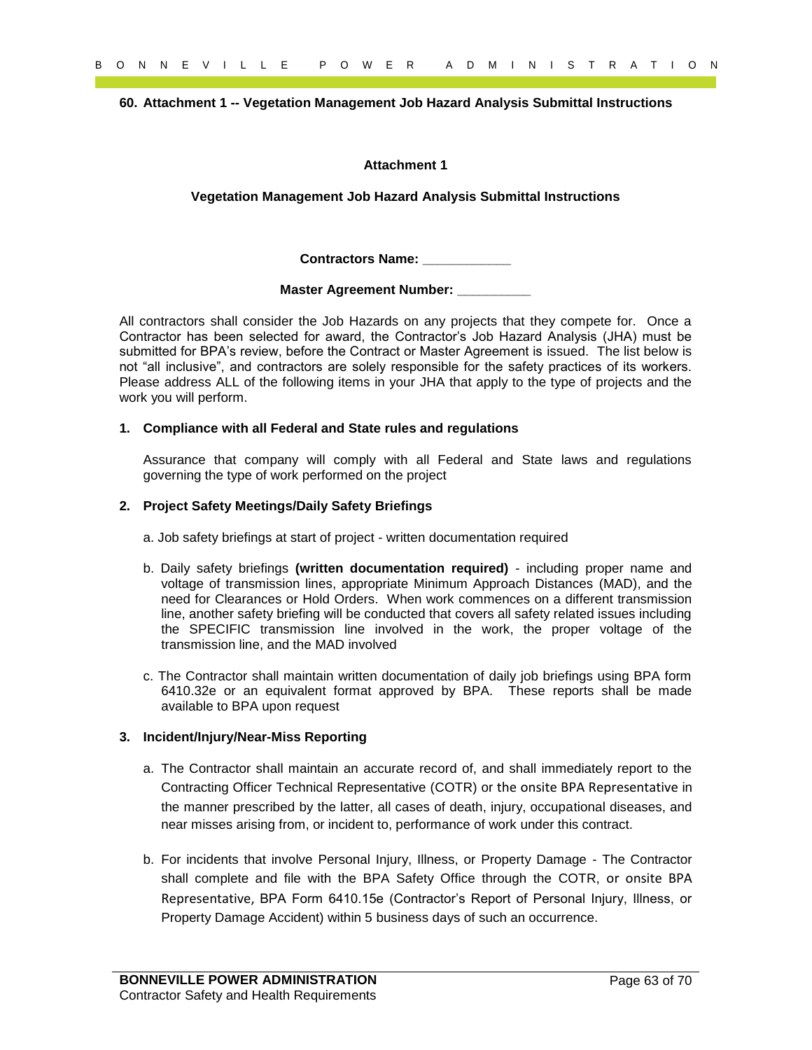**60. Attachment 1 -- Vegetation Management Job Hazard Analysis Submittal Instructions**

**Attachment 1**

**Vegetation Management Job Hazard Analysis Submittal Instructions**

**Contractors Name: \_\_\_\_\_\_\_\_\_\_\_\_**

**Master Agreement Number: \_\_\_\_\_\_\_\_\_\_**

All contractors shall consider the Job Hazards on any projects that they compete for. Once a Contractor has been selected for award, the Contractor's Job Hazard Analysis (JHA) must be submitted for BPA's review, before the Contract or Master Agreement is issued. The list below is not "all inclusive", and contractors are solely responsible for the safety practices of its workers. Please address ALL of the following items in your JHA that apply to the type of projects and the work you will perform.

**1. Compliance with all Federal and State rules and regulations**

Assurance that company will comply with all Federal and State laws and regulations governing the type of work performed on the project

**2. Project Safety Meetings/Daily Safety Briefings**

a. Job safety briefings at start of project - written documentation required

b. Daily safety briefings **(written documentation required)** - including proper name and voltage of transmission lines, appropriate Minimum Approach Distances (MAD), and the need for Clearances or Hold Orders. When work commences on a different transmission line, another safety briefing will be conducted that covers all safety related issues including the SPECIFIC transmission line involved in the work, the proper voltage of the transmission line, and the MAD involved

c. The Contractor shall maintain written documentation of daily job briefings using BPA form 6410.32e or an equivalent format approved by BPA. These reports shall be made available to BPA upon request

**3. Incident/Injury/Near-Miss Reporting**

a. The Contractor shall maintain an accurate record of, and shall immediately report to the Contracting Officer Technical Representative (COTR) or the onsite BPA Representative in the manner prescribed by the latter, all cases of death, injury, occupational diseases, and near misses arising from, or incident to, performance of work under this contract.

b. For incidents that involve Personal Injury, Illness, or Property Damage - The Contractor shall complete and file with the BPA Safety Office through the COTR, or onsite BPA Representative, BPA Form 6410.15e (Contractor's Report of Personal Injury, Illness, or Property Damage Accident) within 5 business days of such an occurrence.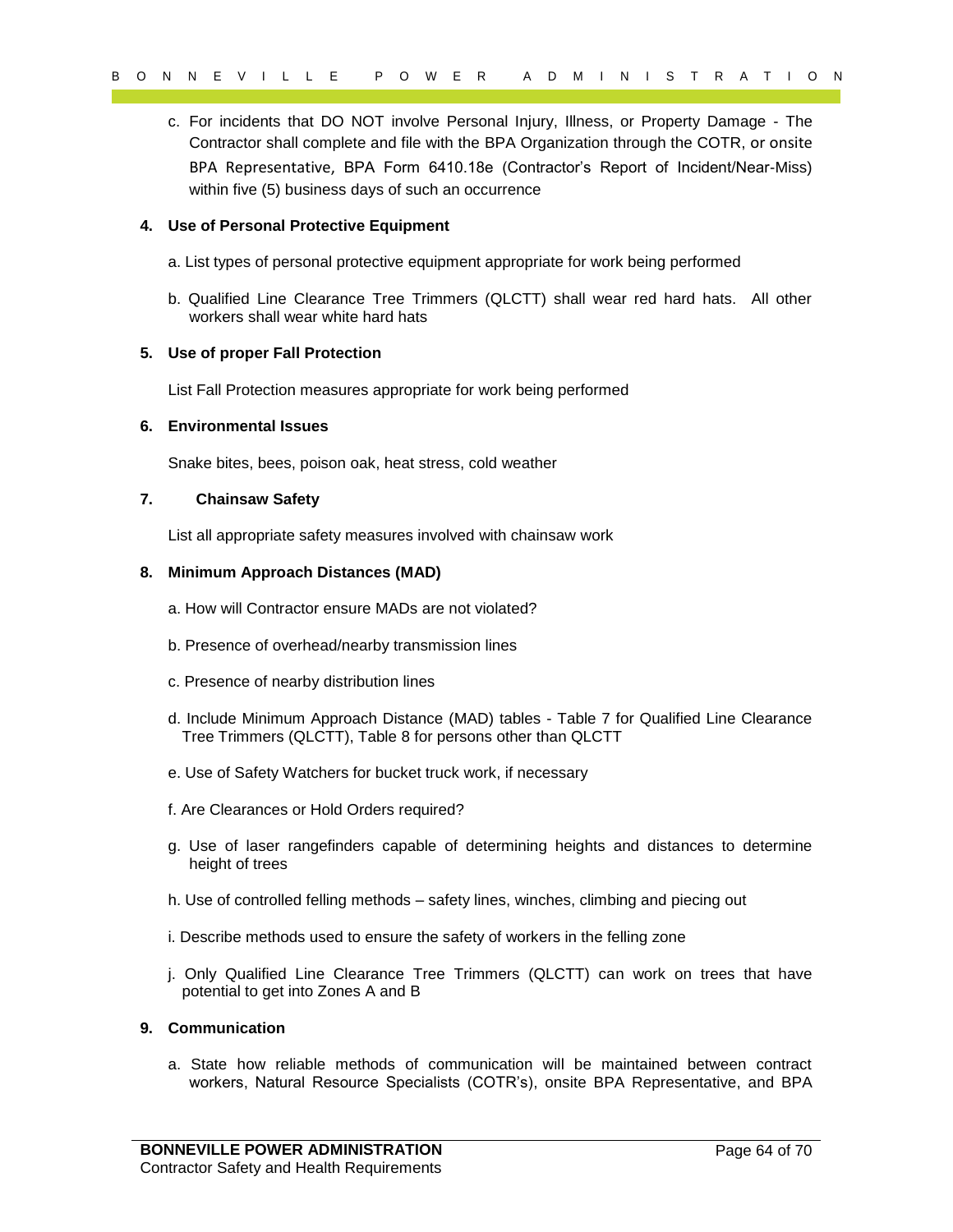c. For incidents that DO NOT involve Personal Injury, Illness, or Property Damage - The Contractor shall complete and file with the BPA Organization through the COTR, or onsite BPA Representative, BPA Form 6410.18e (Contractor's Report of Incident/Near-Miss) within five (5) business days of such an occurrence

**4. Use of Personal Protective Equipment**

a. List types of personal protective equipment appropriate for work being performed

b. Qualified Line Clearance Tree Trimmers (QLCTT) shall wear red hard hats. All other workers shall wear white hard hats

**5. Use of proper Fall Protection**

List Fall Protection measures appropriate for work being performed

**6. Environmental Issues**

Snake bites, bees, poison oak, heat stress, cold weather

**7. Chainsaw Safety**

List all appropriate safety measures involved with chainsaw work

**8. Minimum Approach Distances (MAD)**

a. How will Contractor ensure MADs are not violated?

b. Presence of overhead/nearby transmission lines

c. Presence of nearby distribution lines

d. Include Minimum Approach Distance (MAD) tables - Table 7 for Qualified Line Clearance Tree Trimmers (QLCTT), Table 8 for persons other than QLCTT

e. Use of Safety Watchers for bucket truck work, if necessary

f. Are Clearances or Hold Orders required?

g. Use of laser rangefinders capable of determining heights and distances to determine height of trees

h. Use of controlled felling methods – safety lines, winches, climbing and piecing out

i. Describe methods used to ensure the safety of workers in the felling zone

j. Only Qualified Line Clearance Tree Trimmers (QLCTT) can work on trees that have potential to get into Zones A and B

**9. Communication**

a. State how reliable methods of communication will be maintained between contract workers, Natural Resource Specialists (COTR's), onsite BPA Representative, and BPA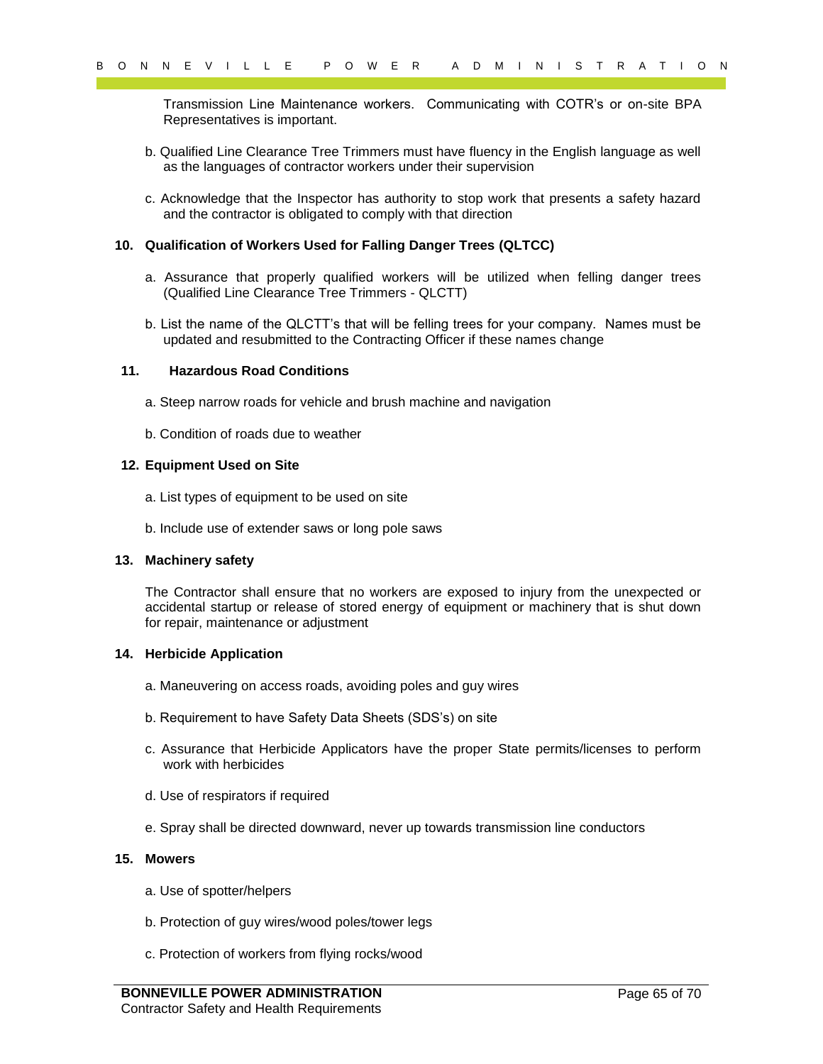Transmission Line Maintenance workers. Communicating with COTR's or on-site BPA Representatives is important.

b. Qualified Line Clearance Tree Trimmers must have fluency in the English language as well as the languages of contractor workers under their supervision

c. Acknowledge that the Inspector has authority to stop work that presents a safety hazard and the contractor is obligated to comply with that direction

**10. Qualification of Workers Used for Falling Danger Trees (QLTCC)**

a. Assurance that properly qualified workers will be utilized when felling danger trees (Qualified Line Clearance Tree Trimmers - QLCTT)

b. List the name of the QLCTT's that will be felling trees for your company. Names must be updated and resubmitted to the Contracting Officer if these names change

**11. Hazardous Road Conditions**

a. Steep narrow roads for vehicle and brush machine and navigation

b. Condition of roads due to weather

**12. Equipment Used on Site**

a. List types of equipment to be used on site

b. Include use of extender saws or long pole saws

**13. Machinery safety**

The Contractor shall ensure that no workers are exposed to injury from the unexpected or accidental startup or release of stored energy of equipment or machinery that is shut down for repair, maintenance or adjustment

**14. Herbicide Application**

a. Maneuvering on access roads, avoiding poles and guy wires

b. Requirement to have Safety Data Sheets (SDS's) on site

c. Assurance that Herbicide Applicators have the proper State permits/licenses to perform work with herbicides

d. Use of respirators if required

e. Spray shall be directed downward, never up towards transmission line conductors

**15. Mowers**

a. Use of spotter/helpers

b. Protection of guy wires/wood poles/tower legs

c. Protection of workers from flying rocks/wood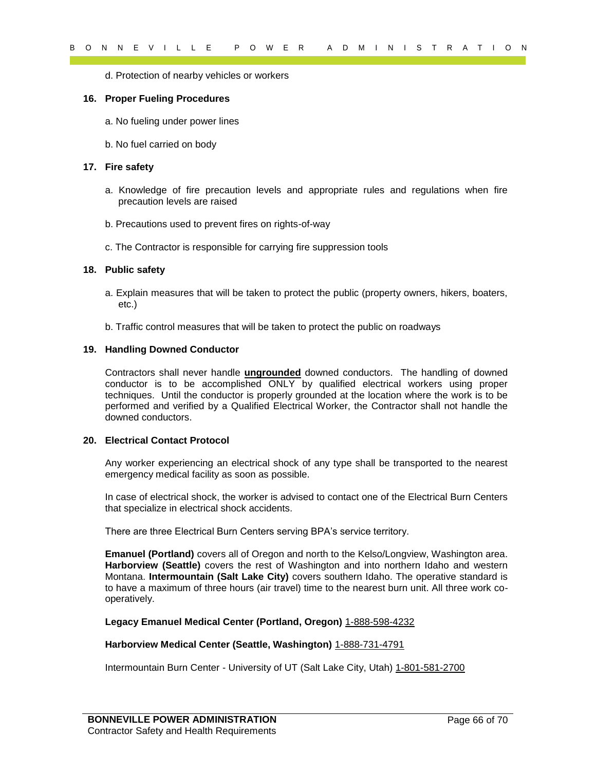d. Protection of nearby vehicles or workers

**16. Proper Fueling Procedures**

a. No fueling under power lines

b. No fuel carried on body

**17. Fire safety**

a. Knowledge of fire precaution levels and appropriate rules and regulations when fire precaution levels are raised

b. Precautions used to prevent fires on rights-of-way

c. The Contractor is responsible for carrying fire suppression tools

**18. Public safety**

a. Explain measures that will be taken to protect the public (property owners, hikers, boaters, etc.)

b. Traffic control measures that will be taken to protect the public on roadways

**19. Handling Downed Conductor**

Contractors shall never handle **ungrounded** downed conductors. The handling of downed conductor is to be accomplished ONLY by qualified electrical workers using proper techniques. Until the conductor is properly grounded at the location where the work is to be performed and verified by a Qualified Electrical Worker, the Contractor shall not handle the downed conductors.

**20. Electrical Contact Protocol**

Any worker experiencing an electrical shock of any type shall be transported to the nearest emergency medical facility as soon as possible.

In case of electrical shock, the worker is advised to contact one of the Electrical Burn Centers that specialize in electrical shock accidents.

There are three Electrical Burn Centers serving BPA's service territory.

**Emanuel (Portland)** covers all of Oregon and north to the Kelso/Longview, Washington area. **Harborview (Seattle)** covers the rest of Washington and into northern Idaho and western Montana. **Intermountain (Salt Lake City)** covers southern Idaho. The operative standard is to have a maximum of three hours (air travel) time to the nearest burn unit. All three work co-operatively.

**Legacy Emanuel Medical Center (Portland, Oregon)** 1-888-598-4232

**Harborview Medical Center (Seattle, Washington)** 1-888-731-4791

Intermountain Burn Center - University of UT (Salt Lake City, Utah) 1-801-581-2700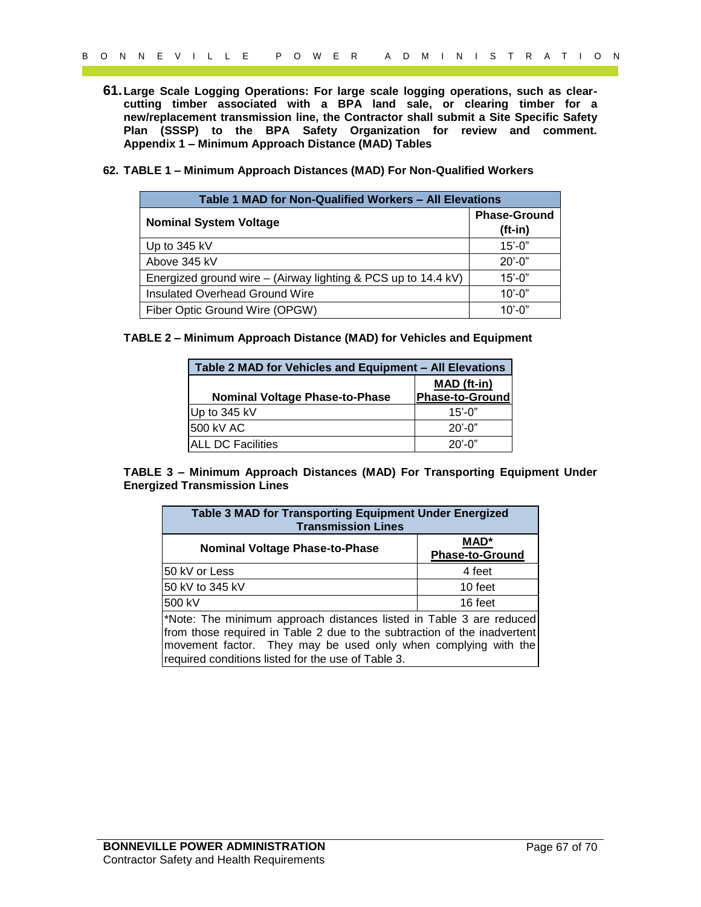**61. Large Scale Logging Operations: For large scale logging operations, such as clear-cutting timber associated with a BPA land sale, or clearing timber for a new/replacement transmission line, the Contractor shall submit a Site Specific Safety Plan (SSSP) to the BPA Safety Organization for review and comment. Appendix 1 – Minimum Approach Distance (MAD) Tables**

**62. TABLE 1 – Minimum Approach Distances (MAD) For Non-Qualified Workers**

| Table 1 MAD for Non-Qualified Workers – All Elevations | |
|---|---|
| **Nominal System Voltage** | **Phase-Ground (ft-in)** |
| Up to 345 kV | 15'-0" |
| Above 345 kV | 20'-0" |
| Energized ground wire – (Airway lighting & PCS up to 14.4 kV) | 15'-0" |
| Insulated Overhead Ground Wire | 10'-0" |
| Fiber Optic Ground Wire (OPGW) | 10'-0" |

**TABLE 2 – Minimum Approach Distance (MAD) for Vehicles and Equipment**

| Table 2 MAD for Vehicles and Equipment – All Elevations | |
|---|---|
| **Nominal Voltage Phase-to-Phase** | **MAD (ft-in) Phase-to-Ground** |
| Up to 345 kV | 15'-0" |
| 500 kV AC | 20'-0" |
| ALL DC Facilities | 20'-0" |

**TABLE 3 – Minimum Approach Distances (MAD) For Transporting Equipment Under Energized Transmission Lines**

| Table 3 MAD for Transporting Equipment Under Energized Transmission Lines | |
|---|---|
| **Nominal Voltage Phase-to-Phase** | **MAD* Phase-to-Ground** |
| 50 kV or Less | 4 feet |
| 50 kV to 345 kV | 10 feet |
| 500 kV | 16 feet |
| *Note: The minimum approach distances listed in Table 3 are reduced from those required in Table 2 due to the subtraction of the inadvertent movement factor. They may be used only when complying with the required conditions listed for the use of Table 3. | |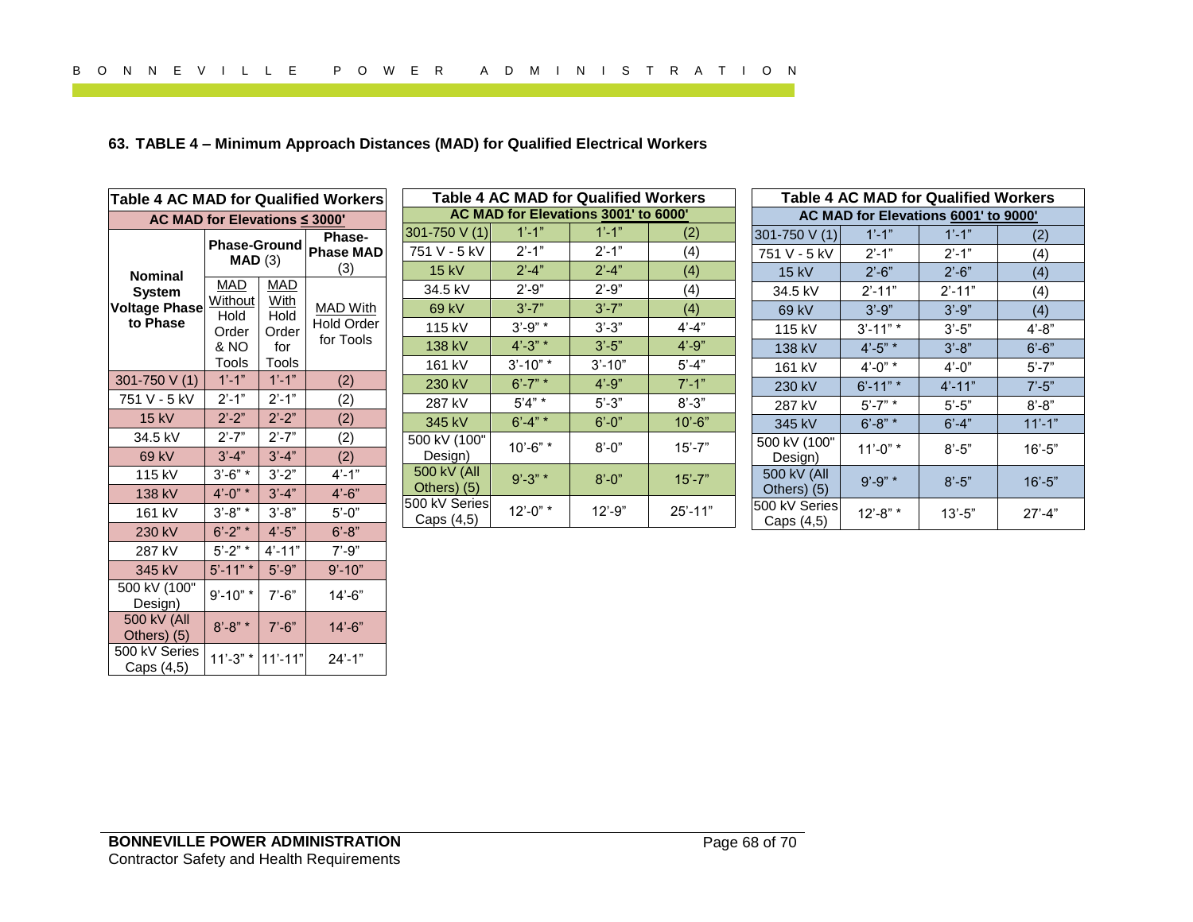### 63. TABLE 4 – Minimum Approach Distances (MAD) for Qualified Electrical Workers

**Table 4 AC MAD for Qualified Workers**

**AC MAD for Elevations ≤ 3000'**

| Nominal System Voltage Phase to Phase | Phase-Ground MAD (3) | | Phase-Phase MAD (3) |
|---|---|---|---|
| | MAD Without Hold Order & NO Tools | MAD With Hold Order for Tools | MAD With Hold Order for Tools |
| 301-750 V (1) | 1'-1" | 1'-1" | (2) |
| 751 V - 5 kV | 2'-1" | 2'-1" | (2) |
| 15 kV | 2'-2" | 2'-2" | (2) |
| 34.5 kV | 2'-7" | 2'-7" | (2) |
| 69 kV | 3'-4" | 3'-4" | (2) |
| 115 kV | 3'-6" * | 3'-2" | 4'-1" |
| 138 kV | 4'-0" * | 3'-4" | 4'-6" |
| 161 kV | 3'-8" * | 3'-8" | 5'-0" |
| 230 kV | 6'-2" * | 4'-5" | 6'-8" |
| 287 kV | 5'-2" * | 4'-11" | 7'-9" |
| 345 kV | 5'-11" * | 5'-9" | 9'-10" |
| 500 kV (100" Design) | 9'-10" * | 7'-6" | 14'-6" |
| 500 kV (All Others) (5) | 8'-8" * | 7'-6" | 14'-6" |
| 500 kV Series Caps (4,5) | 11'-3" * | 11'-11" | 24'-1" |

**Table 4 AC MAD for Qualified Workers**

**AC MAD for Elevations 3001' to 6000'**

| Nominal System Voltage Phase to Phase | MAD Without Hold Order & NO Tools | MAD With Hold Order for Tools | Phase-Phase MAD With Hold Order for Tools |
|---|---|---|---|
| 301-750 V (1) | 1'-1" | 1'-1" | (2) |
| 751 V - 5 kV | 2'-1" | 2'-1" | (4) |
| 15 kV | 2'-4" | 2'-4" | (4) |
| 34.5 kV | 2'-9" | 2'-9" | (4) |
| 69 kV | 3'-7" | 3'-7" | (4) |
| 115 kV | 3'-9" * | 3'-3" | 4'-4" |
| 138 kV | 4'-3" * | 3'-5" | 4'-9" |
| 161 kV | 3'-10" * | 3'-10" | 5'-4" |
| 230 kV | 6'-7" * | 4'-9" | 7'-1" |
| 287 kV | 5'4" * | 5'-3" | 8'-3" |
| 345 kV | 6'-4" * | 6'-0" | 10'-6" |
| 500 kV (100" Design) | 10'-6" * | 8'-0" | 15'-7" |
| 500 kV (All Others) (5) | 9'-3" * | 8'-0" | 15'-7" |
| 500 kV Series Caps (4,5) | 12'-0" * | 12'-9" | 25'-11" |

**Table 4 AC MAD for Qualified Workers**

**AC MAD for Elevations 6001' to 9000'**

| Nominal System Voltage Phase to Phase | MAD Without Hold Order & NO Tools | MAD With Hold Order for Tools | Phase-Phase MAD With Hold Order for Tools |
|---|---|---|---|
| 301-750 V (1) | 1'-1" | 1'-1" | (2) |
| 751 V - 5 kV | 2'-1" | 2'-1" | (4) |
| 15 kV | 2'-6" | 2'-6" | (4) |
| 34.5 kV | 2'-11" | 2'-11" | (4) |
| 69 kV | 3'-9" | 3'-9" | (4) |
| 115 kV | 3'-11" * | 3'-5" | 4'-8" |
| 138 kV | 4'-5" * | 3'-8" | 6'-6" |
| 161 kV | 4'-0" * | 4'-0" | 5'-7" |
| 230 kV | 6'-11" * | 4'-11" | 7'-5" |
| 287 kV | 5'-7" * | 5'-5" | 8'-8" |
| 345 kV | 6'-8" * | 6'-4" | 11'-1" |
| 500 kV (100" Design) | 11'-0" * | 8'-5" | 16'-5" |
| 500 kV (All Others) (5) | 9'-9" * | 8'-5" | 16'-5" |
| 500 kV Series Caps (4,5) | 12'-8" * | 13'-5" | 27'-4" |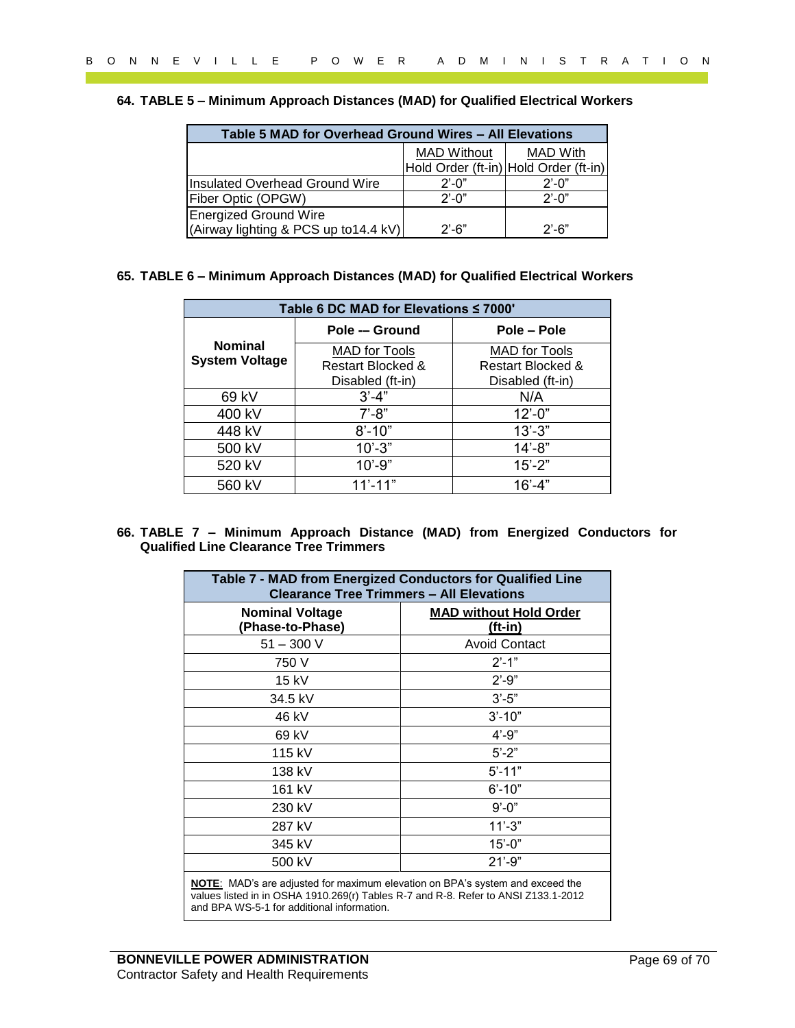**64. TABLE 5 – Minimum Approach Distances (MAD) for Qualified Electrical Workers**

| Table 5 MAD for Overhead Ground Wires – All Elevations | | |
|---|---|---|
| | MAD Without Hold Order (ft-in) | MAD With Hold Order (ft-in) |
| Insulated Overhead Ground Wire | 2'-0" | 2'-0" |
| Fiber Optic (OPGW) | 2'-0" | 2'-0" |
| Energized Ground Wire (Airway lighting & PCS up to14.4 kV) | 2'-6" | 2'-6" |

**65. TABLE 6 – Minimum Approach Distances (MAD) for Qualified Electrical Workers**

| Table 6 DC MAD for Elevations ≤ 7000' | | |
|---|---|---|
| Nominal System Voltage | Pole -- Ground | Pole – Pole |
| | MAD for Tools Restart Blocked & Disabled (ft-in) | MAD for Tools Restart Blocked & Disabled (ft-in) |
| 69 kV | 3'-4" | N/A |
| 400 kV | 7'-8" | 12'-0" |
| 448 kV | 8'-10" | 13'-3" |
| 500 kV | 10'-3" | 14'-8" |
| 520 kV | 10'-9" | 15'-2" |
| 560 kV | 11'-11" | 16'-4" |

**66. TABLE 7 – Minimum Approach Distance (MAD) from Energized Conductors for Qualified Line Clearance Tree Trimmers**

| Table 7 - MAD from Energized Conductors for Qualified Line Clearance Tree Trimmers – All Elevations | |
|---|---|
| **Nominal Voltage (Phase-to-Phase)** | **MAD without Hold Order (ft-in)** |
| 51 – 300 V | Avoid Contact |
| 750 V | 2'-1" |
| 15 kV | 2'-9" |
| 34.5 kV | 3'-5" |
| 46 kV | 3'-10" |
| 69 kV | 4'-9" |
| 115 kV | 5'-2" |
| 138 kV | 5'-11" |
| 161 kV | 6'-10" |
| 230 kV | 9'-0" |
| 287 kV | 11'-3" |
| 345 kV | 15'-0" |
| 500 kV | 21'-9" |

**NOTE**: MAD's are adjusted for maximum elevation on BPA's system and exceed the values listed in in OSHA 1910.269(r) Tables R-7 and R-8. Refer to ANSI Z133.1-2012 and BPA WS-5-1 for additional information.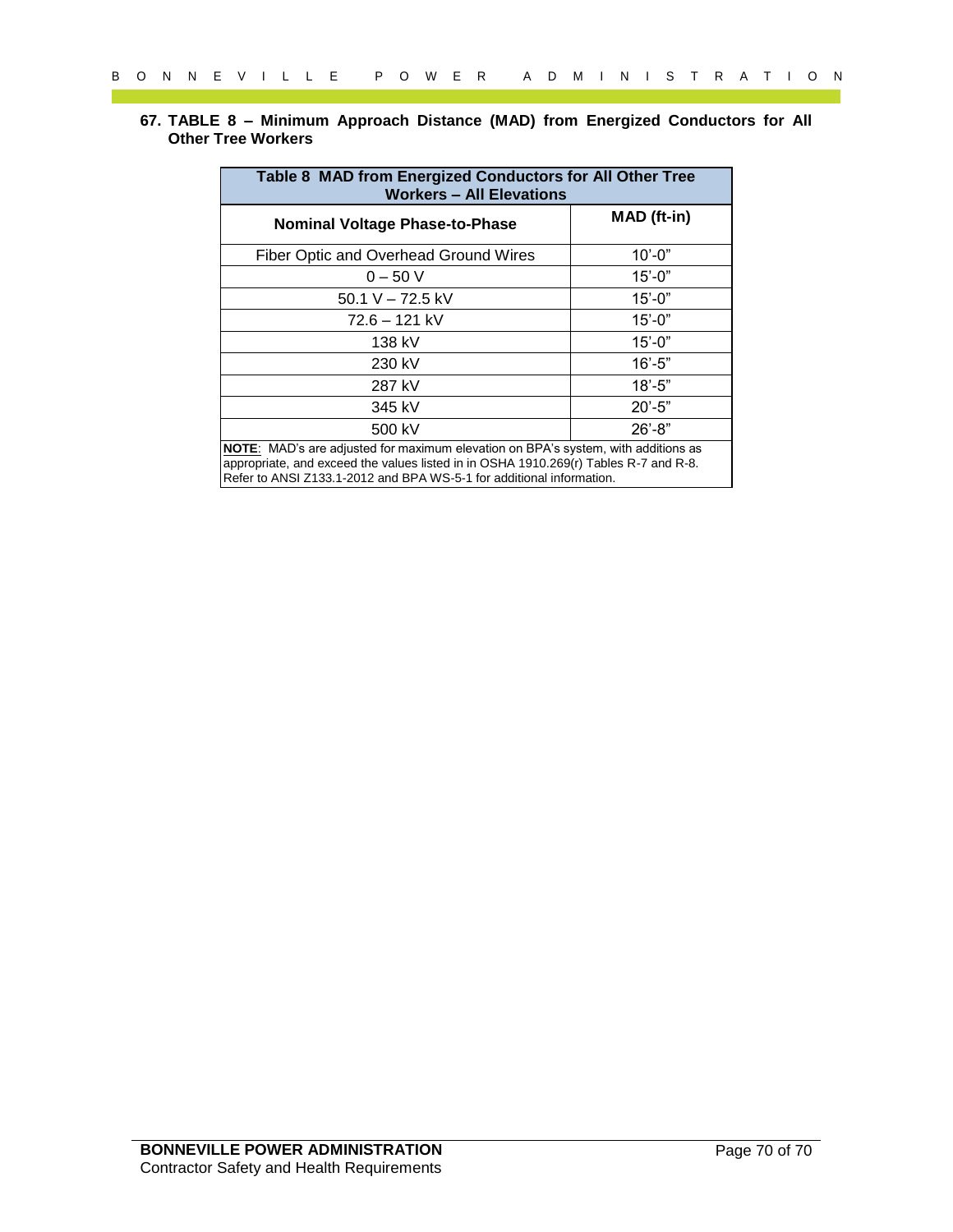## 67. TABLE 8 – Minimum Approach Distance (MAD) from Energized Conductors for All Other Tree Workers

| Table 8 MAD from Energized Conductors for All Other Tree Workers – All Elevations | |
|---|---|
| **Nominal Voltage Phase-to-Phase** | **MAD (ft-in)** |
| Fiber Optic and Overhead Ground Wires | 10'-0" |
| 0 – 50 V | 15'-0" |
| 50.1 V – 72.5 kV | 15'-0" |
| 72.6 – 121 kV | 15'-0" |
| 138 kV | 15'-0" |
| 230 kV | 16'-5" |
| 287 kV | 18'-5" |
| 345 kV | 20'-5" |
| 500 kV | 26'-8" |

**NOTE**: MAD's are adjusted for maximum elevation on BPA's system, with additions as appropriate, and exceed the values listed in in OSHA 1910.269(r) Tables R-7 and R-8. Refer to ANSI Z133.1-2012 and BPA WS-5-1 for additional information.